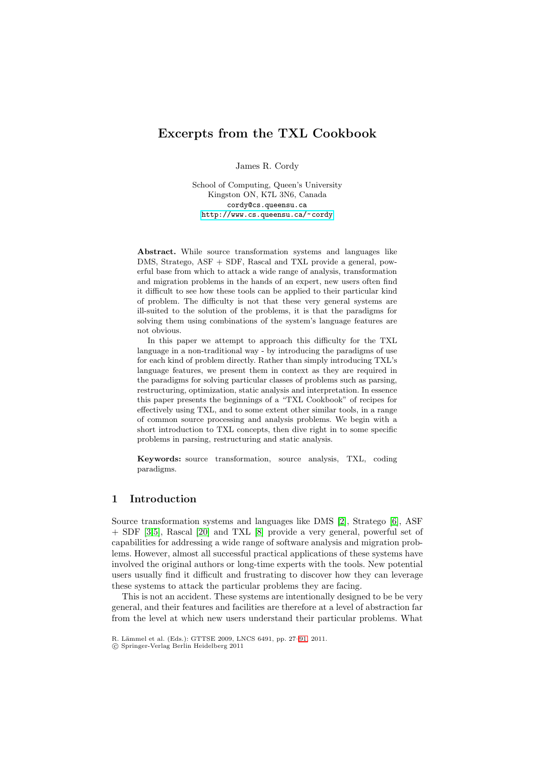# Excerpts from the TXL Cookbook

James R. Cordy

School of Computing, Queen's University
Kingston ON, K7L 3N6, Canada
cordy@cs.queensu.ca
http://www.cs.queensu.ca/~cordy

**Abstract.** While source transformation systems and languages like DMS, Stratego, ASF + SDF, Rascal and TXL provide a general, powerful base from which to attack a wide range of analysis, transformation and migration problems in the hands of an expert, new users often find it difficult to see how these tools can be applied to their particular kind of problem. The difficulty is not that these very general systems are ill-suited to the solution of the problems, it is that the paradigms for solving them using combinations of the system's language features are not obvious.

In this paper we attempt to approach this difficulty for the TXL language in a non-traditional way - by introducing the paradigms of use for each kind of problem directly. Rather than simply introducing TXL's language features, we present them in context as they are required in the paradigms for solving particular classes of problems such as parsing, restructuring, optimization, static analysis and interpretation. In essence this paper presents the beginnings of a "TXL Cookbook" of recipes for effectively using TXL, and to some extent other similar tools, in a range of common source processing and analysis problems. We begin with a short introduction to TXL concepts, then dive right in to some specific problems in parsing, restructuring and static analysis.

**Keywords:** source transformation, source analysis, TXL, coding paradigms.

## 1 Introduction

Source transformation systems and languages like DMS [2], Stratego [6], ASF + SDF [3,5], Rascal [20] and TXL [8] provide a very general, powerful set of capabilities for addressing a wide range of software analysis and migration problems. However, almost all successful practical applications of these systems have involved the original authors or long-time experts with the tools. New potential users usually find it difficult and frustrating to discover how they can leverage these systems to attack the particular problems they are facing.

This is not an accident. These systems are intentionally designed to be be very general, and their features and facilities are therefore at a level of abstraction far from the level at which new users understand their particular problems. What

R. Lämmel et al. (Eds.): GTTSE 2009, LNCS 6491, pp. 27–91, 2011.
© Springer-Verlag Berlin Heidelberg 2011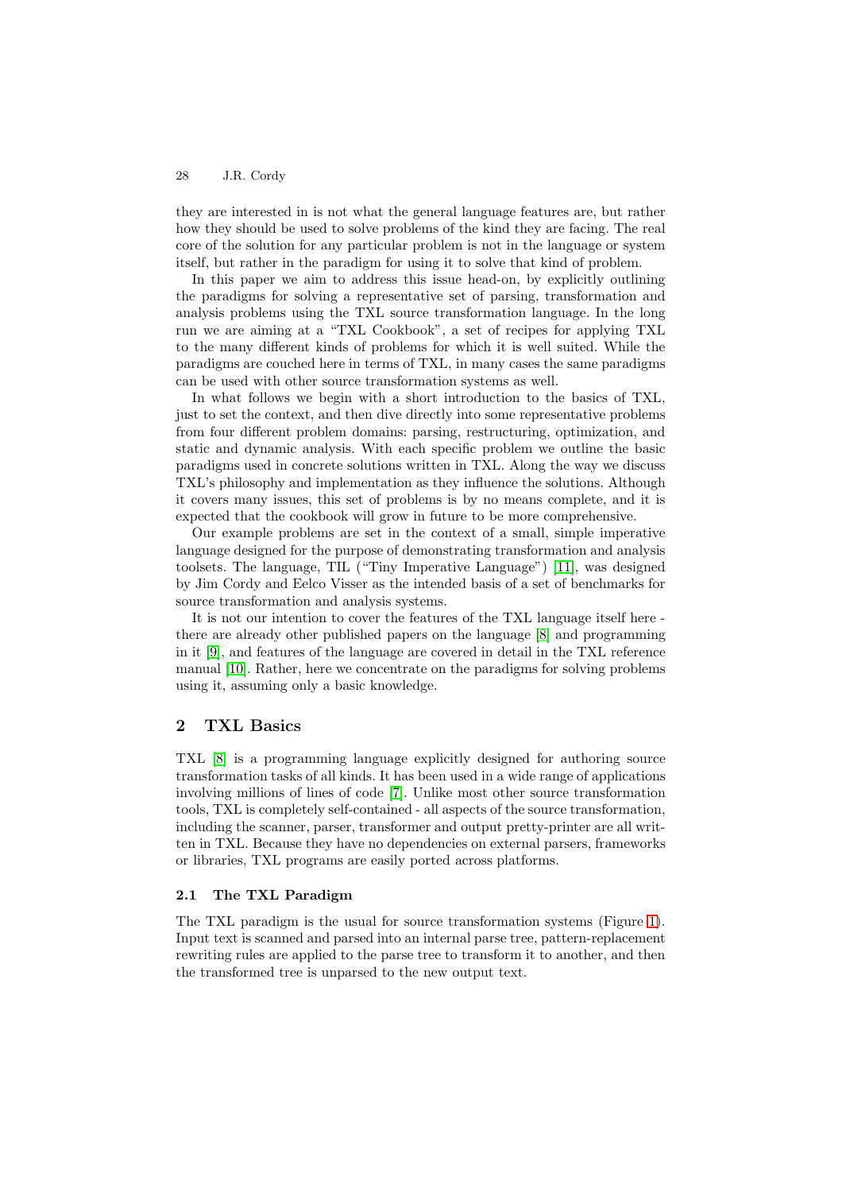they are interested in is not what the general language features are, but rather how they should be used to solve problems of the kind they are facing. The real core of the solution for any particular problem is not in the language or system itself, but rather in the paradigm for using it to solve that kind of problem.

In this paper we aim to address this issue head-on, by explicitly outlining the paradigms for solving a representative set of parsing, transformation and analysis problems using the TXL source transformation language. In the long run we are aiming at a "TXL Cookbook", a set of recipes for applying TXL to the many different kinds of problems for which it is well suited. While the paradigms are couched here in terms of TXL, in many cases the same paradigms can be used with other source transformation systems as well.

In what follows we begin with a short introduction to the basics of TXL, just to set the context, and then dive directly into some representative problems from four different problem domains: parsing, restructuring, optimization, and static and dynamic analysis. With each specific problem we outline the basic paradigms used in concrete solutions written in TXL. Along the way we discuss TXL's philosophy and implementation as they influence the solutions. Although it covers many issues, this set of problems is by no means complete, and it is expected that the cookbook will grow in future to be more comprehensive.

Our example problems are set in the context of a small, simple imperative language designed for the purpose of demonstrating transformation and analysis toolsets. The language, TIL ("Tiny Imperative Language") [11], was designed by Jim Cordy and Eelco Visser as the intended basis of a set of benchmarks for source transformation and analysis systems.

It is not our intention to cover the features of the TXL language itself here - there are already other published papers on the language [8] and programming in it [9], and features of the language are covered in detail in the TXL reference manual [10]. Rather, here we concentrate on the paradigms for solving problems using it, assuming only a basic knowledge.

## 2 TXL Basics

TXL [8] is a programming language explicitly designed for authoring source transformation tasks of all kinds. It has been used in a wide range of applications involving millions of lines of code [7]. Unlike most other source transformation tools, TXL is completely self-contained - all aspects of the source transformation, including the scanner, parser, transformer and output pretty-printer are all written in TXL. Because they have no dependencies on external parsers, frameworks or libraries, TXL programs are easily ported across platforms.

### 2.1 The TXL Paradigm

The TXL paradigm is the usual for source transformation systems (Figure 1). Input text is scanned and parsed into an internal parse tree, pattern-replacement rewriting rules are applied to the parse tree to transform it to another, and then the transformed tree is unparsed to the new output text.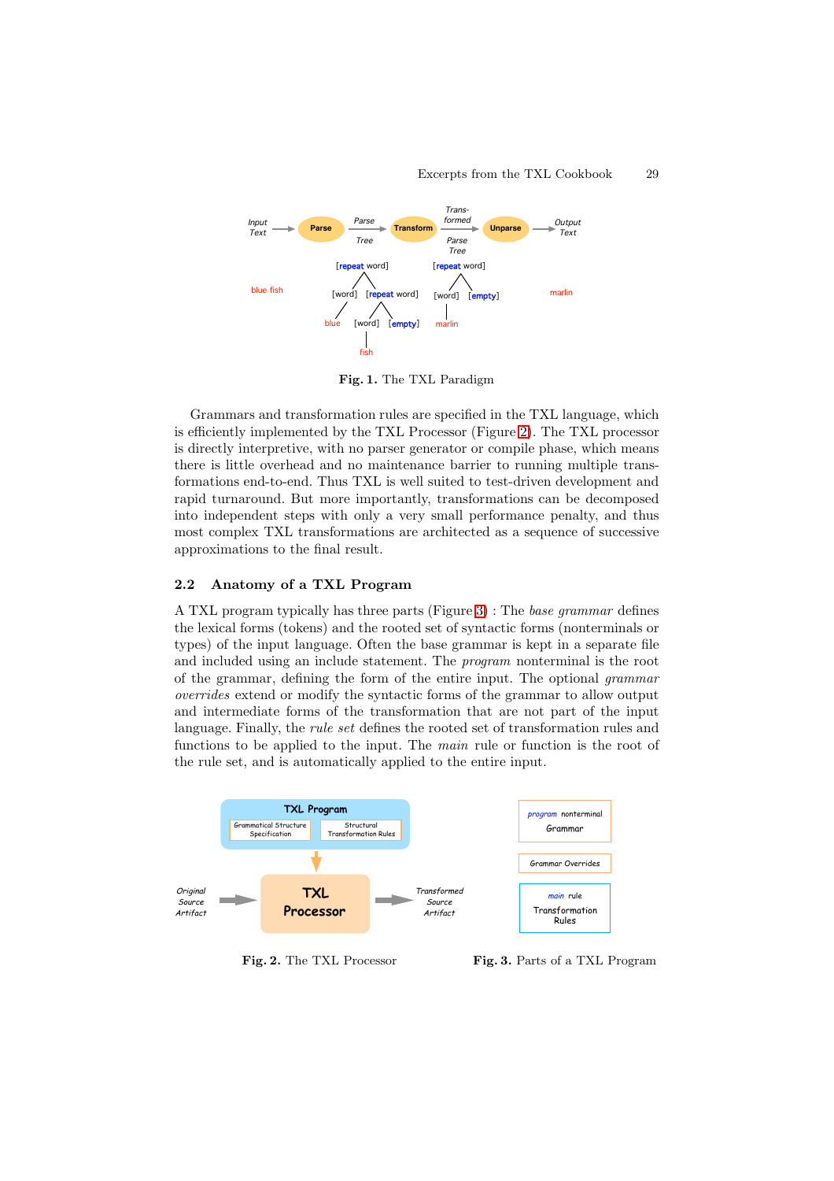Fig. 1. The TXL Paradigm

Grammars and transformation rules are specified in the TXL language, which is efficiently implemented by the TXL Processor (Figure 2). The TXL processor is directly interpretive, with no parser generator or compile phase, which means there is little overhead and no maintenance barrier to running multiple transformations end-to-end. Thus TXL is well suited to test-driven development and rapid turnaround. But more importantly, transformations can be decomposed into independent steps with only a very small performance penalty, and thus most complex TXL transformations are architected as a sequence of successive approximations to the final result.

### 2.2 Anatomy of a TXL Program

A TXL program typically has three parts (Figure 3) : The *base grammar* defines the lexical forms (tokens) and the rooted set of syntactic forms (nonterminals or types) of the input language. Often the base grammar is kept in a separate file and included using an include statement. The *program* nonterminal is the root of the grammar, defining the form of the entire input. The optional *grammar overrides* extend or modify the syntactic forms of the grammar to allow output and intermediate forms of the transformation that are not part of the input language. Finally, the *rule set* defines the rooted set of transformation rules and functions to be applied to the input. The *main* rule or function is the root of the rule set, and is automatically applied to the entire input.

Fig. 2. The TXL Processor

Fig. 3. Parts of a TXL Program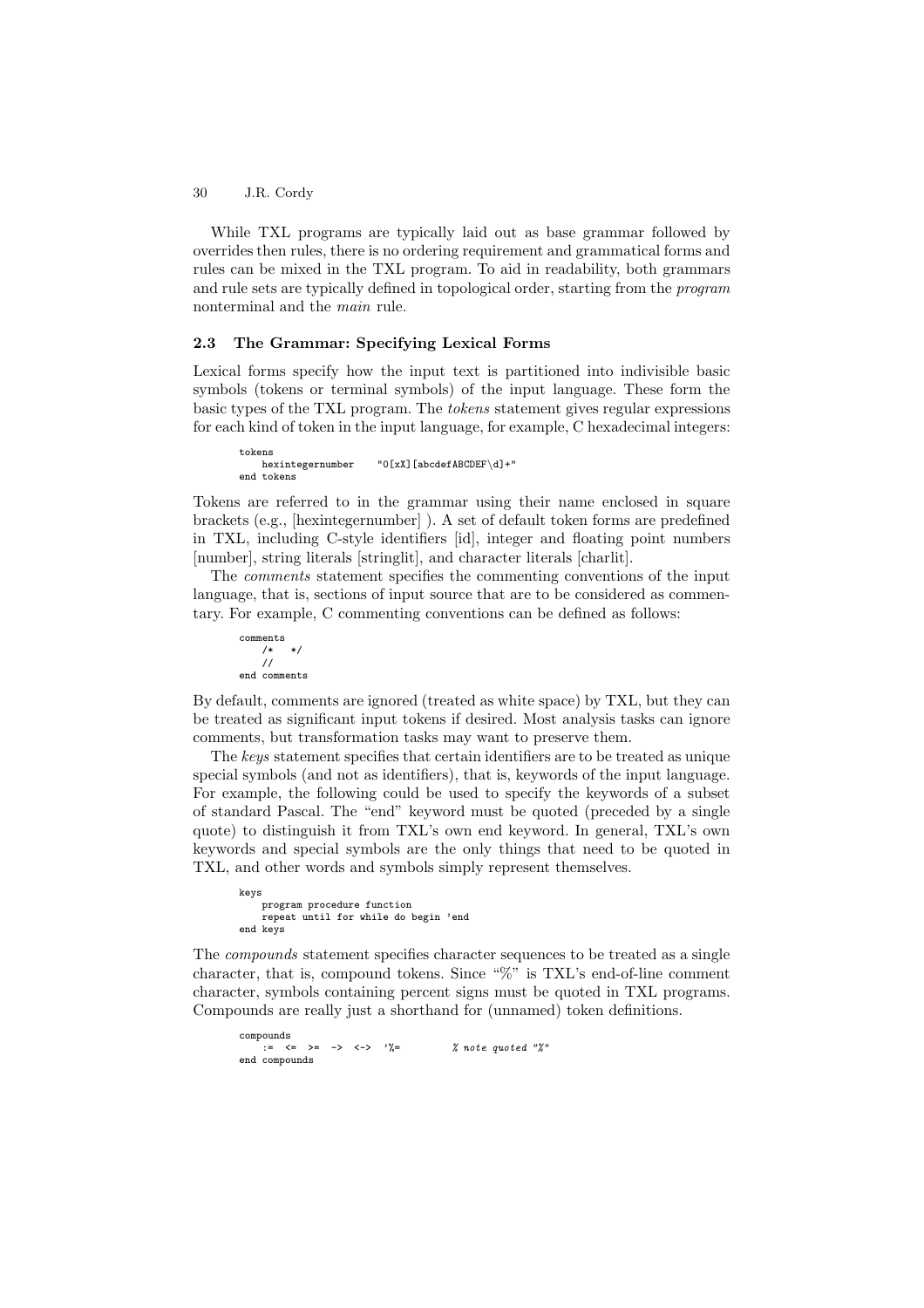While TXL programs are typically laid out as base grammar followed by overrides then rules, there is no ordering requirement and grammatical forms and rules can be mixed in the TXL program. To aid in readability, both grammars and rule sets are typically defined in topological order, starting from the *program* nonterminal and the *main* rule.

### 2.3 The Grammar: Specifying Lexical Forms

Lexical forms specify how the input text is partitioned into indivisible basic symbols (tokens or terminal symbols) of the input language. These form the basic types of the TXL program. The *tokens* statement gives regular expressions for each kind of token in the input language, for example, C hexadecimal integers:

```
tokens
    hexintegernumber    "0[xX][abcdefABCDEF\d]+"
end tokens
```

Tokens are referred to in the grammar using their name enclosed in square brackets (e.g., [hexintegernumber] ). A set of default token forms are predefined in TXL, including C-style identifiers [id], integer and floating point numbers [number], string literals [stringlit], and character literals [charlit].

The *comments* statement specifies the commenting conventions of the input language, that is, sections of input source that are to be considered as commentary. For example, C commenting conventions can be defined as follows:

```
comments
    /*  */
    //
end comments
```

By default, comments are ignored (treated as white space) by TXL, but they can be treated as significant input tokens if desired. Most analysis tasks can ignore comments, but transformation tasks may want to preserve them.

The *keys* statement specifies that certain identifiers are to be treated as unique special symbols (and not as identifiers), that is, keywords of the input language. For example, the following could be used to specify the keywords of a subset of standard Pascal. The "end" keyword must be quoted (preceded by a single quote) to distinguish it from TXL's own end keyword. In general, TXL's own keywords and special symbols are the only things that need to be quoted in TXL, and other words and symbols simply represent themselves.

```
keys
    program procedure function
    repeat until for while do begin 'end
end keys
```

The *compounds* statement specifies character sequences to be treated as a single character, that is, compound tokens. Since "%" is TXL's end-of-line comment character, symbols containing percent signs must be quoted in TXL programs. Compounds are really just a shorthand for (unnamed) token definitions.

```
compounds
    :=  <=  >=  ->  <->  '%=        % note quoted "%"
end compounds
```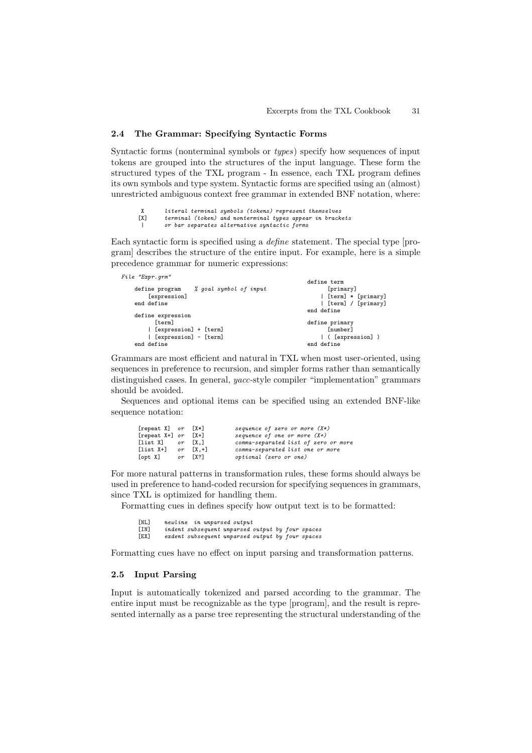## 2.4 The Grammar: Specifying Syntactic Forms

Syntactic forms (nonterminal symbols or *types*) specify how sequences of input tokens are grouped into the structures of the input language. These form the structured types of the TXL program - In essence, each TXL program defines its own symbols and type system. Syntactic forms are specified using an (almost) unrestricted ambiguous context free grammar in extended BNF notation, where:

```
 X      literal terminal symbols (tokens) represent themselves
[X]     terminal (token) and nonterminal types appear in brackets
 |      or bar separates alternative syntactic forms
```

Each syntactic form is specified using a *define* statement. The special type [program] describes the structure of the entire input. For example, here is a simple precedence grammar for numeric expressions:

*File "Expr.grm"*

```
define program    % goal symbol of input
    [expression]
end define

define expression
      [term]
    | [expression] + [term]
    | [expression] - [term]
end define

define term
      [primary]
    | [term] * [primary]
    | [term] / [primary]
end define

define primary
      [number]
    | ( [expression] )
end define
```

Grammars are most efficient and natural in TXL when most user-oriented, using sequences in preference to recursion, and simpler forms rather than semantically distinguished cases. In general, *yacc*-style compiler "implementation" grammars should be avoided.

Sequences and optional items can be specified using an extended BNF-like sequence notation:

```
[repeat X]  or  [X*]      sequence of zero or more (X*)
[repeat X+] or  [X+]      sequence of one or more (X+)
[list X]    or  [X,]      comma-separated list of zero or more
[list X+]   or  [X,+]     comma-separated list one or more
[opt X]     or  [X?]      optional (zero or one)
```

For more natural patterns in transformation rules, these forms should always be used in preference to hand-coded recursion for specifying sequences in grammars, since TXL is optimized for handling them.

Formatting cues in defines specify how output text is to be formatted:

```
[NL]    newline  in unparsed output
[IN]    indent subsequent unparsed output by four spaces
[EX]    exdent subsequent unparsed output by four spaces
```

Formatting cues have no effect on input parsing and transformation patterns.

## 2.5 Input Parsing

Input is automatically tokenized and parsed according to the grammar. The entire input must be recognizable as the type [program], and the result is represented internally as a parse tree representing the structural understanding of the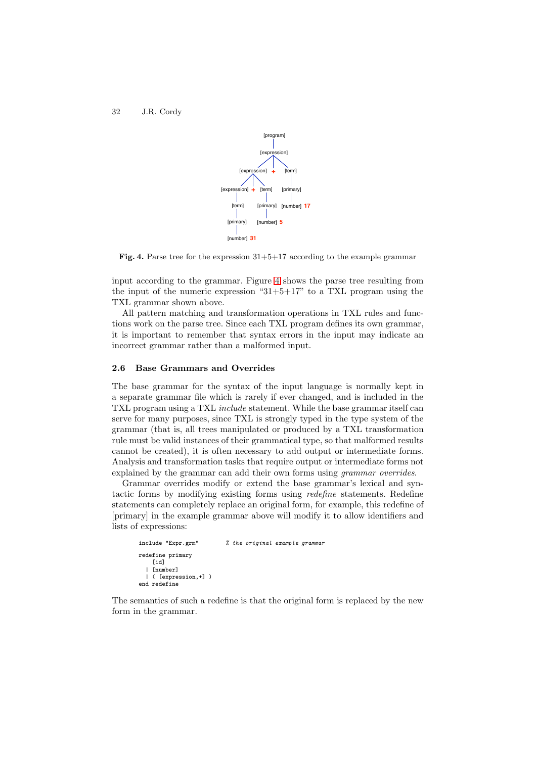[program]
[expression]
[expression] + [term]
[expression] + [term] [primary]
[term] [primary] [number] 17
[primary] [number] 5
[number] 31

**Fig. 4.** Parse tree for the expression 31+5+17 according to the example grammar

input according to the grammar. Figure 4 shows the parse tree resulting from the input of the numeric expression "31+5+17" to a TXL program using the TXL grammar shown above.

All pattern matching and transformation operations in TXL rules and functions work on the parse tree. Since each TXL program defines its own grammar, it is important to remember that syntax errors in the input may indicate an incorrect grammar rather than a malformed input.

### 2.6 Base Grammars and Overrides

The base grammar for the syntax of the input language is normally kept in a separate grammar file which is rarely if ever changed, and is included in the TXL program using a TXL *include* statement. While the base grammar itself can serve for many purposes, since TXL is strongly typed in the type system of the grammar (that is, all trees manipulated or produced by a TXL transformation rule must be valid instances of their grammatical type, so that malformed results cannot be created), it is often necessary to add output or intermediate forms. Analysis and transformation tasks that require output or intermediate forms not explained by the grammar can add their own forms using *grammar overrides*.

Grammar overrides modify or extend the base grammar's lexical and syntactic forms by modifying existing forms using *redefine* statements. Redefine statements can completely replace an original form, for example, this redefine of [primary] in the example grammar above will modify it to allow identifiers and lists of expressions:

```
include "Expr.grm"        % the original example grammar

redefine primary
    [id]
  | [number]
  | ( [expression,+] )
end redefine
```

The semantics of such a redefine is that the original form is replaced by the new form in the grammar.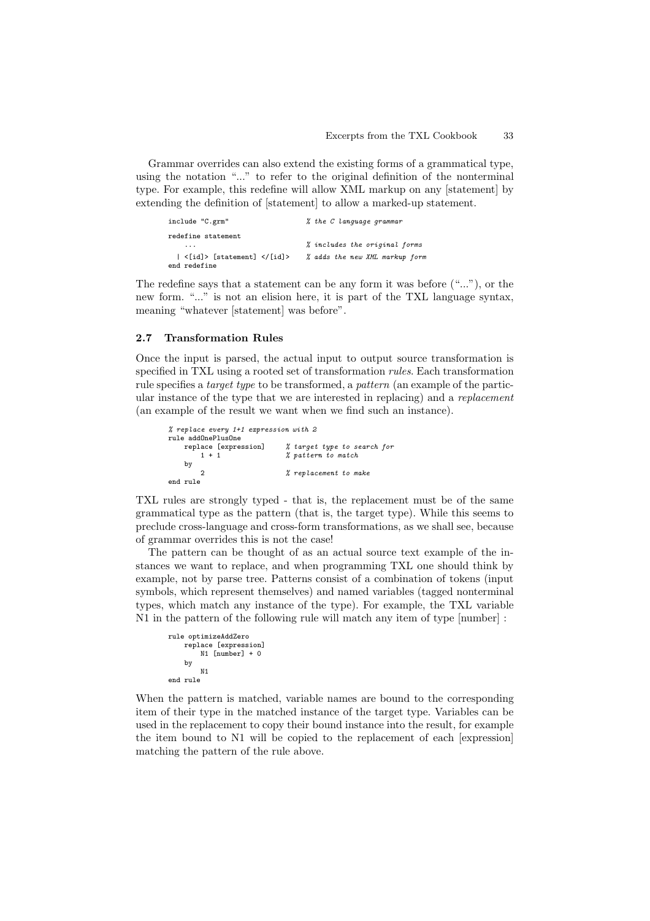Grammar overrides can also extend the existing forms of a grammatical type, using the notation "..." to refer to the original definition of the nonterminal type. For example, this redefine will allow XML markup on any [statement] by extending the definition of [statement] to allow a marked-up statement.

```
include "C.grm"                    % the C language grammar

redefine statement
    ...                            % includes the original forms
  | <[id]> [statement] </[id]>     % adds the new XML markup form
end redefine
```

The redefine says that a statement can be any form it was before ("..."), or the new form. "..." is not an elision here, it is part of the TXL language syntax, meaning "whatever [statement] was before".

### 2.7 Transformation Rules

Once the input is parsed, the actual input to output source transformation is specified in TXL using a rooted set of transformation *rules*. Each transformation rule specifies a *target type* to be transformed, a *pattern* (an example of the particular instance of the type that we are interested in replacing) and a *replacement* (an example of the result we want when we find such an instance).

```
% replace every 1+1 expression with 2
rule addOnePlusOne
    replace [expression]      % target type to search for
        1 + 1                 % pattern to match
    by
        2                     % replacement to make
end rule
```

TXL rules are strongly typed - that is, the replacement must be of the same grammatical type as the pattern (that is, the target type). While this seems to preclude cross-language and cross-form transformations, as we shall see, because of grammar overrides this is not the case!

The pattern can be thought of as an actual source text example of the instances we want to replace, and when programming TXL one should think by example, not by parse tree. Patterns consist of a combination of tokens (input symbols, which represent themselves) and named variables (tagged nonterminal types, which match any instance of the type). For example, the TXL variable N1 in the pattern of the following rule will match any item of type [number] :

```
rule optimizeAddZero
    replace [expression]
        N1 [number] + 0
    by
        N1
end rule
```

When the pattern is matched, variable names are bound to the corresponding item of their type in the matched instance of the target type. Variables can be used in the replacement to copy their bound instance into the result, for example the item bound to N1 will be copied to the replacement of each [expression] matching the pattern of the rule above.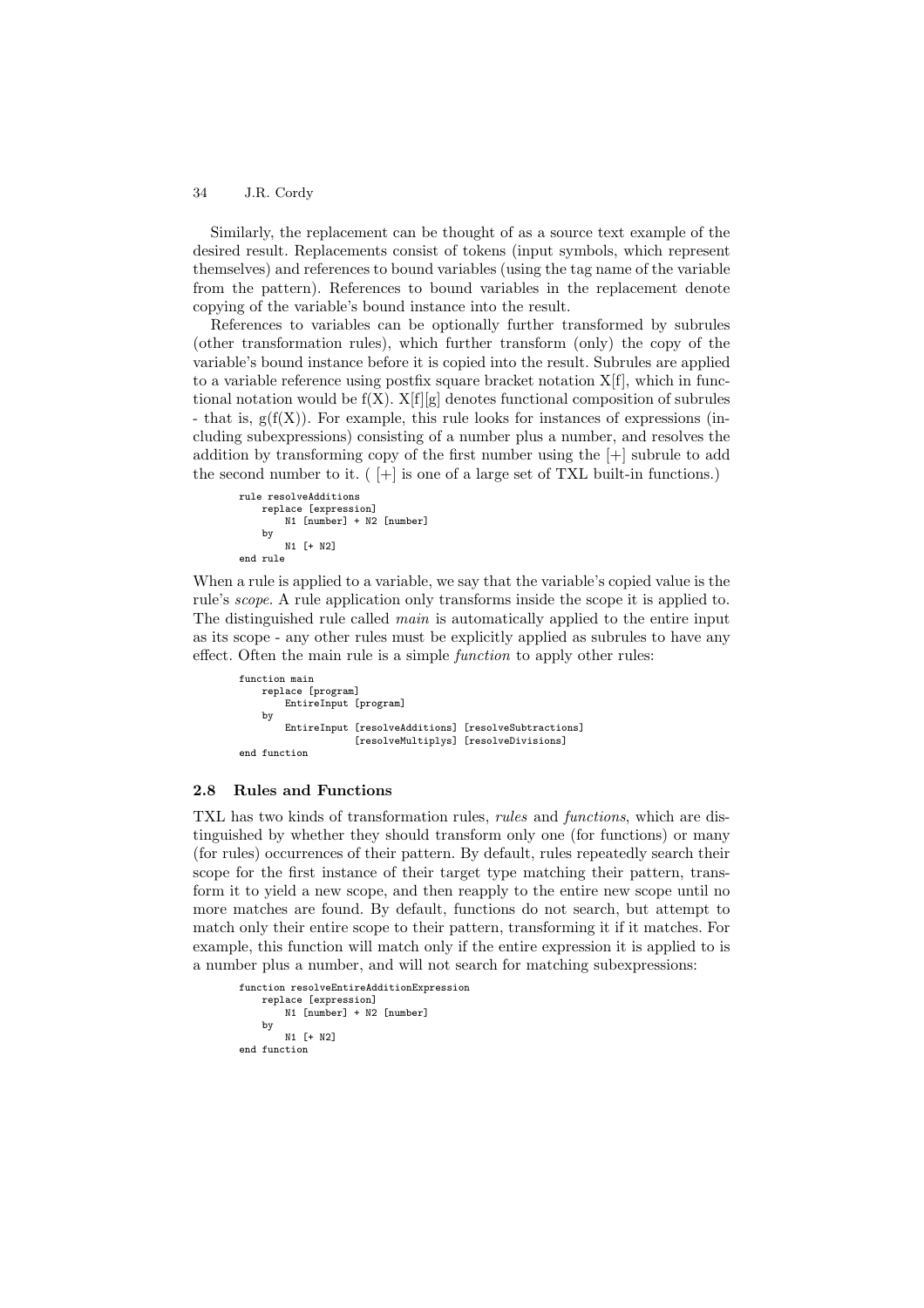Similarly, the replacement can be thought of as a source text example of the desired result. Replacements consist of tokens (input symbols, which represent themselves) and references to bound variables (using the tag name of the variable from the pattern). References to bound variables in the replacement denote copying of the variable's bound instance into the result.

References to variables can be optionally further transformed by subrules (other transformation rules), which further transform (only) the copy of the variable's bound instance before it is copied into the result. Subrules are applied to a variable reference using postfix square bracket notation X[f], which in functional notation would be f(X). X[f][g] denotes functional composition of subrules - that is, g(f(X)). For example, this rule looks for instances of expressions (including subexpressions) consisting of a number plus a number, and resolves the addition by transforming copy of the first number using the [+] subrule to add the second number to it. ( [+] is one of a large set of TXL built-in functions.)

```
rule resolveAdditions
    replace [expression]
        N1 [number] + N2 [number]
    by
        N1 [+ N2]
end rule
```

When a rule is applied to a variable, we say that the variable's copied value is the rule's *scope*. A rule application only transforms inside the scope it is applied to. The distinguished rule called *main* is automatically applied to the entire input as its scope - any other rules must be explicitly applied as subrules to have any effect. Often the main rule is a simple *function* to apply other rules:

```
function main
    replace [program]
        EntireInput [program]
    by
        EntireInput [resolveAdditions] [resolveSubtractions]
                    [resolveMultiplys] [resolveDivisions]
end function
```

### 2.8 Rules and Functions

TXL has two kinds of transformation rules, *rules* and *functions*, which are distinguished by whether they should transform only one (for functions) or many (for rules) occurrences of their pattern. By default, rules repeatedly search their scope for the first instance of their target type matching their pattern, transform it to yield a new scope, and then reapply to the entire new scope until no more matches are found. By default, functions do not search, but attempt to match only their entire scope to their pattern, transforming it if it matches. For example, this function will match only if the entire expression it is applied to is a number plus a number, and will not search for matching subexpressions:

```
function resolveEntireAdditionExpression
    replace [expression]
        N1 [number] + N2 [number]
    by
        N1 [+ N2]
end function
```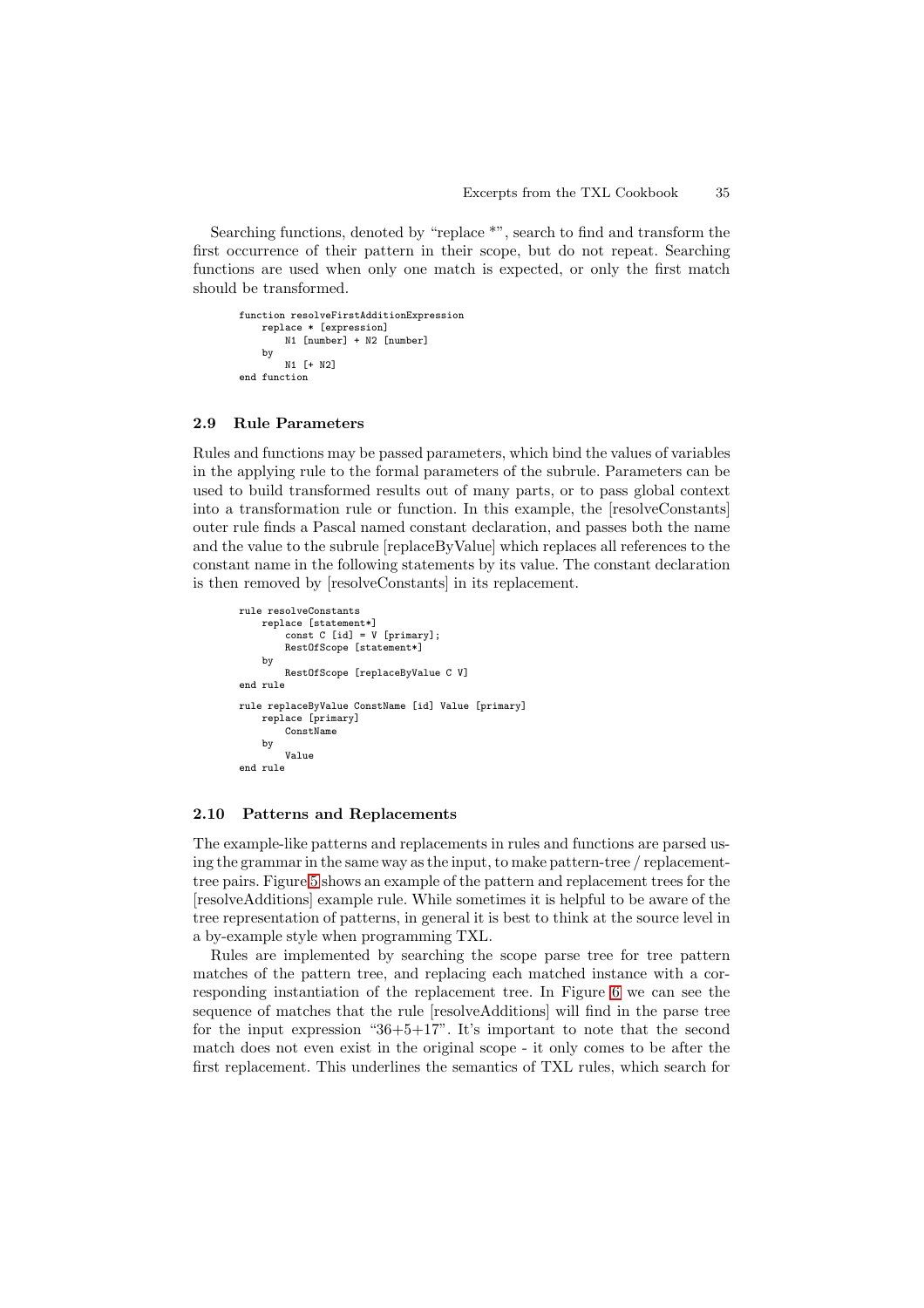Searching functions, denoted by "replace *", search to find and transform the first occurrence of their pattern in their scope, but do not repeat. Searching functions are used when only one match is expected, or only the first match should be transformed.

```
function resolveFirstAdditionExpression
    replace * [expression]
        N1 [number] + N2 [number]
    by
        N1 [+ N2]
end function
```

### 2.9 Rule Parameters

Rules and functions may be passed parameters, which bind the values of variables in the applying rule to the formal parameters of the subrule. Parameters can be used to build transformed results out of many parts, or to pass global context into a transformation rule or function. In this example, the [resolveConstants] outer rule finds a Pascal named constant declaration, and passes both the name and the value to the subrule [replaceByValue] which replaces all references to the constant name in the following statements by its value. The constant declaration is then removed by [resolveConstants] in its replacement.

```
rule resolveConstants
    replace [statement*]
        const C [id] = V [primary];
        RestOfScope [statement*]
    by
        RestOfScope [replaceByValue C V]
end rule

rule replaceByValue ConstName [id] Value [primary]
    replace [primary]
        ConstName
    by
        Value
end rule
```

### 2.10 Patterns and Replacements

The example-like patterns and replacements in rules and functions are parsed using the grammar in the same way as the input, to make pattern-tree / replacement-tree pairs. Figure 5 shows an example of the pattern and replacement trees for the [resolveAdditions] example rule. While sometimes it is helpful to be aware of the tree representation of patterns, in general it is best to think at the source level in a by-example style when programming TXL.

Rules are implemented by searching the scope parse tree for tree pattern matches of the pattern tree, and replacing each matched instance with a corresponding instantiation of the replacement tree. In Figure 6 we can see the sequence of matches that the rule [resolveAdditions] will find in the parse tree for the input expression "36+5+17". It's important to note that the second match does not even exist in the original scope - it only comes to be after the first replacement. This underlines the semantics of TXL rules, which search for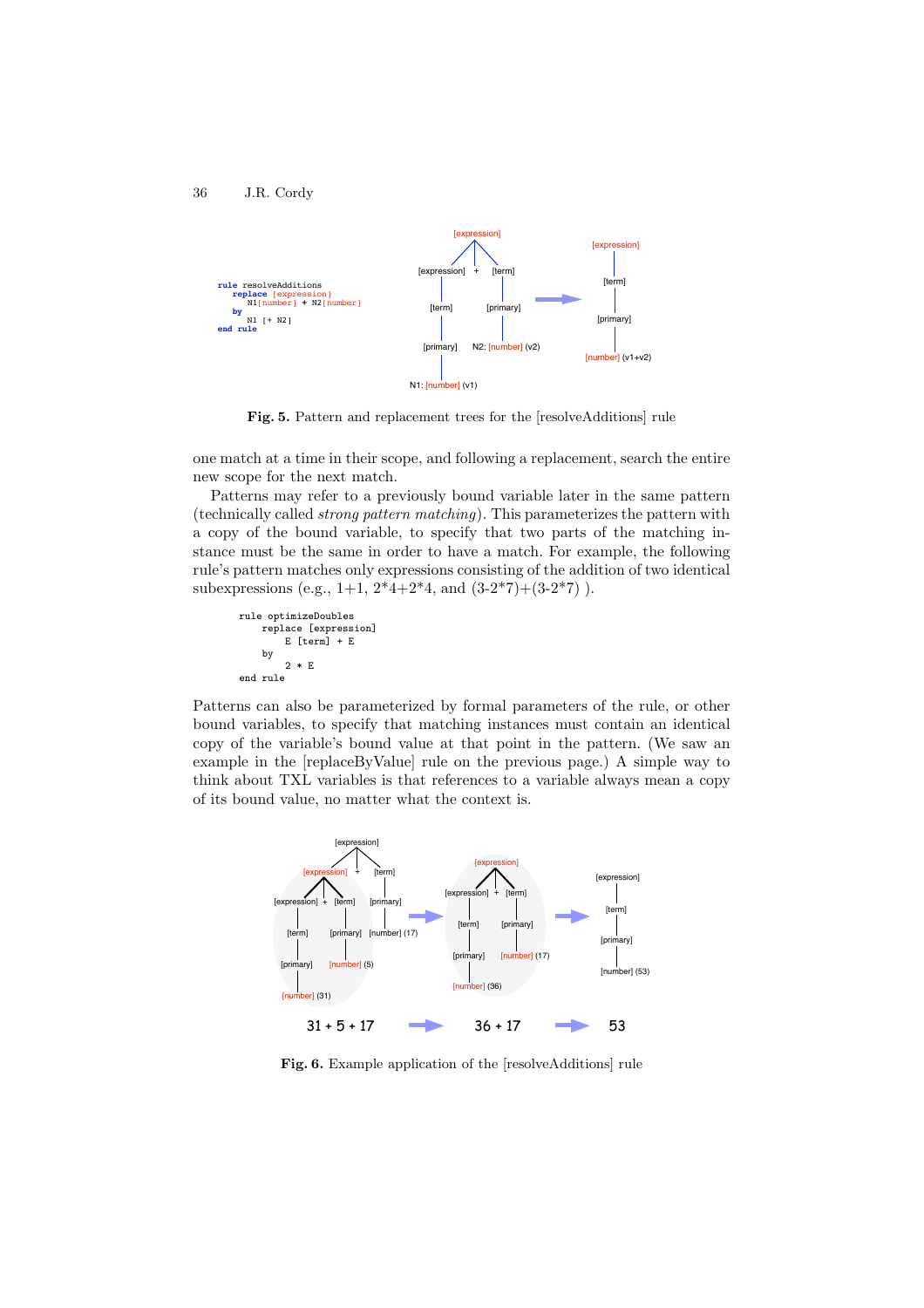```
rule resolveAdditions
   replace [expression]
      N1 [number] + N2 [number]
   by
      N1 [+ N2]
end rule
```

**Fig. 5.** Pattern and replacement trees for the [resolveAdditions] rule

one match at a time in their scope, and following a replacement, search the entire new scope for the next match.

Patterns may refer to a previously bound variable later in the same pattern (technically called *strong pattern matching*). This parameterizes the pattern with a copy of the bound variable, to specify that two parts of the matching instance must be the same in order to have a match. For example, the following rule's pattern matches only expressions consisting of the addition of two identical subexpressions (e.g., 1+1, 2*4+2*4, and (3-2*7)+(3-2*7) ).

```
rule optimizeDoubles
    replace [expression]
        E [term] + E
    by
        2 * E
end rule
```

Patterns can also be parameterized by formal parameters of the rule, or other bound variables, to specify that matching instances must contain an identical copy of the variable's bound value at that point in the pattern. (We saw an example in the [replaceByValue] rule on the previous page.) A simple way to think about TXL variables is that references to a variable always mean a copy of its bound value, no matter what the context is.

31 + 5 + 17 → 36 + 17 → 53

**Fig. 6.** Example application of the [resolveAdditions] rule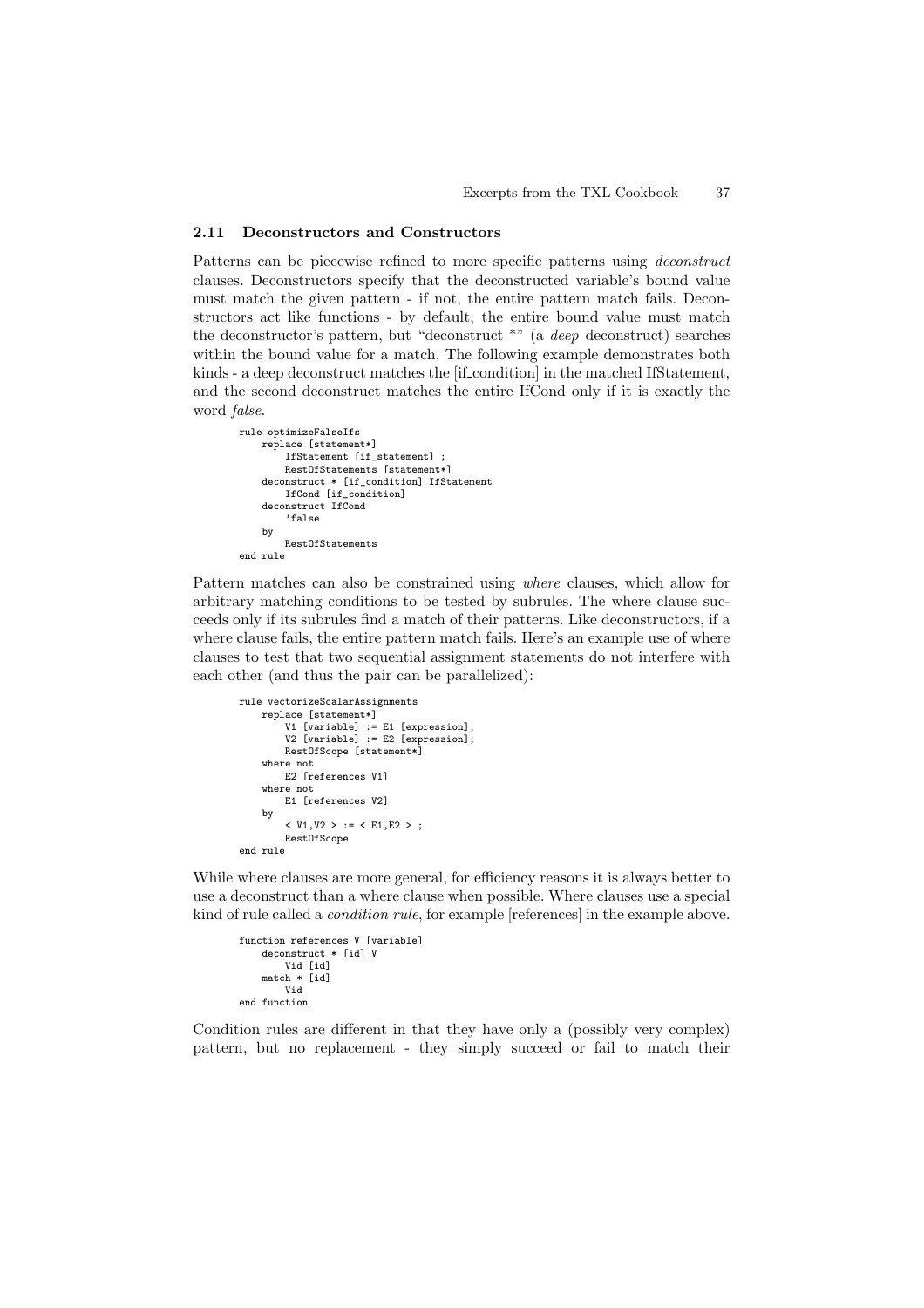### 2.11 Deconstructors and Constructors

Patterns can be piecewise refined to more specific patterns using *deconstruct* clauses. Deconstructors specify that the deconstructed variable's bound value must match the given pattern - if not, the entire pattern match fails. Deconstructors act like functions - by default, the entire bound value must match the deconstructor's pattern, but "deconstruct \*" (a *deep* deconstruct) searches within the bound value for a match. The following example demonstrates both kinds - a deep deconstruct matches the [if_condition] in the matched IfStatement, and the second deconstruct matches the entire IfCond only if it is exactly the word *false*.

```
rule optimizeFalseIfs
    replace [statement*]
        IfStatement [if_statement] ;
        RestOfStatements [statement*]
    deconstruct * [if_condition] IfStatement
        IfCond [if_condition]
    deconstruct IfCond
        'false
    by
        RestOfStatements
end rule
```

Pattern matches can also be constrained using *where* clauses, which allow for arbitrary matching conditions to be tested by subrules. The where clause succeeds only if its subrules find a match of their patterns. Like deconstructors, if a where clause fails, the entire pattern match fails. Here's an example use of where clauses to test that two sequential assignment statements do not interfere with each other (and thus the pair can be parallelized):

```
rule vectorizeScalarAssignments
    replace [statement*]
        V1 [variable] := E1 [expression];
        V2 [variable] := E2 [expression];
        RestOfScope [statement*]
    where not
        E2 [references V1]
    where not
        E1 [references V2]
    by
        < V1,V2 > := < E1,E2 > ;
        RestOfScope
end rule
```

While where clauses are more general, for efficiency reasons it is always better to use a deconstruct than a where clause when possible. Where clauses use a special kind of rule called a *condition rule*, for example [references] in the example above.

```
function references V [variable]
    deconstruct * [id] V
        Vid [id]
    match * [id]
        Vid
end function
```

Condition rules are different in that they have only a (possibly very complex) pattern, but no replacement - they simply succeed or fail to match their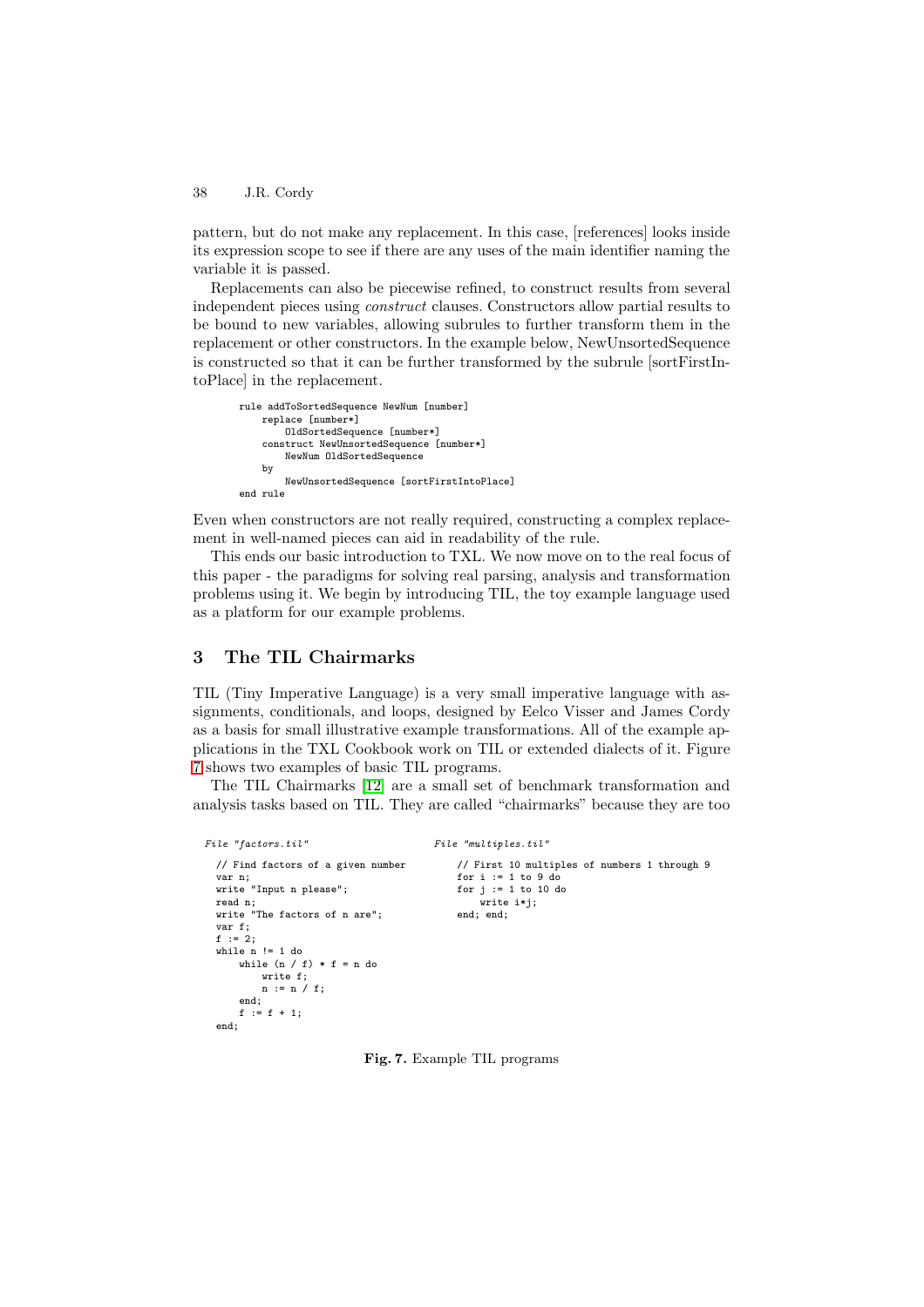pattern, but do not make any replacement. In this case, [references] looks inside its expression scope to see if there are any uses of the main identifier naming the variable it is passed.

Replacements can also be piecewise refined, to construct results from several independent pieces using *construct* clauses. Constructors allow partial results to be bound to new variables, allowing subrules to further transform them in the replacement or other constructors. In the example below, NewUnsortedSequence is constructed so that it can be further transformed by the subrule [sortFirstIntoPlace] in the replacement.

```
rule addToSortedSequence NewNum [number]
    replace [number*]
        OldSortedSequence [number*]
    construct NewUnsortedSequence [number*]
        NewNum OldSortedSequence
    by
        NewUnsortedSequence [sortFirstIntoPlace]
end rule
```

Even when constructors are not really required, constructing a complex replacement in well-named pieces can aid in readability of the rule.

This ends our basic introduction to TXL. We now move on to the real focus of this paper - the paradigms for solving real parsing, analysis and transformation problems using it. We begin by introducing TIL, the toy example language used as a platform for our example problems.

## 3 The TIL Chairmarks

TIL (Tiny Imperative Language) is a very small imperative language with assignments, conditionals, and loops, designed by Eelco Visser and James Cordy as a basis for small illustrative example transformations. All of the example applications in the TXL Cookbook work on TIL or extended dialects of it. Figure 7 shows two examples of basic TIL programs.

The TIL Chairmarks [12] are a small set of benchmark transformation and analysis tasks based on TIL. They are called "chairmarks" because they are too

*File "factors.til"*

```
// Find factors of a given number
var n;
write "Input n please";
read n;
write "The factors of n are";
var f;
f := 2;
while n != 1 do
    while (n / f) * f = n do
        write f;
        n := n / f;
    end;
    f := f + 1;
end;
```

*File "multiples.til"*

```
// First 10 multiples of numbers 1 through 9
for i := 1 to 9 do
for j := 1 to 10 do
    write i*j;
end; end;
```

**Fig. 7.** Example TIL programs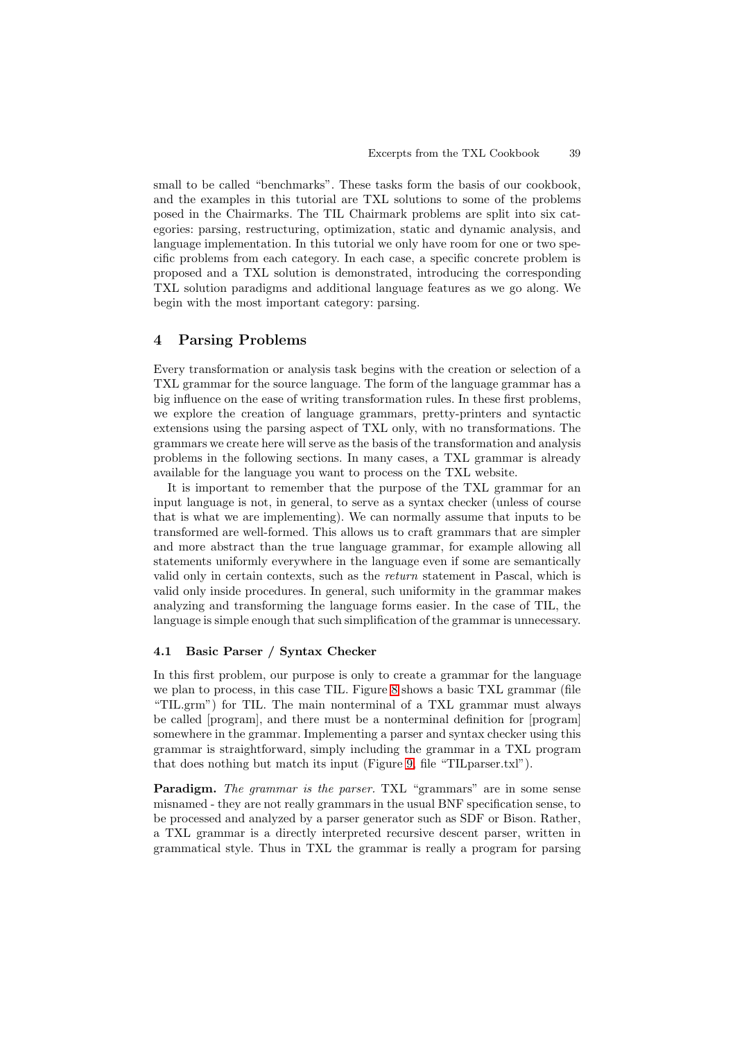small to be called "benchmarks". These tasks form the basis of our cookbook, and the examples in this tutorial are TXL solutions to some of the problems posed in the Chairmarks. The TIL Chairmark problems are split into six categories: parsing, restructuring, optimization, static and dynamic analysis, and language implementation. In this tutorial we only have room for one or two specific problems from each category. In each case, a specific concrete problem is proposed and a TXL solution is demonstrated, introducing the corresponding TXL solution paradigms and additional language features as we go along. We begin with the most important category: parsing.

## 4 Parsing Problems

Every transformation or analysis task begins with the creation or selection of a TXL grammar for the source language. The form of the language grammar has a big influence on the ease of writing transformation rules. In these first problems, we explore the creation of language grammars, pretty-printers and syntactic extensions using the parsing aspect of TXL only, with no transformations. The grammars we create here will serve as the basis of the transformation and analysis problems in the following sections. In many cases, a TXL grammar is already available for the language you want to process on the TXL website.

It is important to remember that the purpose of the TXL grammar for an input language is not, in general, to serve as a syntax checker (unless of course that is what we are implementing). We can normally assume that inputs to be transformed are well-formed. This allows us to craft grammars that are simpler and more abstract than the true language grammar, for example allowing all statements uniformly everywhere in the language even if some are semantically valid only in certain contexts, such as the *return* statement in Pascal, which is valid only inside procedures. In general, such uniformity in the grammar makes analyzing and transforming the language forms easier. In the case of TIL, the language is simple enough that such simplification of the grammar is unnecessary.

### 4.1 Basic Parser / Syntax Checker

In this first problem, our purpose is only to create a grammar for the language we plan to process, in this case TIL. Figure 8 shows a basic TXL grammar (file "TIL.grm") for TIL. The main nonterminal of a TXL grammar must always be called [program], and there must be a nonterminal definition for [program] somewhere in the grammar. Implementing a parser and syntax checker using this grammar is straightforward, simply including the grammar in a TXL program that does nothing but match its input (Figure 9, file "TILparser.txl").

**Paradigm.** *The grammar is the parser.* TXL "grammars" are in some sense misnamed - they are not really grammars in the usual BNF specification sense, to be processed and analyzed by a parser generator such as SDF or Bison. Rather, a TXL grammar is a directly interpreted recursive descent parser, written in grammatical style. Thus in TXL the grammar is really a program for parsing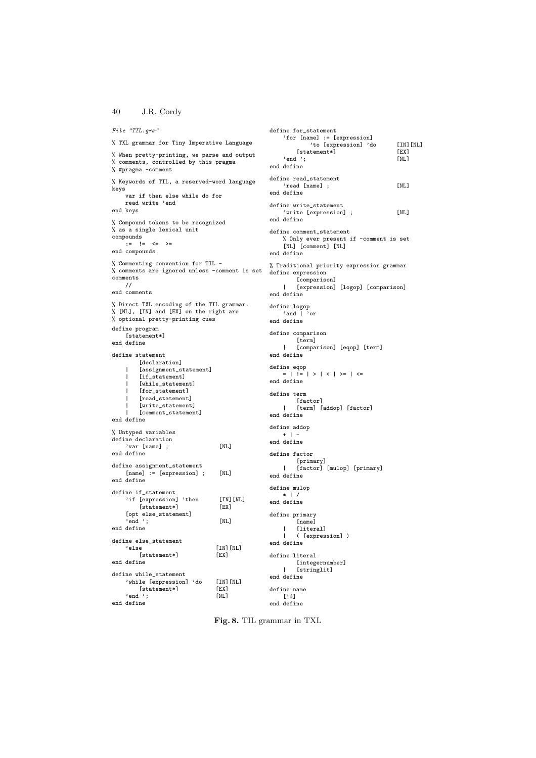*File "TIL.grm"*

```
% TXL grammar for Tiny Imperative Language

% When pretty-printing, we parse and output
% comments, controlled by this pragma
% #pragma -comment

% Keywords of TIL, a reserved-word language
keys
    var if then else while do for
    read write 'end
end keys

% Compound tokens to be recognized
% as a single lexical unit
compounds
    :=  !=  <=  >=
end compounds

% Commenting convention for TIL -
% comments are ignored unless -comment is set
comments
    //
end comments

% Direct TXL encoding of the TIL grammar.
% [NL], [IN] and [EX] on the right are
% optional pretty-printing cues

define program
    [statement*]
end define

define statement
        [declaration]
    |   [assignment_statement]
    |   [if_statement]
    |   [while_statement]
    |   [for_statement]
    |   [read_statement]
    |   [write_statement]
    |   [comment_statement]
end define

% Untyped variables
define declaration
    'var [name] ;               [NL]
end define

define assignment_statement
    [name] := [expression] ;    [NL]
end define

define if_statement
    'if [expression] 'then      [IN][NL]
        [statement*]            [EX]
    [opt else_statement]
    'end ';                     [NL]
end define

define else_statement
    'else                       [IN][NL]
        [statement*]            [EX]
end define

define while_statement
    'while [expression] 'do     [IN][NL]
        [statement*]            [EX]
    'end ';                     [NL]
end define

define for_statement
    'for [name] := [expression]
            'to [expression] 'do      [IN][NL]
        [statement*]                  [EX]
    'end ';                           [NL]
end define

define read_statement
    'read [name] ;                    [NL]
end define

define write_statement
    'write [expression] ;             [NL]
end define

define comment_statement
    % Only ever present if -comment is set
    [NL] [comment] [NL]
end define

% Traditional priority expression grammar
define expression
        [comparison]
    |   [expression] [logop] [comparison]
end define

define logop
    'and | 'or
end define

define comparison
        [term]
    |   [comparison] [eqop] [term]
end define

define eqop
    = | != | > | < | >= | <=
end define

define term
        [factor]
    |   [term] [addop] [factor]
end define

define addop
    + | -
end define

define factor
        [primary]
    |   [factor] [mulop] [primary]
end define

define mulop
    * | /
end define

define primary
        [name]
    |   [literal]
    |   ( [expression] )
end define

define literal
        [integernumber]
    |   [stringlit]
end define

define name
    [id]
end define
```

**Fig. 8.** TIL grammar in TXL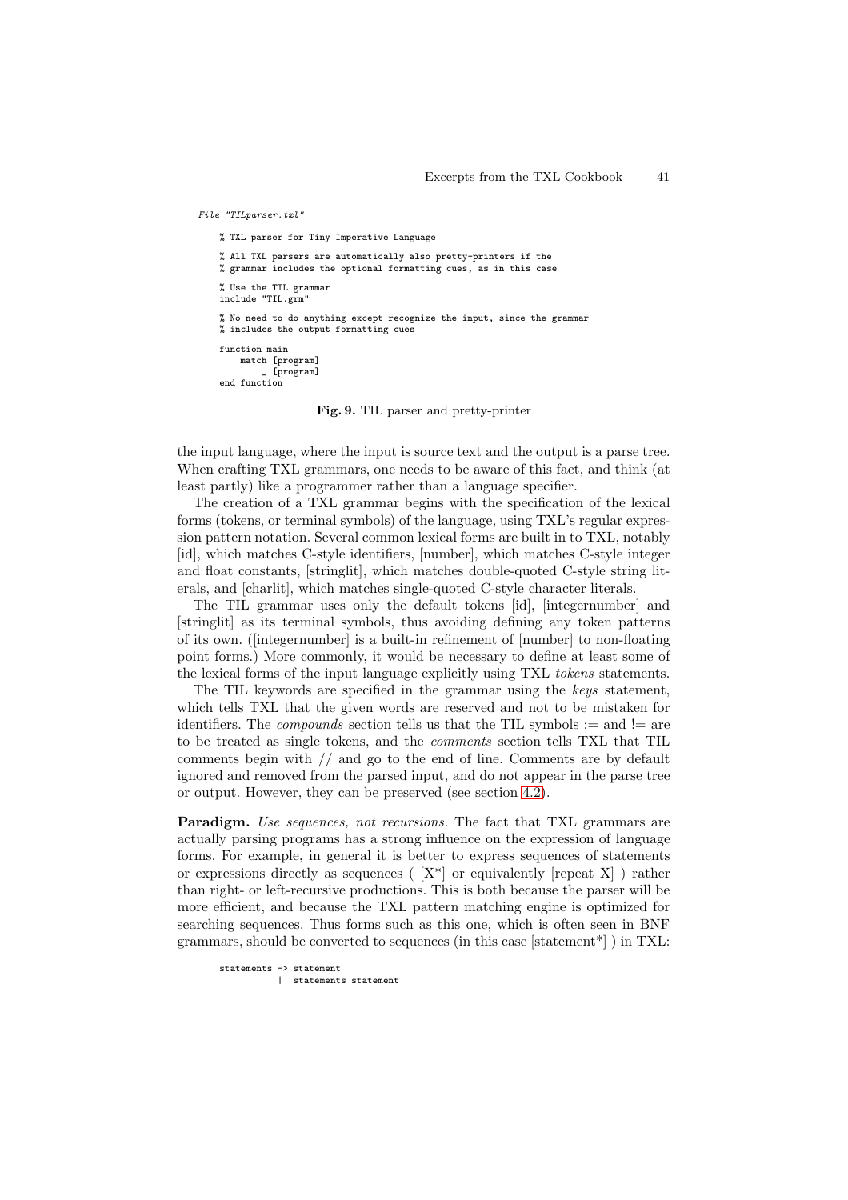*File "TILparser.txl"*

```
% TXL parser for Tiny Imperative Language

% All TXL parsers are automatically also pretty-printers if the
% grammar includes the optional formatting cues, as in this case

% Use the TIL grammar
include "TIL.grm"

% No need to do anything except recognize the input, since the grammar
% includes the output formatting cues

function main
    match [program]
        _ [program]
end function
```

**Fig. 9.** TIL parser and pretty-printer

the input language, where the input is source text and the output is a parse tree. When crafting TXL grammars, one needs to be aware of this fact, and think (at least partly) like a programmer rather than a language specifier.

The creation of a TXL grammar begins with the specification of the lexical forms (tokens, or terminal symbols) of the language, using TXL's regular expression pattern notation. Several common lexical forms are built in to TXL, notably [id], which matches C-style identifiers, [number], which matches C-style integer and float constants, [stringlit], which matches double-quoted C-style string literals, and [charlit], which matches single-quoted C-style character literals.

The TIL grammar uses only the default tokens [id], [integernumber] and [stringlit] as its terminal symbols, thus avoiding defining any token patterns of its own. ([integernumber] is a built-in refinement of [number] to non-floating point forms.) More commonly, it would be necessary to define at least some of the lexical forms of the input language explicitly using TXL *tokens* statements.

The TIL keywords are specified in the grammar using the *keys* statement, which tells TXL that the given words are reserved and not to be mistaken for identifiers. The *compounds* section tells us that the TIL symbols := and != are to be treated as single tokens, and the *comments* section tells TXL that TIL comments begin with // and go to the end of line. Comments are by default ignored and removed from the parsed input, and do not appear in the parse tree or output. However, they can be preserved (see section 4.2).

**Paradigm.** *Use sequences, not recursions.* The fact that TXL grammars are actually parsing programs has a strong influence on the expression of language forms. For example, in general it is better to express sequences of statements or expressions directly as sequences ( [X*] or equivalently [repeat X] ) rather than right- or left-recursive productions. This is both because the parser will be more efficient, and because the TXL pattern matching engine is optimized for searching sequences. Thus forms such as this one, which is often seen in BNF grammars, should be converted to sequences (in this case [statement*] ) in TXL:

```
statements -> statement
           |  statements statement
```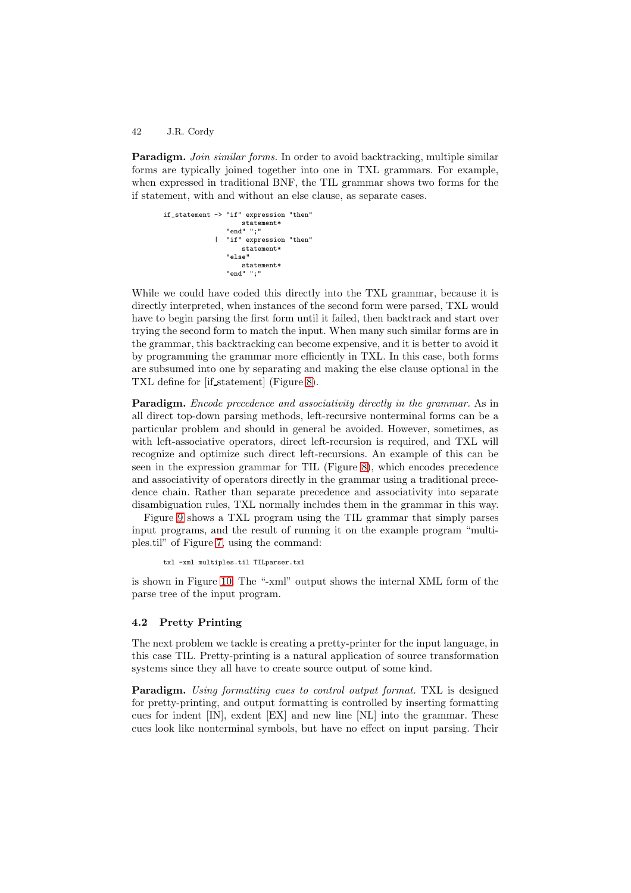**Paradigm.** *Join similar forms.* In order to avoid backtracking, multiple similar forms are typically joined together into one in TXL grammars. For example, when expressed in traditional BNF, the TIL grammar shows two forms for the if statement, with and without an else clause, as separate cases.

```
if_statement -> "if" expression "then"
                    statement*
                "end" ";"
              | "if" expression "then"
                    statement*
                "else"
                    statement*
                "end" ";"
```

While we could have coded this directly into the TXL grammar, because it is directly interpreted, when instances of the second form were parsed, TXL would have to begin parsing the first form until it failed, then backtrack and start over trying the second form to match the input. When many such similar forms are in the grammar, this backtracking can become expensive, and it is better to avoid it by programming the grammar more efficiently in TXL. In this case, both forms are subsumed into one by separating and making the else clause optional in the TXL define for [if_statement] (Figure 8).

**Paradigm.** *Encode precedence and associativity directly in the grammar.* As in all direct top-down parsing methods, left-recursive nonterminal forms can be a particular problem and should in general be avoided. However, sometimes, as with left-associative operators, direct left-recursion is required, and TXL will recognize and optimize such direct left-recursions. An example of this can be seen in the expression grammar for TIL (Figure 8), which encodes precedence and associativity of operators directly in the grammar using a traditional precedence chain. Rather than separate precedence and associativity into separate disambiguation rules, TXL normally includes them in the grammar in this way.

Figure 9 shows a TXL program using the TIL grammar that simply parses input programs, and the result of running it on the example program "multiples.til" of Figure 7, using the command:

```
txl -xml multiples.til TILparser.txl
```

is shown in Figure 10. The "-xml" output shows the internal XML form of the parse tree of the input program.

### 4.2 Pretty Printing

The next problem we tackle is creating a pretty-printer for the input language, in this case TIL. Pretty-printing is a natural application of source transformation systems since they all have to create source output of some kind.

**Paradigm.** *Using formatting cues to control output format.* TXL is designed for pretty-printing, and output formatting is controlled by inserting formatting cues for indent [IN], exdent [EX] and new line [NL] into the grammar. These cues look like nonterminal symbols, but have no effect on input parsing. Their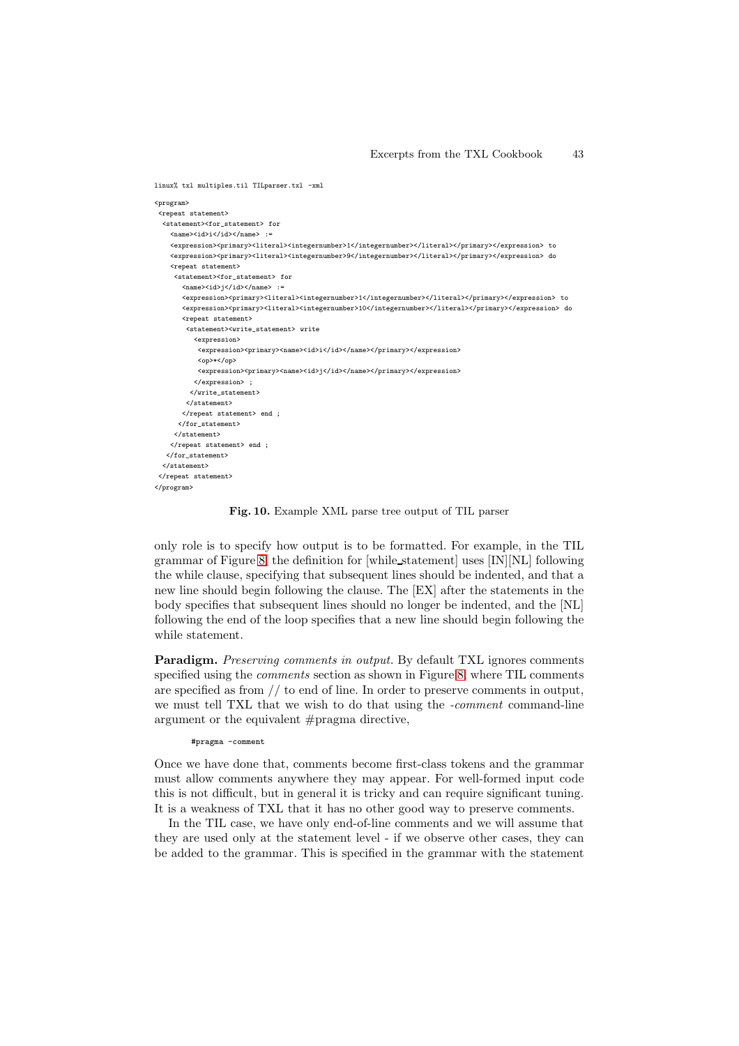```
linux% txl multiples.til TILparser.txl -xml

<program>
 <repeat statement>
  <statement><for_statement> for
    <name><id>i</id></name> :=
    <expression><primary><literal><integernumber>1</integernumber></literal></primary></expression> to
    <expression><primary><literal><integernumber>9</integernumber></literal></primary></expression> do
    <repeat statement>
     <statement><for_statement> for
       <name><id>j</id></name> :=
       <expression><primary><literal><integernumber>1</integernumber></literal></primary></expression> to
       <expression><primary><literal><integernumber>10</integernumber></literal></primary></expression> do
       <repeat statement>
        <statement><write_statement> write
          <expression>
           <expression><primary><name><id>i</id></name></primary></expression>
           <op>*</op>
           <expression><primary><name><id>j</id></name></primary></expression>
          </expression> ;
         </write_statement>
        </statement>
       </repeat statement> end ;
      </for_statement>
     </statement>
    </repeat statement> end ;
   </for_statement>
  </statement>
 </repeat statement>
</program>
```

**Fig. 10.** Example XML parse tree output of TIL parser

only role is to specify how output is to be formatted. For example, in the TIL grammar of Figure 8, the definition for [while_statement] uses [IN][NL] following the while clause, specifying that subsequent lines should be indented, and that a new line should begin following the clause. The [EX] after the statements in the body specifies that subsequent lines should no longer be indented, and the [NL] following the end of the loop specifies that a new line should begin following the while statement.

**Paradigm.** *Preserving comments in output.* By default TXL ignores comments specified using the *comments* section as shown in Figure 8, where TIL comments are specified as from // to end of line. In order to preserve comments in output, we must tell TXL that we wish to do that using the *-comment* command-line argument or the equivalent #pragma directive,

```
#pragma -comment
```

Once we have done that, comments become first-class tokens and the grammar must allow comments anywhere they may appear. For well-formed input code this is not difficult, but in general it is tricky and can require significant tuning. It is a weakness of TXL that it has no other good way to preserve comments.

In the TIL case, we have only end-of-line comments and we will assume that they are used only at the statement level - if we observe other cases, they can be added to the grammar. This is specified in the grammar with the statement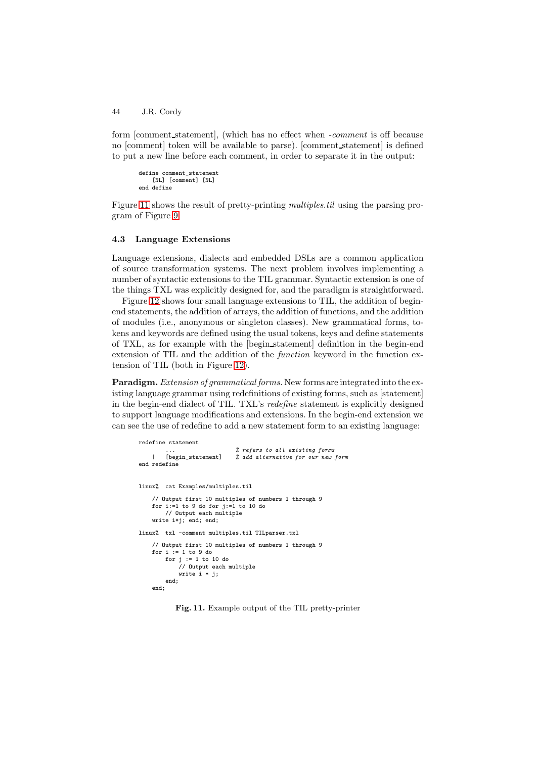form [comment_statement], (which has no effect when *-comment* is off because no [comment] token will be available to parse). [comment_statement] is defined to put a new line before each comment, in order to separate it in the output:

```
define comment_statement
    [NL] [comment] [NL]
end define
```

Figure 11 shows the result of pretty-printing *multiples.til* using the parsing program of Figure 9.

### 4.3 Language Extensions

Language extensions, dialects and embedded DSLs are a common application of source transformation systems. The next problem involves implementing a number of syntactic extensions to the TIL grammar. Syntactic extension is one of the things TXL was explicitly designed for, and the paradigm is straightforward.

Figure 12 shows four small language extensions to TIL, the addition of begin-end statements, the addition of arrays, the addition of functions, and the addition of modules (i.e., anonymous or singleton classes). New grammatical forms, tokens and keywords are defined using the usual tokens, keys and define statements of TXL, as for example with the [begin_statement] definition in the begin-end extension of TIL and the addition of the *function* keyword in the function extension of TIL (both in Figure 12).

**Paradigm.** *Extension of grammatical forms.* New forms are integrated into the existing language grammar using redefinitions of existing forms, such as [statement] in the begin-end dialect of TIL. TXL's *redefine* statement is explicitly designed to support language modifications and extensions. In the begin-end extension we can see the use of redefine to add a new statement form to an existing language:

```
redefine statement
        ...                   % refers to all existing forms
    |   [begin_statement]     % add alternative for our new form
end redefine
```

```
linux%  cat Examples/multiples.til

    // Output first 10 multiples of numbers 1 through 9
    for i:=1 to 9 do for j:=1 to 10 do
        // Output each multiple
    write i*j; end; end;

linux%  txl -comment multiples.til TILparser.txl

    // Output first 10 multiples of numbers 1 through 9
    for i := 1 to 9 do
        for j := 1 to 10 do
            // Output each multiple
            write i * j;
        end;
    end;
```

**Fig. 11.** Example output of the TIL pretty-printer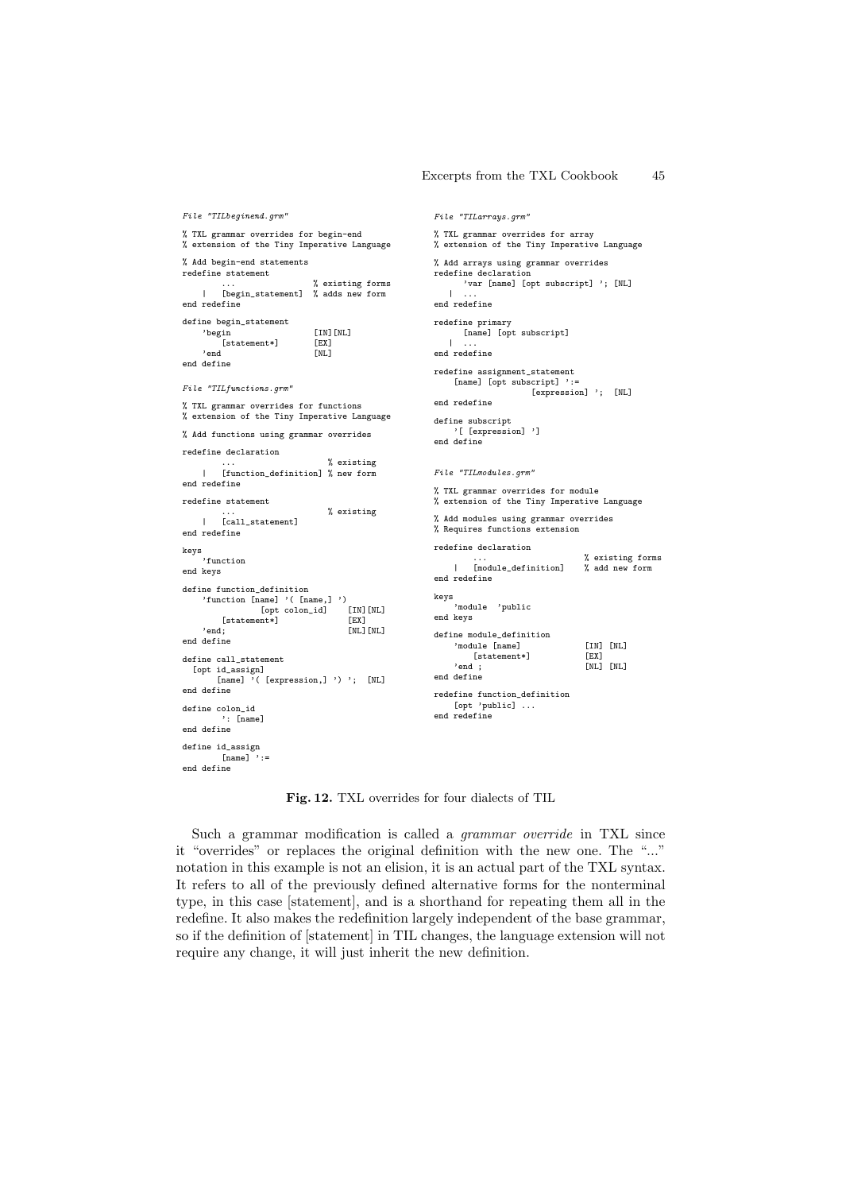*File "TILbeginend.grm"*

```
% TXL grammar overrides for begin-end
% extension of the Tiny Imperative Language

% Add begin-end statements
redefine statement
        ...                 % existing forms
    |   [begin_statement]   % adds new form
end redefine

define begin_statement
    'begin              [IN][NL]
        [statement*]    [EX]
    'end                [NL]
end define
```

*File "TILfunctions.grm"*

```
% TXL grammar overrides for functions
% extension of the Tiny Imperative Language

% Add functions using grammar overrides

redefine declaration
        ...                     % existing
    |   [function_definition] % new form
end redefine

redefine statement
        ...                     % existing
    |   [call_statement]
end redefine

keys
    'function
end keys

define function_definition
    'function [name] '( [name,] ')
              [opt colon_id]     [IN][NL]
        [statement*]             [EX]
    'end;                        [NL][NL]
end define

define call_statement
  [opt id_assign]
      [name] '( [expression,] ') ';  [NL]
end define

define colon_id
      ': [name]
end define

define id_assign
      [name] ':=
end define
```

*File "TILarrays.grm"*

```
% TXL grammar overrides for array
% extension of the Tiny Imperative Language

% Add arrays using grammar overrides
redefine declaration
      'var [name] [opt subscript] '; [NL]
   |  ...
end redefine

redefine primary
     [name] [opt subscript]
   |  ...
end redefine

redefine assignment_statement
    [name] [opt subscript] ':=
                [expression] ';  [NL]
end redefine

define subscript
    '[ [expression] ']
end define
```

*File "TILmodules.grm"*

```
% TXL grammar overrides for module
% extension of the Tiny Imperative Language

% Add modules using grammar overrides
% Requires functions extension

redefine declaration
        ...                     % existing forms
    |   [module_definition]     % add new form
end redefine

keys
    'module  'public
end keys

define module_definition
    'module [name]              [IN] [NL]
        [statement*]            [EX]
    'end ;                      [NL] [NL]
end define

redefine function_definition
    [opt 'public] ...
end redefine
```

**Fig. 12.** TXL overrides for four dialects of TIL

Such a grammar modification is called a *grammar override* in TXL since it "overrides" or replaces the original definition with the new one. The "..." notation in this example is not an elision, it is an actual part of the TXL syntax. It refers to all of the previously defined alternative forms for the nonterminal type, in this case [statement], and is a shorthand for repeating them all in the redefine. It also makes the redefinition largely independent of the base grammar, so if the definition of [statement] in TIL changes, the language extension will not require any change, it will just inherit the new definition.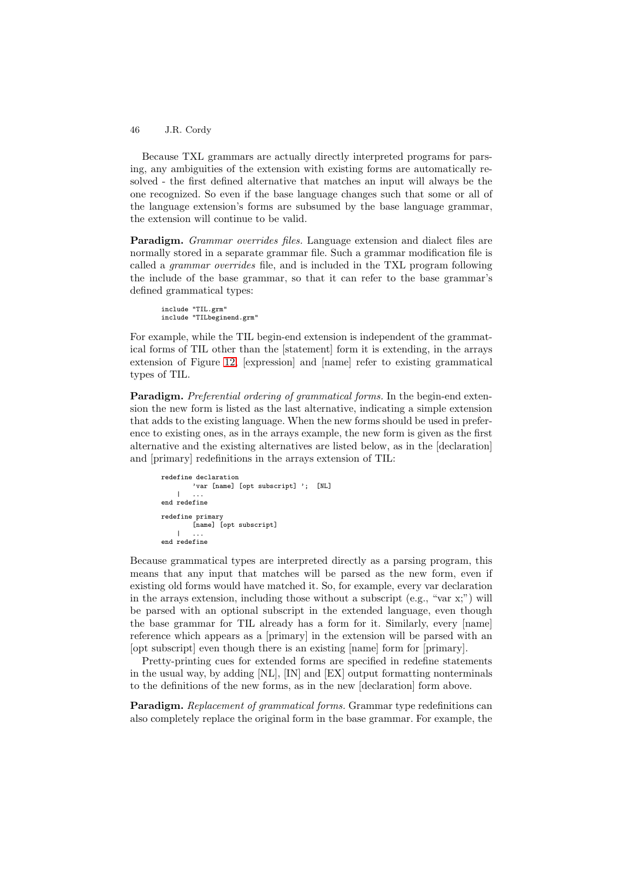Because TXL grammars are actually directly interpreted programs for parsing, any ambiguities of the extension with existing forms are automatically resolved - the first defined alternative that matches an input will always be the one recognized. So even if the base language changes such that some or all of the language extension's forms are subsumed by the base language grammar, the extension will continue to be valid.

**Paradigm.** *Grammar overrides files.* Language extension and dialect files are normally stored in a separate grammar file. Such a grammar modification file is called a *grammar overrides* file, and is included in the TXL program following the include of the base grammar, so that it can refer to the base grammar's defined grammatical types:

```
include "TIL.grm"
include "TILbeginend.grm"
```

For example, while the TIL begin-end extension is independent of the grammatical forms of TIL other than the [statement] form it is extending, in the arrays extension of Figure 12, [expression] and [name] refer to existing grammatical types of TIL.

**Paradigm.** *Preferential ordering of grammatical forms.* In the begin-end extension the new form is listed as the last alternative, indicating a simple extension that adds to the existing language. When the new forms should be used in preference to existing ones, as in the arrays example, the new form is given as the first alternative and the existing alternatives are listed below, as in the [declaration] and [primary] redefinitions in the arrays extension of TIL:

```
redefine declaration
        'var [name] [opt subscript] ';  [NL]
    |   ...
end redefine

redefine primary
        [name] [opt subscript]
    |   ...
end redefine
```

Because grammatical types are interpreted directly as a parsing program, this means that any input that matches will be parsed as the new form, even if existing old forms would have matched it. So, for example, every var declaration in the arrays extension, including those without a subscript (e.g., "var x;") will be parsed with an optional subscript in the extended language, even though the base grammar for TIL already has a form for it. Similarly, every [name] reference which appears as a [primary] in the extension will be parsed with an [opt subscript] even though there is an existing [name] form for [primary].

Pretty-printing cues for extended forms are specified in redefine statements in the usual way, by adding [NL], [IN] and [EX] output formatting nonterminals to the definitions of the new forms, as in the new [declaration] form above.

**Paradigm.** *Replacement of grammatical forms.* Grammar type redefinitions can also completely replace the original form in the base grammar. For example, the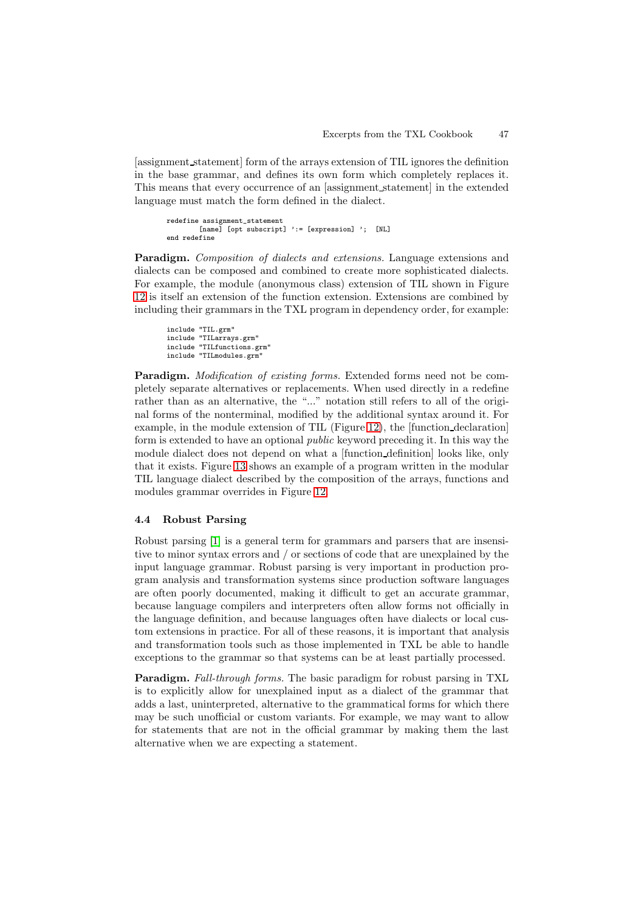[assignment_statement] form of the arrays extension of TIL ignores the definition in the base grammar, and defines its own form which completely replaces it. This means that every occurrence of an [assignment_statement] in the extended language must match the form defined in the dialect.

```
redefine assignment_statement
        [name] [opt subscript] ':= [expression] ';  [NL]
end redefine
```

**Paradigm.** *Composition of dialects and extensions.* Language extensions and dialects can be composed and combined to create more sophisticated dialects. For example, the module (anonymous class) extension of TIL shown in Figure 12 is itself an extension of the function extension. Extensions are combined by including their grammars in the TXL program in dependency order, for example:

```
include "TIL.grm"
include "TILarrays.grm"
include "TILfunctions.grm"
include "TILmodules.grm"
```

**Paradigm.** *Modification of existing forms.* Extended forms need not be completely separate alternatives or replacements. When used directly in a redefine rather than as an alternative, the "..." notation still refers to all of the original forms of the nonterminal, modified by the additional syntax around it. For example, in the module extension of TIL (Figure 12), the [function_declaration] form is extended to have an optional *public* keyword preceding it. In this way the module dialect does not depend on what a [function_definition] looks like, only that it exists. Figure 13 shows an example of a program written in the modular TIL language dialect described by the composition of the arrays, functions and modules grammar overrides in Figure 12.

### 4.4 Robust Parsing

Robust parsing [1] is a general term for grammars and parsers that are insensitive to minor syntax errors and / or sections of code that are unexplained by the input language grammar. Robust parsing is very important in production program analysis and transformation systems since production software languages are often poorly documented, making it difficult to get an accurate grammar, because language compilers and interpreters often allow forms not officially in the language definition, and because languages often have dialects or local custom extensions in practice. For all of these reasons, it is important that analysis and transformation tools such as those implemented in TXL be able to handle exceptions to the grammar so that systems can be at least partially processed.

**Paradigm.** *Fall-through forms.* The basic paradigm for robust parsing in TXL is to explicitly allow for unexplained input as a dialect of the grammar that adds a last, uninterpreted, alternative to the grammatical forms for which there may be such unofficial or custom variants. For example, we may want to allow for statements that are not in the official grammar by making them the last alternative when we are expecting a statement.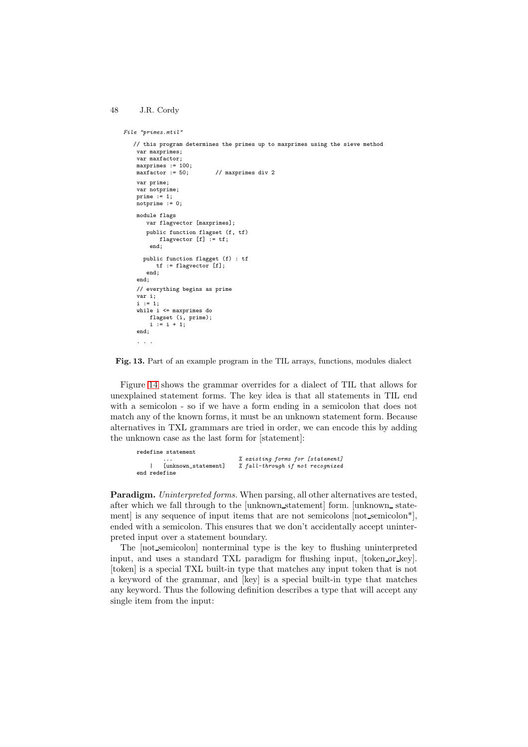File "primes.mtil"

```
// this program determines the primes up to maxprimes using the sieve method
 var maxprimes;
 var maxfactor;
 maxprimes := 100;
 maxfactor := 50;        // maxprimes div 2
 var prime;
 var notprime;
 prime := 1;
 notprime := 0;

 module flags
    var flagvector [maxprimes];
    public function flagset (f, tf)
        flagvector [f] := tf;
     end;

   public function flagget (f) : tf
       tf := flagvector [f];
    end;
 end;
 // everything begins as prime
 var i;
 i := 1;
 while i <= maxprimes do
     flagset (i, prime);
     i := i + 1;
 end;
 . . .
```

**Fig. 13.** Part of an example program in the TIL arrays, functions, modules dialect

Figure 14 shows the grammar overrides for a dialect of TIL that allows for unexplained statement forms. The key idea is that all statements in TIL end with a semicolon - so if we have a form ending in a semicolon that does not match any of the known forms, it must be an unknown statement form. Because alternatives in TXL grammars are tried in order, we can encode this by adding the unknown case as the last form for [statement]:

```
redefine statement
        ...                    % existing forms for [statement]
    |   [unknown_statement]    % fall-through if not recognized
end redefine
```

**Paradigm.** *Uninterpreted forms.* When parsing, all other alternatives are tested, after which we fall through to the [unknown_statement] form. [unknown_ statement] is any sequence of input items that are not semicolons [not_semicolon*], ended with a semicolon. This ensures that we don't accidentally accept uninterpreted input over a statement boundary.

The [not_semicolon] nonterminal type is the key to flushing uninterpreted input, and uses a standard TXL paradigm for flushing input, [token_or_key]. [token] is a special TXL built-in type that matches any input token that is not a keyword of the grammar, and [key] is a special built-in type that matches any keyword. Thus the following definition describes a type that will accept any single item from the input: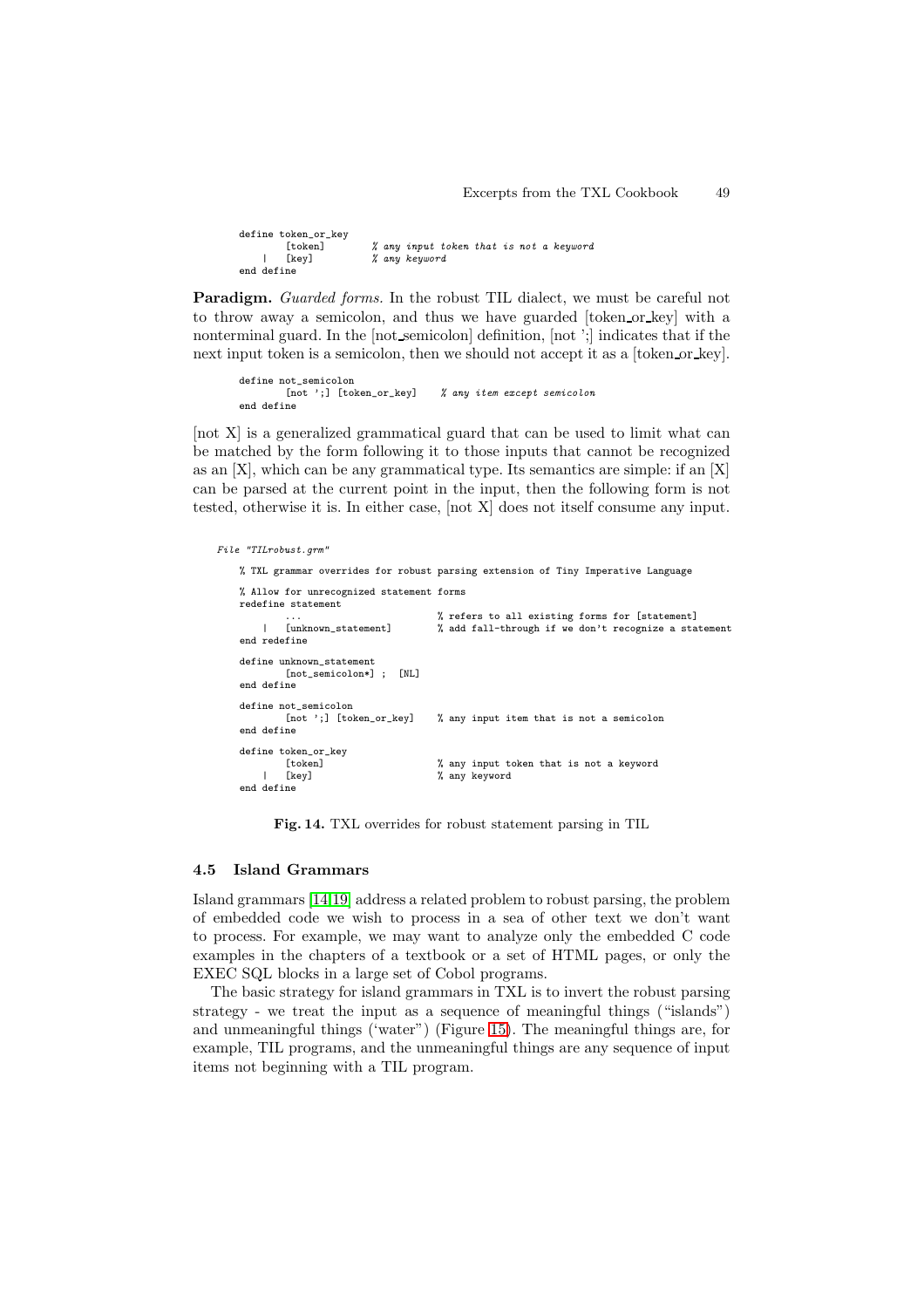```
define token_or_key
        [token]         % any input token that is not a keyword
    |   [key]           % any keyword
end define
```

**Paradigm.** *Guarded forms.* In the robust TIL dialect, we must be careful not to throw away a semicolon, and thus we have guarded [token_or_key] with a nonterminal guard. In the [not_semicolon] definition, [not ';] indicates that if the next input token is a semicolon, then we should not accept it as a [token_or_key].

```
define not_semicolon
        [not ';] [token_or_key]    % any item except semicolon
end define
```

[not X] is a generalized grammatical guard that can be used to limit what can be matched by the form following it to those inputs that cannot be recognized as an [X], which can be any grammatical type. Its semantics are simple: if an [X] can be parsed at the current point in the input, then the following form is not tested, otherwise it is. In either case, [not X] does not itself consume any input.

*File "TILrobust.grm"*

```
% TXL grammar overrides for robust parsing extension of Tiny Imperative Language

% Allow for unrecognized statement forms
redefine statement
        ...                         % refers to all existing forms for [statement]
    |   [unknown_statement]         % add fall-through if we don't recognize a statement
end redefine

define unknown_statement
        [not_semicolon*] ;  [NL]
end define

define not_semicolon
        [not ';] [token_or_key]     % any input item that is not a semicolon
end define

define token_or_key
        [token]                     % any input token that is not a keyword
    |   [key]                       % any keyword
end define
```

**Fig. 14.** TXL overrides for robust statement parsing in TIL

### 4.5 Island Grammars

Island grammars [14,19] address a related problem to robust parsing, the problem of embedded code we wish to process in a sea of other text we don't want to process. For example, we may want to analyze only the embedded C code examples in the chapters of a textbook or a set of HTML pages, or only the EXEC SQL blocks in a large set of Cobol programs.

The basic strategy for island grammars in TXL is to invert the robust parsing strategy - we treat the input as a sequence of meaningful things ("islands") and unmeaningful things ('water") (Figure 15). The meaningful things are, for example, TIL programs, and the unmeaningful things are any sequence of input items not beginning with a TIL program.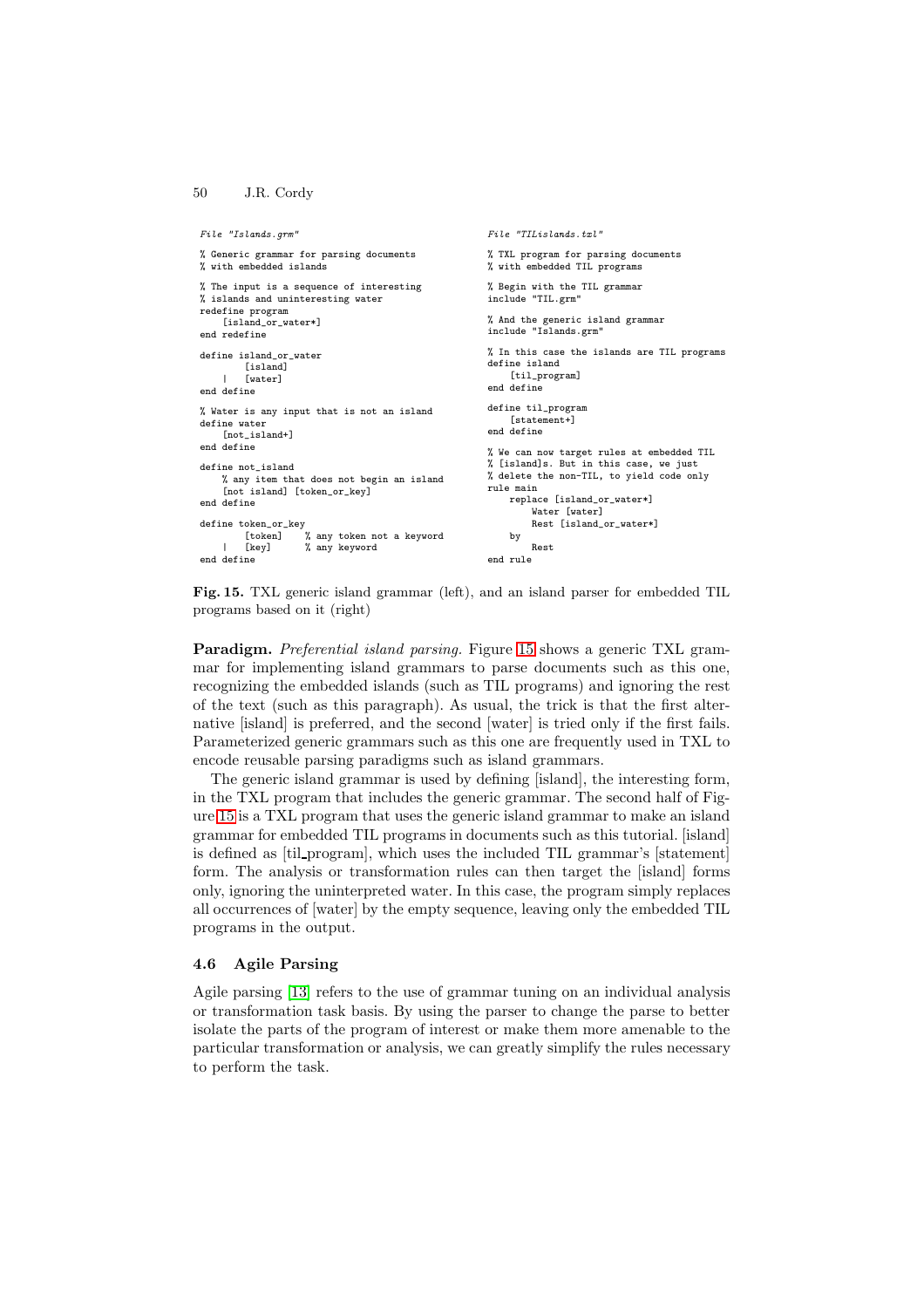```
File "Islands.grm"

% Generic grammar for parsing documents
% with embedded islands

% The input is a sequence of interesting
% islands and uninteresting water
redefine program
    [island_or_water*]
end redefine

define island_or_water
        [island]
    |   [water]
end define

% Water is any input that is not an island
define water
    [not_island+]
end define

define not_island
    % any item that does not begin an island
    [not island] [token_or_key]
end define

define token_or_key
        [token]    % any token not a keyword
    |   [key]      % any keyword
end define
```

```
File "TILislands.txl"

% TXL program for parsing documents
% with embedded TIL programs

% Begin with the TIL grammar
include "TIL.grm"

% And the generic island grammar
include "Islands.grm"

% In this case the islands are TIL programs
define island
    [til_program]
end define

define til_program
    [statement+]
end define

% We can now target rules at embedded TIL
% [island]s. But in this case, we just
% delete the non-TIL, to yield code only
rule main
    replace [island_or_water*]
        Water [water]
        Rest [island_or_water*]
    by
        Rest
end rule
```

**Fig. 15.** TXL generic island grammar (left), and an island parser for embedded TIL programs based on it (right)

**Paradigm.** *Preferential island parsing.* Figure 15 shows a generic TXL grammar for implementing island grammars to parse documents such as this one, recognizing the embedded islands (such as TIL programs) and ignoring the rest of the text (such as this paragraph). As usual, the trick is that the first alternative [island] is preferred, and the second [water] is tried only if the first fails. Parameterized generic grammars such as this one are frequently used in TXL to encode reusable parsing paradigms such as island grammars.

The generic island grammar is used by defining [island], the interesting form, in the TXL program that includes the generic grammar. The second half of Figure 15 is a TXL program that uses the generic island grammar to make an island grammar for embedded TIL programs in documents such as this tutorial. [island] is defined as [til_program], which uses the included TIL grammar's [statement] form. The analysis or transformation rules can then target the [island] forms only, ignoring the uninterpreted water. In this case, the program simply replaces all occurrences of [water] by the empty sequence, leaving only the embedded TIL programs in the output.

### 4.6 Agile Parsing

Agile parsing [13] refers to the use of grammar tuning on an individual analysis or transformation task basis. By using the parser to change the parse to better isolate the parts of the program of interest or make them more amenable to the particular transformation or analysis, we can greatly simplify the rules necessary to perform the task.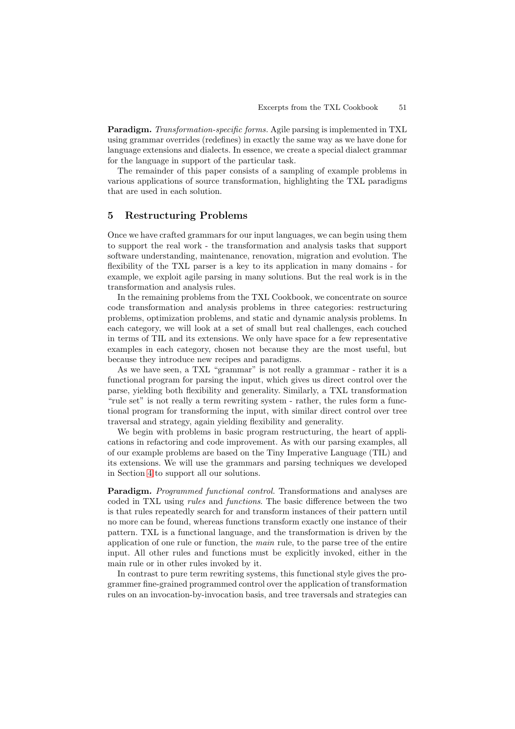**Paradigm.** *Transformation-specific forms.* Agile parsing is implemented in TXL using grammar overrides (redefines) in exactly the same way as we have done for language extensions and dialects. In essence, we create a special dialect grammar for the language in support of the particular task.

The remainder of this paper consists of a sampling of example problems in various applications of source transformation, highlighting the TXL paradigms that are used in each solution.

## 5 Restructuring Problems

Once we have crafted grammars for our input languages, we can begin using them to support the real work - the transformation and analysis tasks that support software understanding, maintenance, renovation, migration and evolution. The flexibility of the TXL parser is a key to its application in many domains - for example, we exploit agile parsing in many solutions. But the real work is in the transformation and analysis rules.

In the remaining problems from the TXL Cookbook, we concentrate on source code transformation and analysis problems in three categories: restructuring problems, optimization problems, and static and dynamic analysis problems. In each category, we will look at a set of small but real challenges, each couched in terms of TIL and its extensions. We only have space for a few representative examples in each category, chosen not because they are the most useful, but because they introduce new recipes and paradigms.

As we have seen, a TXL "grammar" is not really a grammar - rather it is a functional program for parsing the input, which gives us direct control over the parse, yielding both flexibility and generality. Similarly, a TXL transformation "rule set" is not really a term rewriting system - rather, the rules form a functional program for transforming the input, with similar direct control over tree traversal and strategy, again yielding flexibility and generality.

We begin with problems in basic program restructuring, the heart of applications in refactoring and code improvement. As with our parsing examples, all of our example problems are based on the Tiny Imperative Language (TIL) and its extensions. We will use the grammars and parsing techniques we developed in Section 4 to support all our solutions.

**Paradigm.** *Programmed functional control.* Transformations and analyses are coded in TXL using *rules* and *functions*. The basic difference between the two is that rules repeatedly search for and transform instances of their pattern until no more can be found, whereas functions transform exactly one instance of their pattern. TXL is a functional language, and the transformation is driven by the application of one rule or function, the *main* rule, to the parse tree of the entire input. All other rules and functions must be explicitly invoked, either in the main rule or in other rules invoked by it.

In contrast to pure term rewriting systems, this functional style gives the programmer fine-grained programmed control over the application of transformation rules on an invocation-by-invocation basis, and tree traversals and strategies can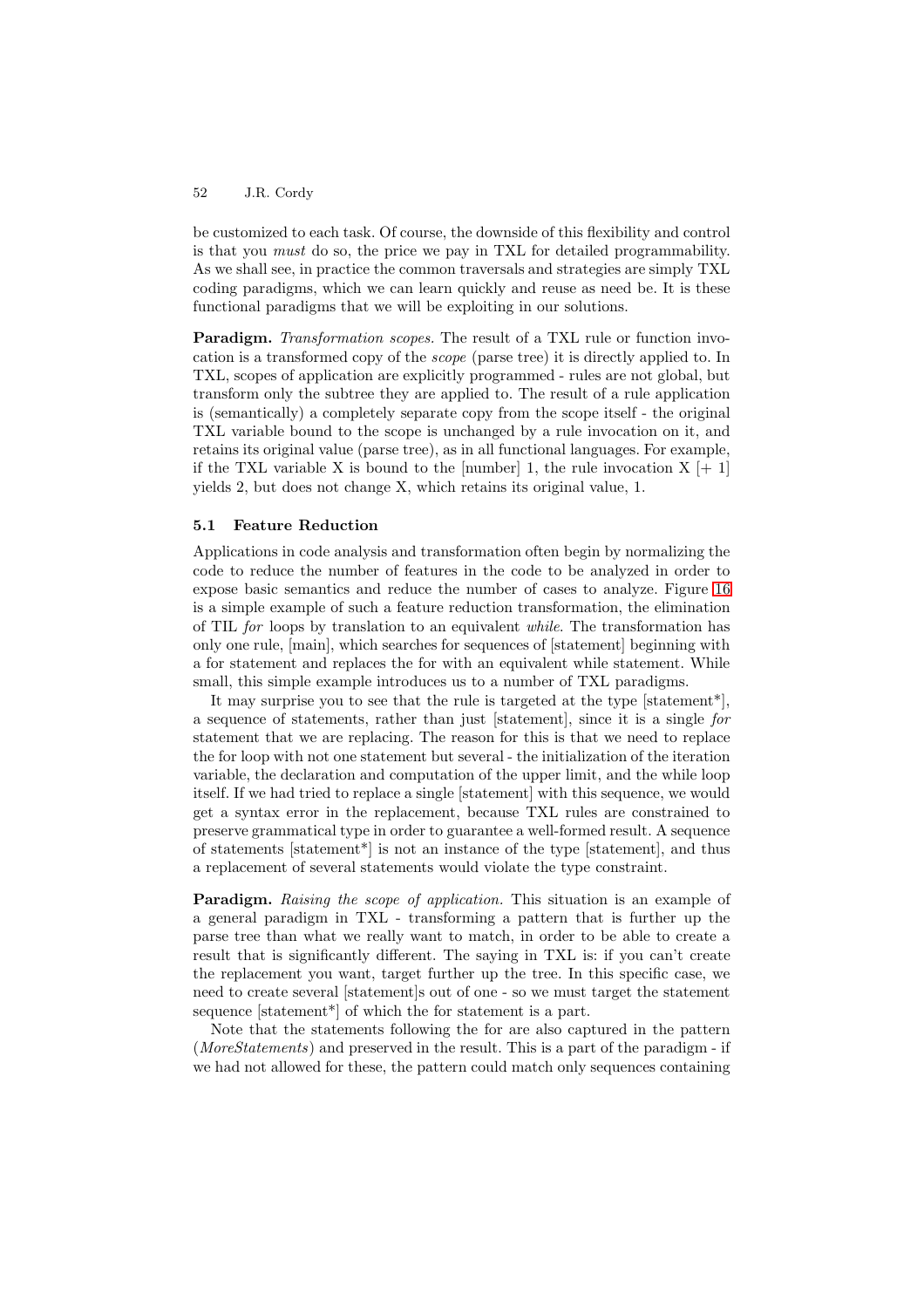be customized to each task. Of course, the downside of this flexibility and control is that you *must* do so, the price we pay in TXL for detailed programmability. As we shall see, in practice the common traversals and strategies are simply TXL coding paradigms, which we can learn quickly and reuse as need be. It is these functional paradigms that we will be exploiting in our solutions.

**Paradigm.** *Transformation scopes.* The result of a TXL rule or function invocation is a transformed copy of the *scope* (parse tree) it is directly applied to. In TXL, scopes of application are explicitly programmed - rules are not global, but transform only the subtree they are applied to. The result of a rule application is (semantically) a completely separate copy from the scope itself - the original TXL variable bound to the scope is unchanged by a rule invocation on it, and retains its original value (parse tree), as in all functional languages. For example, if the TXL variable X is bound to the [number] 1, the rule invocation X [+ 1] yields 2, but does not change X, which retains its original value, 1.

### 5.1 Feature Reduction

Applications in code analysis and transformation often begin by normalizing the code to reduce the number of features in the code to be analyzed in order to expose basic semantics and reduce the number of cases to analyze. Figure 16 is a simple example of such a feature reduction transformation, the elimination of TIL *for* loops by translation to an equivalent *while*. The transformation has only one rule, [main], which searches for sequences of [statement] beginning with a for statement and replaces the for with an equivalent while statement. While small, this simple example introduces us to a number of TXL paradigms.

It may surprise you to see that the rule is targeted at the type [statement*], a sequence of statements, rather than just [statement], since it is a single *for* statement that we are replacing. The reason for this is that we need to replace the for loop with not one statement but several - the initialization of the iteration variable, the declaration and computation of the upper limit, and the while loop itself. If we had tried to replace a single [statement] with this sequence, we would get a syntax error in the replacement, because TXL rules are constrained to preserve grammatical type in order to guarantee a well-formed result. A sequence of statements [statement*] is not an instance of the type [statement], and thus a replacement of several statements would violate the type constraint.

**Paradigm.** *Raising the scope of application.* This situation is an example of a general paradigm in TXL - transforming a pattern that is further up the parse tree than what we really want to match, in order to be able to create a result that is significantly different. The saying in TXL is: if you can't create the replacement you want, target further up the tree. In this specific case, we need to create several [statement]s out of one - so we must target the statement sequence [statement*] of which the for statement is a part.

Note that the statements following the for are also captured in the pattern (*MoreStatements*) and preserved in the result. This is a part of the paradigm - if we had not allowed for these, the pattern could match only sequences containing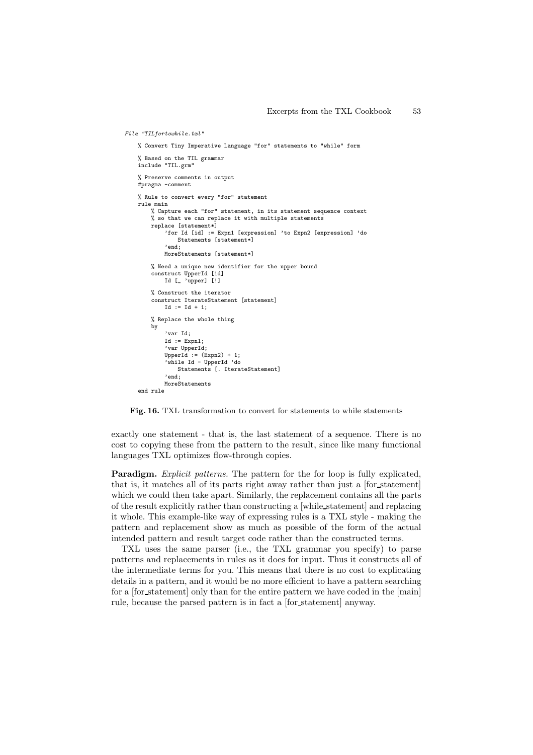*File "TILfortowhile.txl"*

```
% Convert Tiny Imperative Language "for" statements to "while" form

% Based on the TIL grammar
include "TIL.grm"

% Preserve comments in output
#pragma -comment

% Rule to convert every "for" statement
rule main
    % Capture each "for" statement, in its statement sequence context
    % so that we can replace it with multiple statements
    replace [statement*]
        'for Id [id] := Expn1 [expression] 'to Expn2 [expression] 'do
            Statements [statement*]
        'end;
        MoreStatements [statement*]

    % Need a unique new identifier for the upper bound
    construct UpperId [id]
        Id [_ 'upper] [!]

    % Construct the iterator
    construct IterateStatement [statement]
        Id := Id + 1;

    % Replace the whole thing
    by
        'var Id;
        Id := Expn1;
        'var UpperId;
        UpperId := (Expn2) + 1;
        'while Id - UpperId 'do
            Statements [. IterateStatement]
        'end;
        MoreStatements
end rule
```

**Fig. 16.** TXL transformation to convert for statements to while statements

exactly one statement - that is, the last statement of a sequence. There is no cost to copying these from the pattern to the result, since like many functional languages TXL optimizes flow-through copies.

**Paradigm.** *Explicit patterns.* The pattern for the for loop is fully explicated, that is, it matches all of its parts right away rather than just a [for_statement] which we could then take apart. Similarly, the replacement contains all the parts of the result explicitly rather than constructing a [while_statement] and replacing it whole. This example-like way of expressing rules is a TXL style - making the pattern and replacement show as much as possible of the form of the actual intended pattern and result target code rather than the constructed terms.

TXL uses the same parser (i.e., the TXL grammar you specify) to parse patterns and replacements in rules as it does for input. Thus it constructs all of the intermediate terms for you. This means that there is no cost to explicating details in a pattern, and it would be no more efficient to have a pattern searching for a [for_statement] only than for the entire pattern we have coded in the [main] rule, because the parsed pattern is in fact a [for_statement] anyway.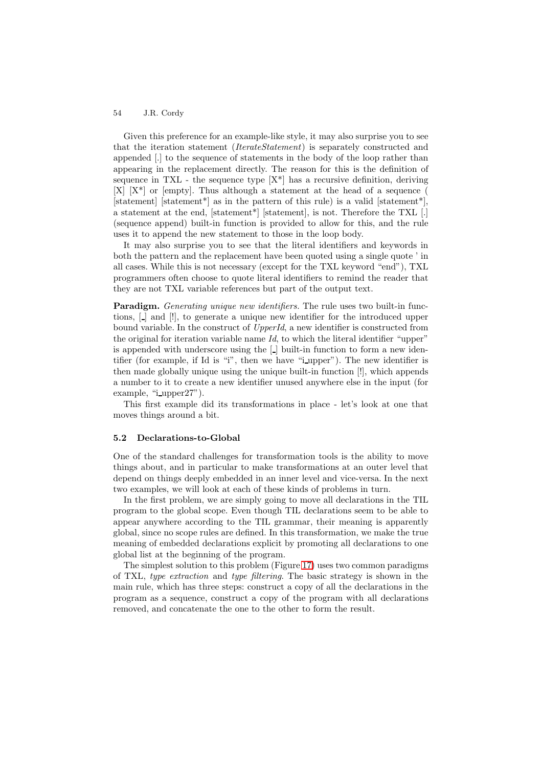Given this preference for an example-like style, it may also surprise you to see that the iteration statement (*IterateStatement*) is separately constructed and appended [.] to the sequence of statements in the body of the loop rather than appearing in the replacement directly. The reason for this is the definition of sequence in TXL - the sequence type [X*] has a recursive definition, deriving [X] [X*] or [empty]. Thus although a statement at the head of a sequence ( [statement] [statement*] as in the pattern of this rule) is a valid [statement*], a statement at the end, [statement*] [statement], is not. Therefore the TXL [.] (sequence append) built-in function is provided to allow for this, and the rule uses it to append the new statement to those in the loop body.

It may also surprise you to see that the literal identifiers and keywords in both the pattern and the replacement have been quoted using a single quote ' in all cases. While this is not necessary (except for the TXL keyword "end"), TXL programmers often choose to quote literal identifiers to remind the reader that they are not TXL variable references but part of the output text.

**Paradigm.** *Generating unique new identifiers.* The rule uses two built-in functions, [_] and [!], to generate a unique new identifier for the introduced upper bound variable. In the construct of *UpperId*, a new identifier is constructed from the original for iteration variable name *Id*, to which the literal identifier "upper" is appended with underscore using the [_] built-in function to form a new identifier (for example, if Id is "i", then we have "i_upper"). The new identifier is then made globally unique using the unique built-in function [!], which appends a number to it to create a new identifier unused anywhere else in the input (for example, "i_upper27").

This first example did its transformations in place - let's look at one that moves things around a bit.

### 5.2 Declarations-to-Global

One of the standard challenges for transformation tools is the ability to move things about, and in particular to make transformations at an outer level that depend on things deeply embedded in an inner level and vice-versa. In the next two examples, we will look at each of these kinds of problems in turn.

In the first problem, we are simply going to move all declarations in the TIL program to the global scope. Even though TIL declarations seem to be able to appear anywhere according to the TIL grammar, their meaning is apparently global, since no scope rules are defined. In this transformation, we make the true meaning of embedded declarations explicit by promoting all declarations to one global list at the beginning of the program.

The simplest solution to this problem (Figure 17) uses two common paradigms of TXL, *type extraction* and *type filtering*. The basic strategy is shown in the main rule, which has three steps: construct a copy of all the declarations in the program as a sequence, construct a copy of the program with all declarations removed, and concatenate the one to the other to form the result.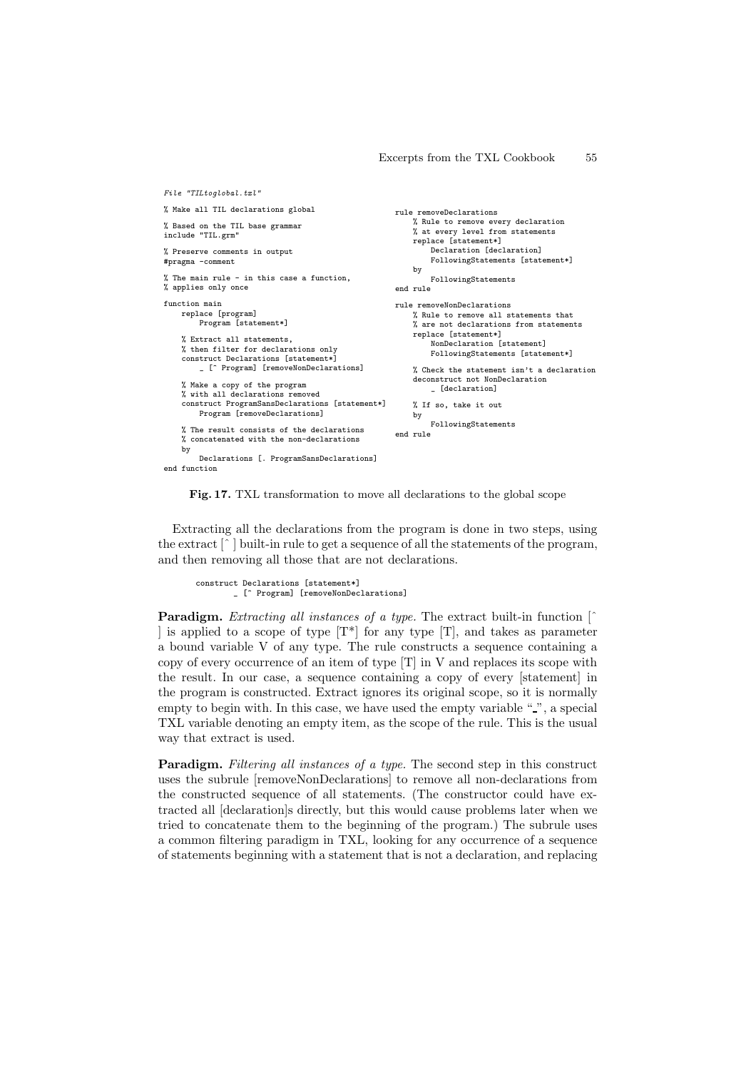```
File "TILtoglobal.txl"

% Make all TIL declarations global

% Based on the TIL base grammar
include "TIL.grm"

% Preserve comments in output
#pragma -comment

% The main rule - in this case a function,
% applies only once

function main
    replace [program]
        Program [statement*]

    % Extract all statements,
    % then filter for declarations only
    construct Declarations [statement*]
        _ [^ Program] [removeNonDeclarations]

    % Make a copy of the program
    % with all declarations removed
    construct ProgramSansDeclarations [statement*]
        Program [removeDeclarations]

    % The result consists of the declarations
    % concatenated with the non-declarations
    by
        Declarations [. ProgramSansDeclarations]
end function

rule removeDeclarations
    % Rule to remove every declaration
    % at every level from statements
    replace [statement*]
        Declaration [declaration]
        FollowingStatements [statement*]
    by
        FollowingStatements
end rule

rule removeNonDeclarations
    % Rule to remove all statements that
    % are not declarations from statements
    replace [statement*]
        NonDeclaration [statement]
        FollowingStatements [statement*]

    % Check the statement isn't a declaration
    deconstruct not NonDeclaration
        _ [declaration]

    % If so, take it out
    by
        FollowingStatements
end rule
```

**Fig. 17.** TXL transformation to move all declarations to the global scope

Extracting all the declarations from the program is done in two steps, using the extract [^ ] built-in rule to get a sequence of all the statements of the program, and then removing all those that are not declarations.

```
construct Declarations [statement*]
        _ [^ Program] [removeNonDeclarations]
```

**Paradigm.** *Extracting all instances of a type.* The extract built-in function [^ ] is applied to a scope of type [T*] for any type [T], and takes as parameter a bound variable V of any type. The rule constructs a sequence containing a copy of every occurrence of an item of type [T] in V and replaces its scope with the result. In our case, a sequence containing a copy of every [statement] in the program is constructed. Extract ignores its original scope, so it is normally empty to begin with. In this case, we have used the empty variable "_", a special TXL variable denoting an empty item, as the scope of the rule. This is the usual way that extract is used.

**Paradigm.** *Filtering all instances of a type.* The second step in this construct uses the subrule [removeNonDeclarations] to remove all non-declarations from the constructed sequence of all statements. (The constructor could have extracted all [declaration]s directly, but this would cause problems later when we tried to concatenate them to the beginning of the program.) The subrule uses a common filtering paradigm in TXL, looking for any occurrence of a sequence of statements beginning with a statement that is not a declaration, and replacing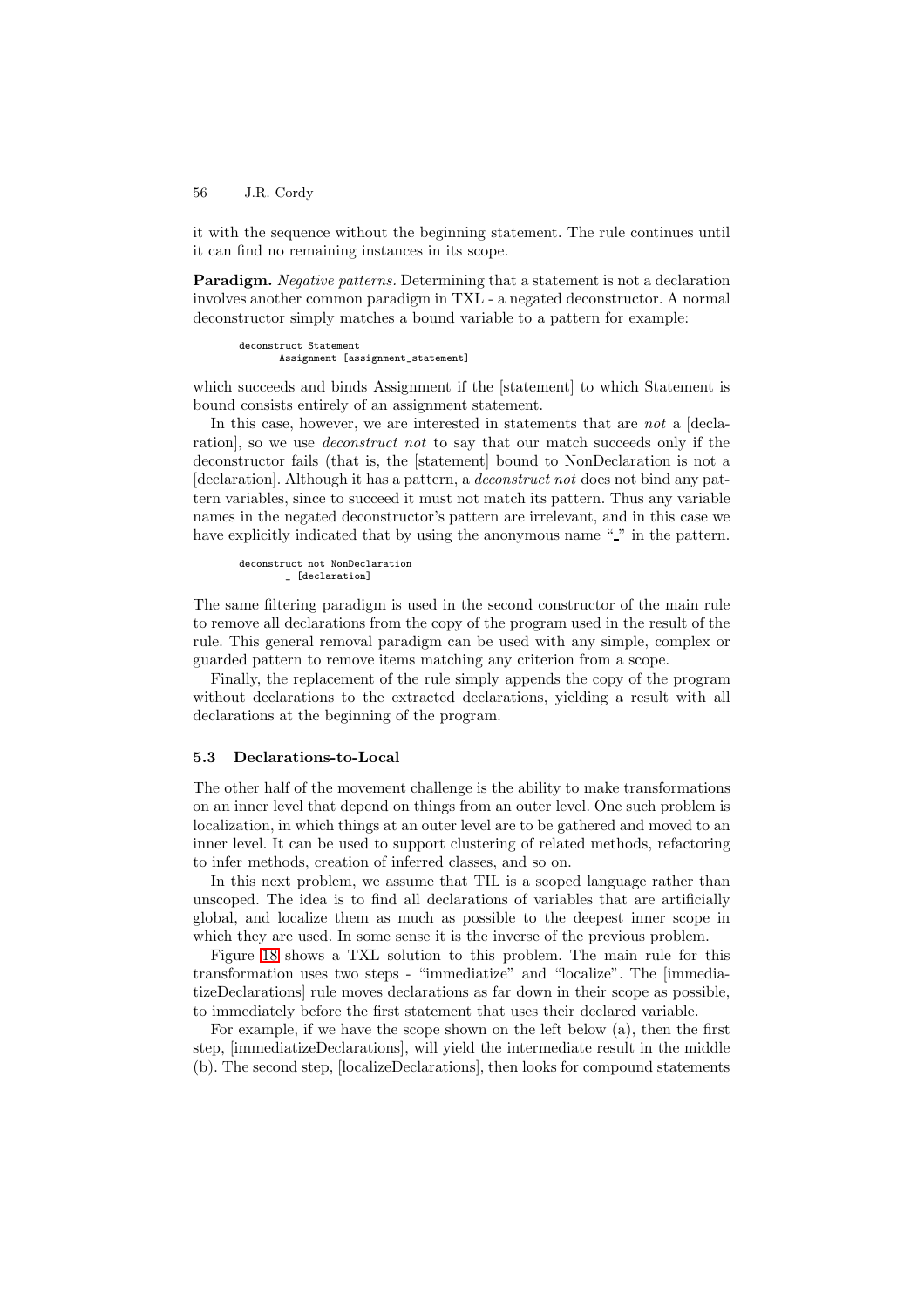it with the sequence without the beginning statement. The rule continues until it can find no remaining instances in its scope.

**Paradigm.** *Negative patterns.* Determining that a statement is not a declaration involves another common paradigm in TXL - a negated deconstructor. A normal deconstructor simply matches a bound variable to a pattern for example:

```
deconstruct Statement
      Assignment [assignment_statement]
```

which succeeds and binds Assignment if the [statement] to which Statement is bound consists entirely of an assignment statement.

In this case, however, we are interested in statements that are *not* a [declaration], so we use *deconstruct not* to say that our match succeeds only if the deconstructor fails (that is, the [statement] bound to NonDeclaration is not a [declaration]. Although it has a pattern, a *deconstruct not* does not bind any pattern variables, since to succeed it must not match its pattern. Thus any variable names in the negated deconstructor's pattern are irrelevant, and in this case we have explicitly indicated that by using the anonymous name "_" in the pattern.

```
deconstruct not NonDeclaration
      _ [declaration]
```

The same filtering paradigm is used in the second constructor of the main rule to remove all declarations from the copy of the program used in the result of the rule. This general removal paradigm can be used with any simple, complex or guarded pattern to remove items matching any criterion from a scope.

Finally, the replacement of the rule simply appends the copy of the program without declarations to the extracted declarations, yielding a result with all declarations at the beginning of the program.

### 5.3 Declarations-to-Local

The other half of the movement challenge is the ability to make transformations on an inner level that depend on things from an outer level. One such problem is localization, in which things at an outer level are to be gathered and moved to an inner level. It can be used to support clustering of related methods, refactoring to infer methods, creation of inferred classes, and so on.

In this next problem, we assume that TIL is a scoped language rather than unscoped. The idea is to find all declarations of variables that are artificially global, and localize them as much as possible to the deepest inner scope in which they are used. In some sense it is the inverse of the previous problem.

Figure 18 shows a TXL solution to this problem. The main rule for this transformation uses two steps - "immediatize" and "localize". The [immediatizeDeclarations] rule moves declarations as far down in their scope as possible, to immediately before the first statement that uses their declared variable.

For example, if we have the scope shown on the left below (a), then the first step, [immediatizeDeclarations], will yield the intermediate result in the middle (b). The second step, [localizeDeclarations], then looks for compound statements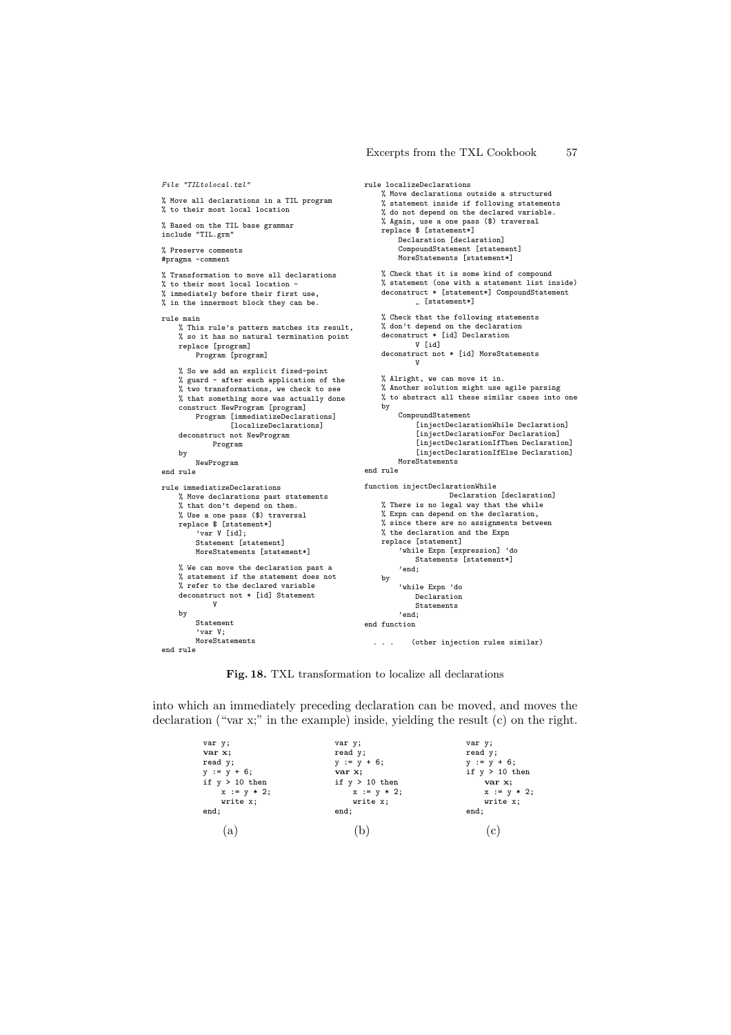```
File "TILtolocal.txl"

% Move all declarations in a TIL program
% to their most local location

% Based on the TIL base grammar
include "TIL.grm"

% Preserve comments
#pragma -comment

% Transformation to move all declarations
% to their most local location -
% immediately before their first use,
% in the innermost block they can be.

rule main
    % This rule's pattern matches its result,
    % so it has no natural termination point
    replace [program]
        Program [program]

    % So we add an explicit fixed-point
    % guard - after each application of the
    % two transformations, we check to see
    % that something more was actually done
    construct NewProgram [program]
        Program [immediatizeDeclarations]
                [localizeDeclarations]
    deconstruct not NewProgram
            Program
    by
        NewProgram
end rule

rule immediatizeDeclarations
    % Move declarations past statements
    % that don't depend on them.
    % Use a one pass ($) traversal
    replace $ [statement*]
        'var V [id];
        Statement [statement]
        MoreStatements [statement*]

    % We can move the declaration past a
    % statement if the statement does not
    % refer to the declared variable
    deconstruct not * [id] Statement
            V
    by
        Statement
        'var V;
        MoreStatements
end rule

rule localizeDeclarations
    % Move declarations outside a structured
    % statement inside if following statements
    % do not depend on the declared variable.
    % Again, use a one pass ($) traversal
    replace $ [statement*]
        Declaration [declaration]
        CompoundStatement [statement]
        MoreStatements [statement*]

    % Check that it is some kind of compound
    % statement (one with a statement list inside)
    deconstruct * [statement*] CompoundStatement
            _ [statement*]

    % Check that the following statements
    % don't depend on the declaration
    deconstruct * [id] Declaration
            V [id]
    deconstruct not * [id] MoreStatements
            V

    % Alright, we can move it in.
    % Another solution might use agile parsing
    % to abstract all these similar cases into one
    by
        CompoundStatement
            [injectDeclarationWhile Declaration]
            [injectDeclarationFor Declaration]
            [injectDeclarationIfThen Declaration]
            [injectDeclarationIfElse Declaration]
        MoreStatements
end rule

function injectDeclarationWhile
                    Declaration [declaration]
    % There is no legal way that the while
    % Expn can depend on the declaration,
    % since there are no assignments between
    % the declaration and the Expn
    replace [statement]
        'while Expn [expression] 'do
            Statements [statement*]
        'end;
    by
        'while Expn 'do
            Declaration
            Statements
        'end;
end function

  . . .    (other injection rules similar)
```

**Fig. 18.** TXL transformation to localize all declarations

into which an immediately preceding declaration can be moved, and moves the declaration ("var x;" in the example) inside, yielding the result (c) on the right.

```
var y;                 var y;                 var y;
var x;                 read y;                read y;
read y;                y := y + 6;            y := y + 6;
y := y + 6;            var x;                 if y > 10 then
if y > 10 then         if y > 10 then             var x;
    x := y * 2;            x := y * 2;            x := y * 2;
    write x;               write x;               write x;
end;                   end;                   end;

      (a)                    (b)                    (c)
```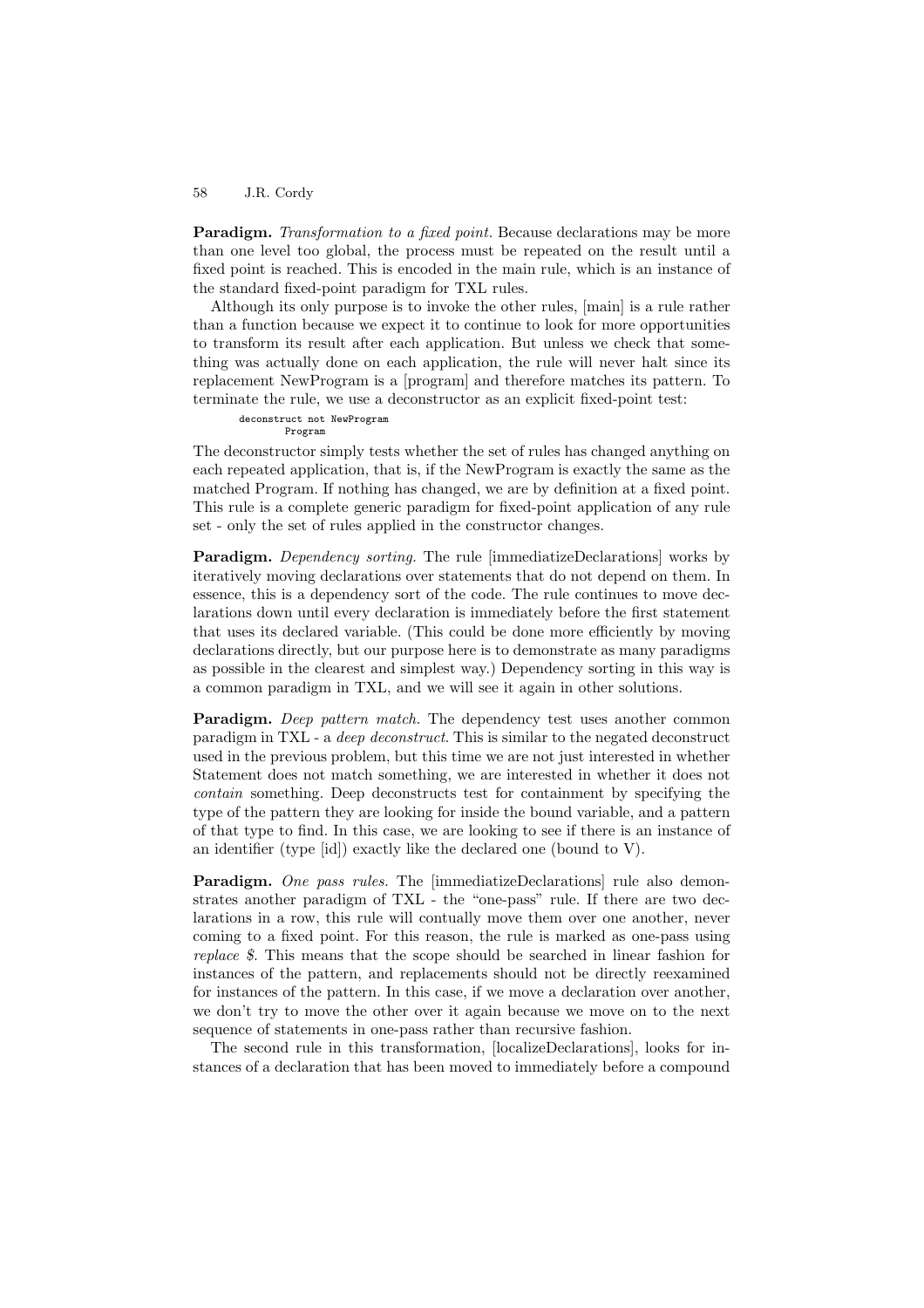**Paradigm.** *Transformation to a fixed point.* Because declarations may be more than one level too global, the process must be repeated on the result until a fixed point is reached. This is encoded in the main rule, which is an instance of the standard fixed-point paradigm for TXL rules.

Although its only purpose is to invoke the other rules, [main] is a rule rather than a function because we expect it to continue to look for more opportunities to transform its result after each application. But unless we check that something was actually done on each application, the rule will never halt since its replacement NewProgram is a [program] and therefore matches its pattern. To terminate the rule, we use a deconstructor as an explicit fixed-point test:

```
deconstruct not NewProgram
        Program
```

The deconstructor simply tests whether the set of rules has changed anything on each repeated application, that is, if the NewProgram is exactly the same as the matched Program. If nothing has changed, we are by definition at a fixed point. This rule is a complete generic paradigm for fixed-point application of any rule set - only the set of rules applied in the constructor changes.

**Paradigm.** *Dependency sorting.* The rule [immediatizeDeclarations] works by iteratively moving declarations over statements that do not depend on them. In essence, this is a dependency sort of the code. The rule continues to move declarations down until every declaration is immediately before the first statement that uses its declared variable. (This could be done more efficiently by moving declarations directly, but our purpose here is to demonstrate as many paradigms as possible in the clearest and simplest way.) Dependency sorting in this way is a common paradigm in TXL, and we will see it again in other solutions.

**Paradigm.** *Deep pattern match.* The dependency test uses another common paradigm in TXL - a *deep deconstruct*. This is similar to the negated deconstruct used in the previous problem, but this time we are not just interested in whether Statement does not match something, we are interested in whether it does not *contain* something. Deep deconstructs test for containment by specifying the type of the pattern they are looking for inside the bound variable, and a pattern of that type to find. In this case, we are looking to see if there is an instance of an identifier (type [id]) exactly like the declared one (bound to V).

**Paradigm.** *One pass rules.* The [immediatizeDeclarations] rule also demonstrates another paradigm of TXL - the "one-pass" rule. If there are two declarations in a row, this rule will contually move them over one another, never coming to a fixed point. For this reason, the rule is marked as one-pass using *replace $*. This means that the scope should be searched in linear fashion for instances of the pattern, and replacements should not be directly reexamined for instances of the pattern. In this case, if we move a declaration over another, we don't try to move the other over it again because we move on to the next sequence of statements in one-pass rather than recursive fashion.

The second rule in this transformation, [localizeDeclarations], looks for instances of a declaration that has been moved to immediately before a compound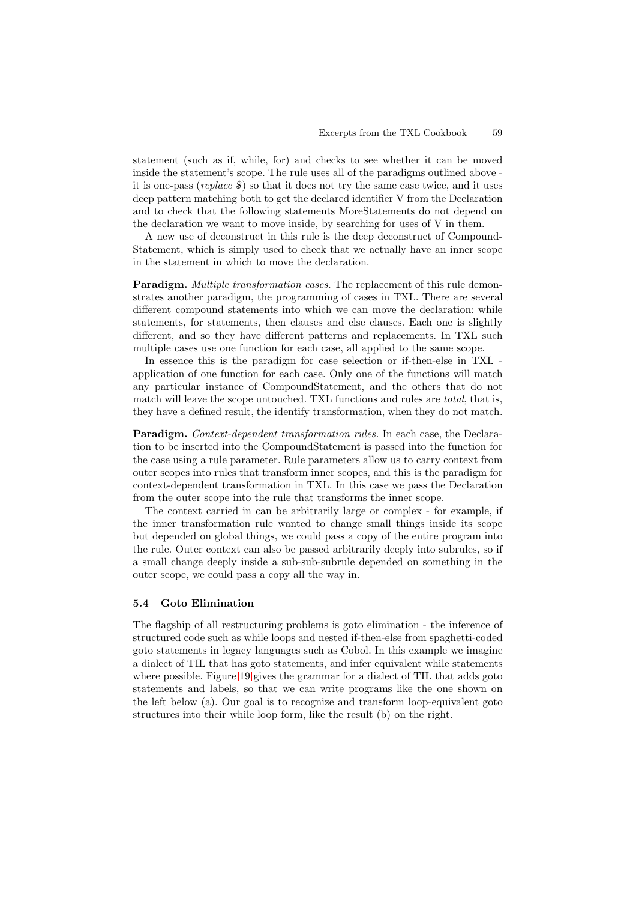statement (such as if, while, for) and checks to see whether it can be moved inside the statement's scope. The rule uses all of the paradigms outlined above - it is one-pass (*replace $*) so that it does not try the same case twice, and it uses deep pattern matching both to get the declared identifier V from the Declaration and to check that the following statements MoreStatements do not depend on the declaration we want to move inside, by searching for uses of V in them.

A new use of deconstruct in this rule is the deep deconstruct of Compound-Statement, which is simply used to check that we actually have an inner scope in the statement in which to move the declaration.

**Paradigm.** *Multiple transformation cases.* The replacement of this rule demonstrates another paradigm, the programming of cases in TXL. There are several different compound statements into which we can move the declaration: while statements, for statements, then clauses and else clauses. Each one is slightly different, and so they have different patterns and replacements. In TXL such multiple cases use one function for each case, all applied to the same scope.

In essence this is the paradigm for case selection or if-then-else in TXL - application of one function for each case. Only one of the functions will match any particular instance of CompoundStatement, and the others that do not match will leave the scope untouched. TXL functions and rules are *total*, that is, they have a defined result, the identify transformation, when they do not match.

**Paradigm.** *Context-dependent transformation rules.* In each case, the Declaration to be inserted into the CompoundStatement is passed into the function for the case using a rule parameter. Rule parameters allow us to carry context from outer scopes into rules that transform inner scopes, and this is the paradigm for context-dependent transformation in TXL. In this case we pass the Declaration from the outer scope into the rule that transforms the inner scope.

The context carried in can be arbitrarily large or complex - for example, if the inner transformation rule wanted to change small things inside its scope but depended on global things, we could pass a copy of the entire program into the rule. Outer context can also be passed arbitrarily deeply into subrules, so if a small change deeply inside a sub-sub-subrule depended on something in the outer scope, we could pass a copy all the way in.

### 5.4 Goto Elimination

The flagship of all restructuring problems is goto elimination - the inference of structured code such as while loops and nested if-then-else from spaghetti-coded goto statements in legacy languages such as Cobol. In this example we imagine a dialect of TIL that has goto statements, and infer equivalent while statements where possible. Figure 19 gives the grammar for a dialect of TIL that adds goto statements and labels, so that we can write programs like the one shown on the left below (a). Our goal is to recognize and transform loop-equivalent goto structures into their while loop form, like the result (b) on the right.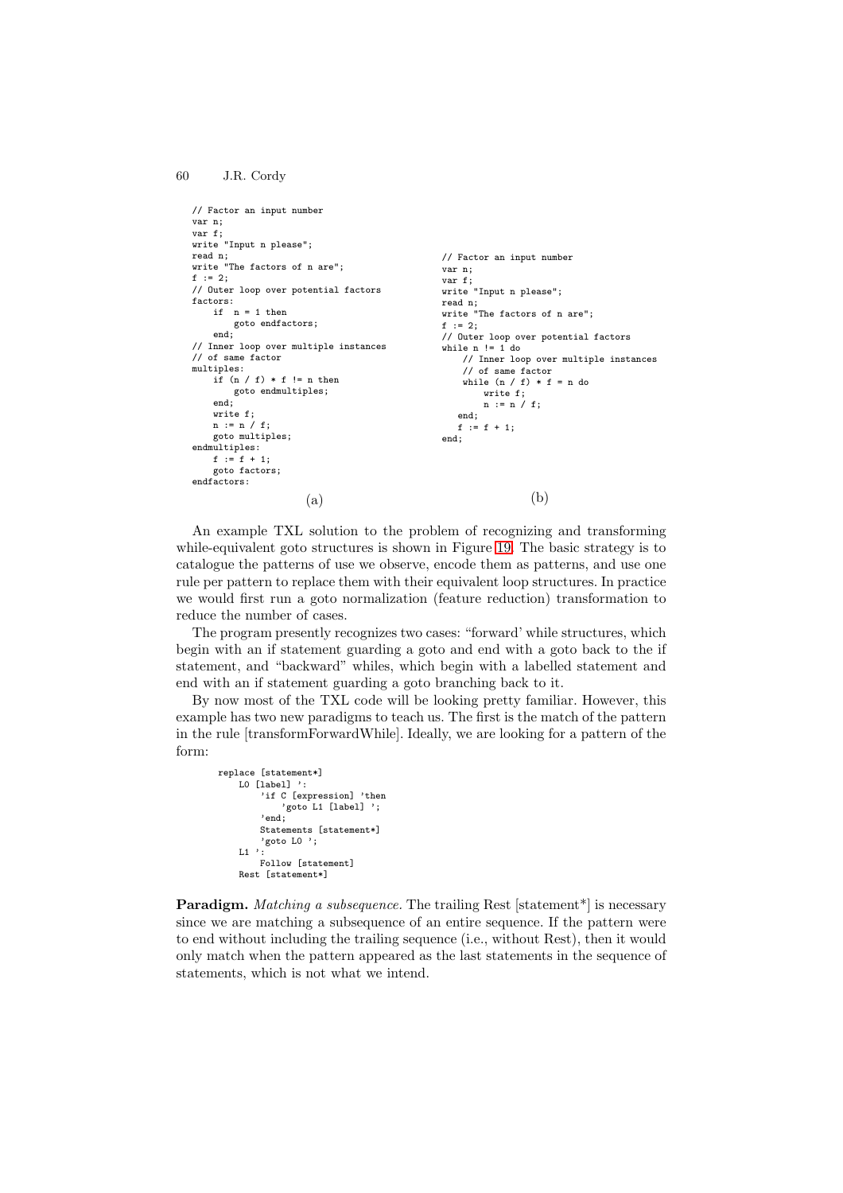```
// Factor an input number
var n;
var f;
write "Input n please";
read n;
write "The factors of n are";
f := 2;
// Outer loop over potential factors
factors:
    if  n = 1 then
        goto endfactors;
    end;
// Inner loop over multiple instances
// of same factor
multiples:
    if (n / f) * f != n then
        goto endmultiples;
    end;
    write f;
    n := n / f;
    goto multiples;
endmultiples:
    f := f + 1;
    goto factors;
endfactors:
```

(a)

```
// Factor an input number
var n;
var f;
write "Input n please";
read n;
write "The factors of n are";
f := 2;
// Outer loop over potential factors
while n != 1 do
    // Inner loop over multiple instances
    // of same factor
    while (n / f) * f = n do
        write f;
        n := n / f;
    end;
    f := f + 1;
end;
```

(b)

An example TXL solution to the problem of recognizing and transforming while-equivalent goto structures is shown in Figure 19. The basic strategy is to catalogue the patterns of use we observe, encode them as patterns, and use one rule per pattern to replace them with their equivalent loop structures. In practice we would first run a goto normalization (feature reduction) transformation to reduce the number of cases.

The program presently recognizes two cases: "forward' while structures, which begin with an if statement guarding a goto and end with a goto back to the if statement, and "backward" whiles, which begin with a labelled statement and end with an if statement guarding a goto branching back to it.

By now most of the TXL code will be looking pretty familiar. However, this example has two new paradigms to teach us. The first is the match of the pattern in the rule [transformForwardWhile]. Ideally, we are looking for a pattern of the form:

```
replace [statement*]
    L0 [label] ':
        'if C [expression] 'then
            'goto L1 [label] ';
        'end;
        Statements [statement*]
        'goto L0 ';
    L1 ':
        Follow [statement]
    Rest [statement*]
```

**Paradigm.** *Matching a subsequence.* The trailing Rest [statement*] is necessary since we are matching a subsequence of an entire sequence. If the pattern were to end without including the trailing sequence (i.e., without Rest), then it would only match when the pattern appeared as the last statements in the sequence of statements, which is not what we intend.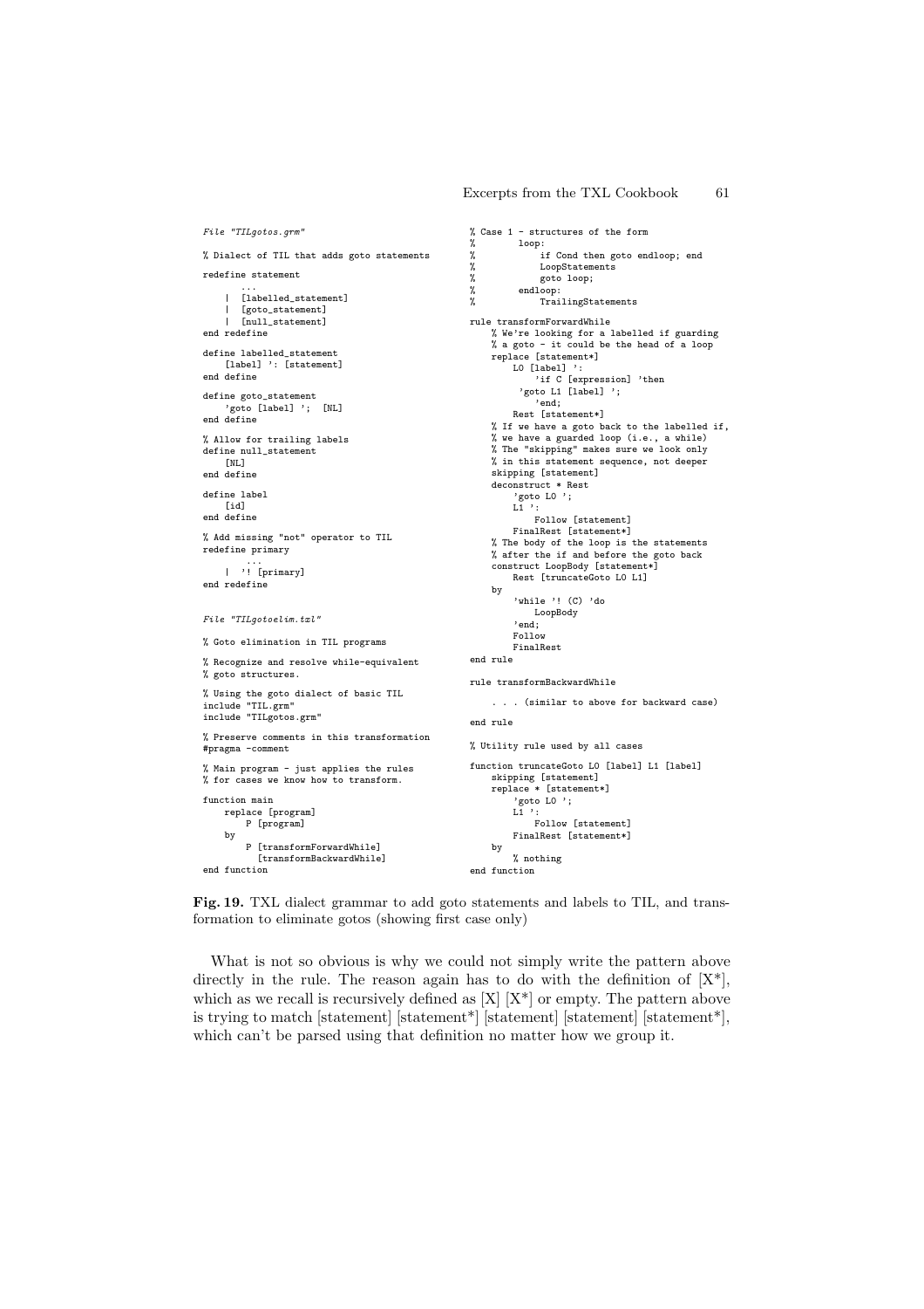*File "TILgotos.grm"*

```
% Dialect of TIL that adds goto statements

redefine statement
        ...
    |   [labelled_statement]
    |   [goto_statement]
    |   [null_statement]
end redefine

define labelled_statement
    [label] ': [statement]
end define

define goto_statement
    'goto [label] ';  [NL]
end define

% Allow for trailing labels
define null_statement
    [NL]
end define

define label
    [id]
end define

% Add missing "not" operator to TIL
redefine primary
        ...
    |   '! [primary]
end redefine
```

*File "TILgotoelim.txl"*

```
% Goto elimination in TIL programs

% Recognize and resolve while-equivalent
% goto structures.

% Using the goto dialect of basic TIL
include "TIL.grm"
include "TILgotos.grm"

% Preserve comments in this transformation
#pragma -comment

% Main program - just applies the rules
% for cases we know how to transform.

function main
    replace [program]
        P [program]
    by
        P [transformForwardWhile]
          [transformBackwardWhile]
end function
```

```
% Case 1 - structures of the form
%       loop:
%           if Cond then goto endloop; end
%           LoopStatements
%           goto loop;
%       endloop:
%           TrailingStatements

rule transformForwardWhile
    % We're looking for a labelled if guarding
    % a goto - it could be the head of a loop
    replace [statement*]
        L0 [label] ':
            'if C [expression] 'then
          'goto L1 [label] ';
            'end;
        Rest [statement*]
    % If we have a goto back to the labelled if,
    % we have a guarded loop (i.e., a while)
    % The "skipping" makes sure we look only
    % in this statement sequence, not deeper
    skipping [statement]
    deconstruct * Rest
        'goto L0 ';
        L1 ':
            Follow [statement]
        FinalRest [statement*]
    % The body of the loop is the statements
    % after the if and before the goto back
    construct LoopBody [statement*]
        Rest [truncateGoto L0 L1]
    by
        'while '! (C) 'do
            LoopBody
        'end;
        Follow
        FinalRest
end rule

rule transformBackwardWhile

    . . . (similar to above for backward case)

end rule

% Utility rule used by all cases

function truncateGoto L0 [label] L1 [label]
    skipping [statement]
    replace * [statement*]
        'goto L0 ';
        L1 ':
            Follow [statement]
        FinalRest [statement*]
    by
        % nothing
end function
```

**Fig. 19.** TXL dialect grammar to add goto statements and labels to TIL, and transformation to eliminate gotos (showing first case only)

What is not so obvious is why we could not simply write the pattern above directly in the rule. The reason again has to do with the definition of [X*], which as we recall is recursively defined as [X] [X*] or empty. The pattern above is trying to match [statement] [statement*] [statement] [statement] [statement*], which can't be parsed using that definition no matter how we group it.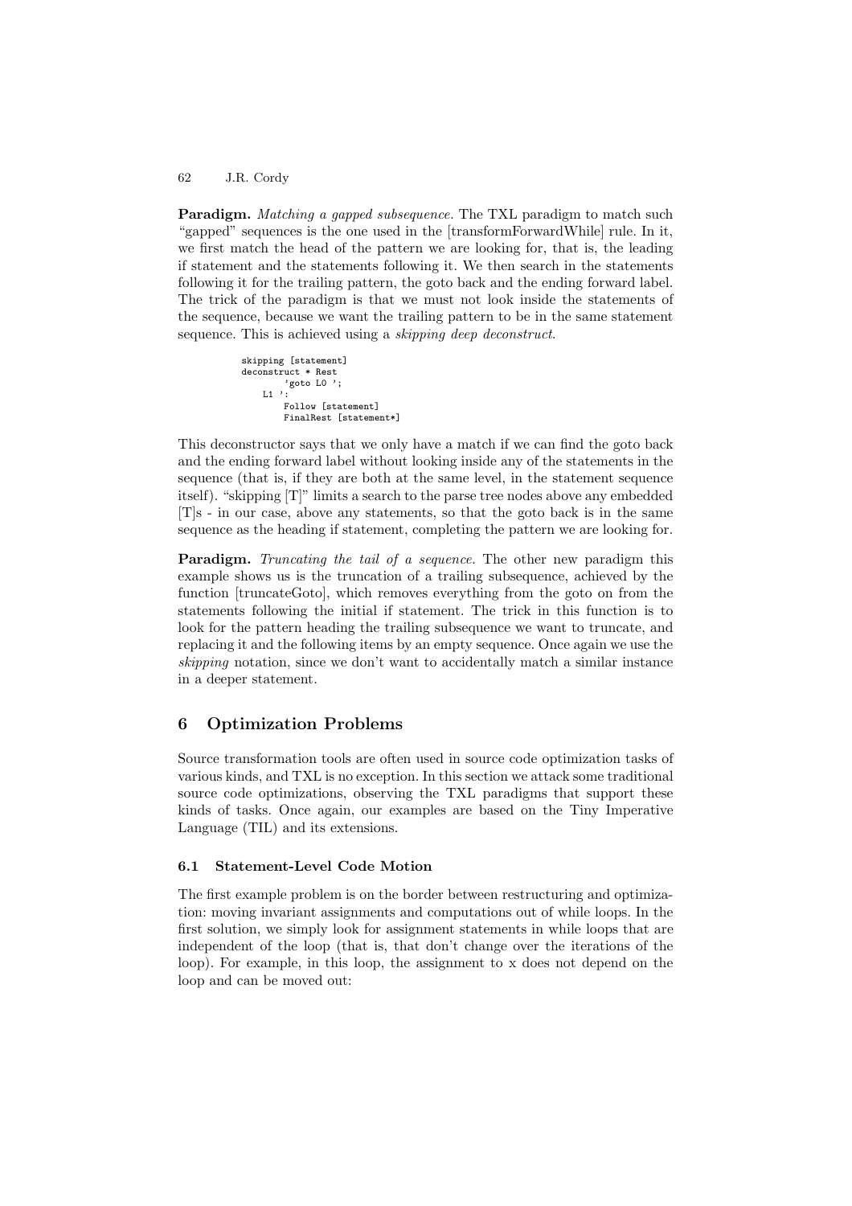**Paradigm.** *Matching a gapped subsequence.* The TXL paradigm to match such "gapped" sequences is the one used in the [transformForwardWhile] rule. In it, we first match the head of the pattern we are looking for, that is, the leading if statement and the statements following it. We then search in the statements following it for the trailing pattern, the goto back and the ending forward label. The trick of the paradigm is that we must not look inside the statements of the sequence, because we want the trailing pattern to be in the same statement sequence. This is achieved using a *skipping deep deconstruct*.

```
skipping [statement]
deconstruct * Rest
        'goto L0 ';
    L1 ':
        Follow [statement]
        FinalRest [statement*]
```

This deconstructor says that we only have a match if we can find the goto back and the ending forward label without looking inside any of the statements in the sequence (that is, if they are both at the same level, in the statement sequence itself). "skipping [T]" limits a search to the parse tree nodes above any embedded [T]s - in our case, above any statements, so that the goto back is in the same sequence as the heading if statement, completing the pattern we are looking for.

**Paradigm.** *Truncating the tail of a sequence.* The other new paradigm this example shows us is the truncation of a trailing subsequence, achieved by the function [truncateGoto], which removes everything from the goto on from the statements following the initial if statement. The trick in this function is to look for the pattern heading the trailing subsequence we want to truncate, and replacing it and the following items by an empty sequence. Once again we use the *skipping* notation, since we don't want to accidentally match a similar instance in a deeper statement.

## 6 Optimization Problems

Source transformation tools are often used in source code optimization tasks of various kinds, and TXL is no exception. In this section we attack some traditional source code optimizations, observing the TXL paradigms that support these kinds of tasks. Once again, our examples are based on the Tiny Imperative Language (TIL) and its extensions.

### 6.1 Statement-Level Code Motion

The first example problem is on the border between restructuring and optimization: moving invariant assignments and computations out of while loops. In the first solution, we simply look for assignment statements in while loops that are independent of the loop (that is, that don't change over the iterations of the loop). For example, in this loop, the assignment to x does not depend on the loop and can be moved out: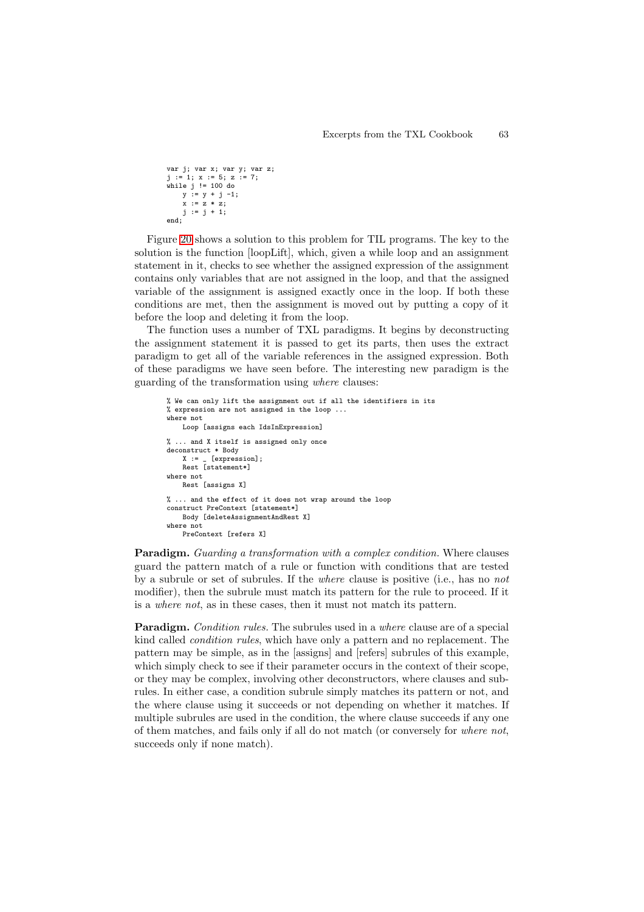```
var j; var x; var y; var z;
j := 1; x := 5; z := 7;
while j != 100 do
    y := y + j -1;
    x := z * z;
    j := j + 1;
end;
```

Figure 20 shows a solution to this problem for TIL programs. The key to the solution is the function [loopLift], which, given a while loop and an assignment statement in it, checks to see whether the assigned expression of the assignment contains only variables that are not assigned in the loop, and that the assigned variable of the assignment is assigned exactly once in the loop. If both these conditions are met, then the assignment is moved out by putting a copy of it before the loop and deleting it from the loop.

The function uses a number of TXL paradigms. It begins by deconstructing the assignment statement it is passed to get its parts, then uses the extract paradigm to get all of the variable references in the assigned expression. Both of these paradigms we have seen before. The interesting new paradigm is the guarding of the transformation using *where* clauses:

```
% We can only lift the assignment out if all the identifiers in its
% expression are not assigned in the loop ...
where not
    Loop [assigns each IdsInExpression]

% ... and X itself is assigned only once
deconstruct * Body
    X := _ [expression];
    Rest [statement*]
where not
    Rest [assigns X]

% ... and the effect of it does not wrap around the loop
construct PreContext [statement*]
    Body [deleteAssignmentAndRest X]
where not
    PreContext [refers X]
```

**Paradigm.** *Guarding a transformation with a complex condition.* Where clauses guard the pattern match of a rule or function with conditions that are tested by a subrule or set of subrules. If the *where* clause is positive (i.e., has no *not* modifier), then the subrule must match its pattern for the rule to proceed. If it is a *where not*, as in these cases, then it must not match its pattern.

**Paradigm.** *Condition rules.* The subrules used in a *where* clause are of a special kind called *condition rules*, which have only a pattern and no replacement. The pattern may be simple, as in the [assigns] and [refers] subrules of this example, which simply check to see if their parameter occurs in the context of their scope, or they may be complex, involving other deconstructors, where clauses and subrules. In either case, a condition subrule simply matches its pattern or not, and the where clause using it succeeds or not depending on whether it matches. If multiple subrules are used in the condition, the where clause succeeds if any one of them matches, and fails only if all do not match (or conversely for *where not*, succeeds only if none match).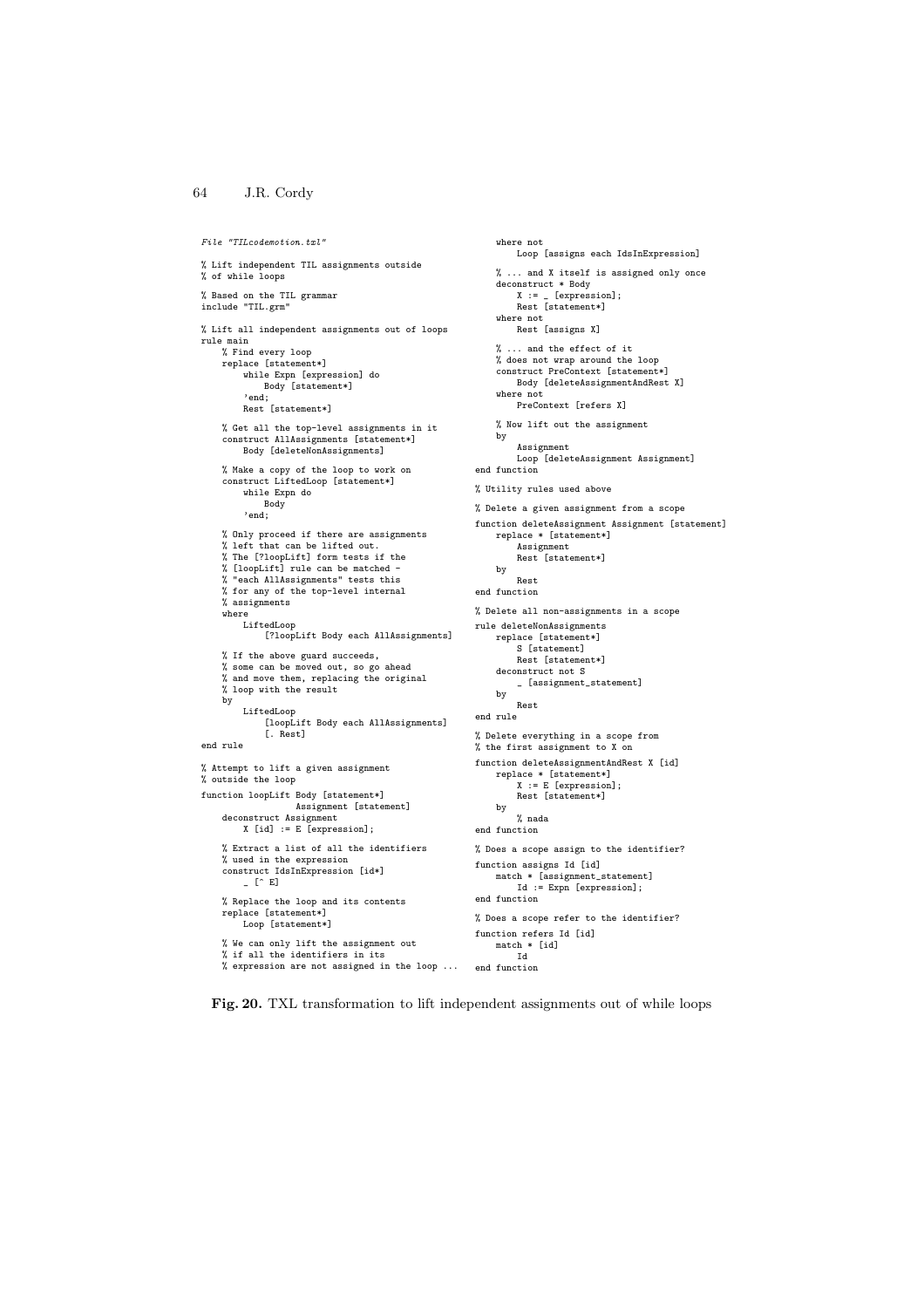File "TILcodemotion.txl"

```
% Lift independent TIL assignments outside
% of while loops

% Based on the TIL grammar
include "TIL.grm"

% Lift all independent assignments out of loops
rule main
    % Find every loop
    replace [statement*]
        while Expn [expression] do
            Body [statement*]
        'end;
        Rest [statement*]

    % Get all the top-level assignments in it
    construct AllAssignments [statement*]
        Body [deleteNonAssignments]

    % Make a copy of the loop to work on
    construct LiftedLoop [statement*]
        while Expn do
            Body
        'end;

    % Only proceed if there are assignments
    % left that can be lifted out.
    % The [?loopLift] form tests if the
    % [loopLift] rule can be matched -
    % "each AllAssignments" tests this
    % for any of the top-level internal
    % assignments
    where
        LiftedLoop
            [?loopLift Body each AllAssignments]

    % If the above guard succeeds,
    % some can be moved out, so go ahead
    % and move them, replacing the original
    % loop with the result
    by
        LiftedLoop
            [loopLift Body each AllAssignments]
            [. Rest]
end rule

% Attempt to lift a given assignment
% outside the loop
function loopLift Body [statement*]
                  Assignment [statement]
    deconstruct Assignment
        X [id] := E [expression];

    % Extract a list of all the identifiers
    % used in the expression
    construct IdsInExpression [id*]
        _ [^ E]

    % Replace the loop and its contents
    replace [statement*]
        Loop [statement*]

    % We can only lift the assignment out
    % if all the identifiers in its
    % expression are not assigned in the loop ...
    where not
        Loop [assigns each IdsInExpression]

    % ... and X itself is assigned only once
    deconstruct * Body
        X := _ [expression];
        Rest [statement*]
    where not
        Rest [assigns X]

    % ... and the effect of it
    % does not wrap around the loop
    construct PreContext [statement*]
        Body [deleteAssignmentAndRest X]
    where not
        PreContext [refers X]

    % Now lift out the assignment
    by
        Assignment
        Loop [deleteAssignment Assignment]
end function

% Utility rules used above

% Delete a given assignment from a scope
function deleteAssignment Assignment [statement]
    replace * [statement*]
        Assignment
        Rest [statement*]
    by
        Rest
end function

% Delete all non-assignments in a scope
rule deleteNonAssignments
    replace [statement*]
        S [statement]
        Rest [statement*]
    deconstruct not S
        _ [assignment_statement]
    by
        Rest
end rule

% Delete everything in a scope from
% the first assignment to X on
function deleteAssignmentAndRest X [id]
    replace * [statement*]
        X := E [expression];
        Rest [statement*]
    by
        % nada
end function

% Does a scope assign to the identifier?
function assigns Id [id]
    match * [assignment_statement]
        Id := Expn [expression];
end function

% Does a scope refer to the identifier?
function refers Id [id]
    match * [id]
        Id
end function
```

**Fig. 20.** TXL transformation to lift independent assignments out of while loops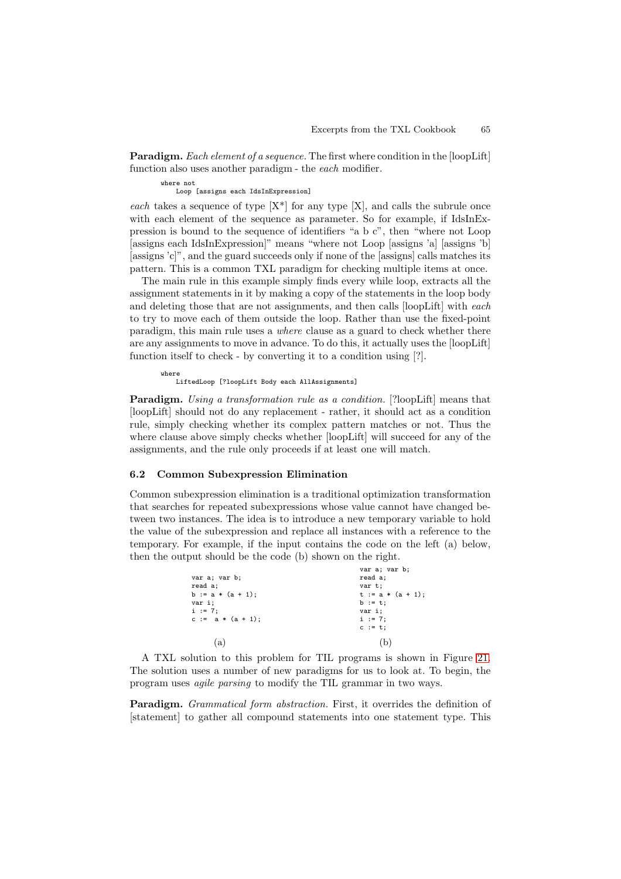**Paradigm.** *Each element of a sequence.* The first where condition in the [loopLift] function also uses another paradigm - the *each* modifier.

```
where not
    Loop [assigns each IdsInExpression]
```

*each* takes a sequence of type [X*] for any type [X], and calls the subrule once with each element of the sequence as parameter. So for example, if IdsInExpression is bound to the sequence of identifiers "a b c", then "where not Loop [assigns each IdsInExpression]" means "where not Loop [assigns 'a] [assigns 'b] [assigns 'c]", and the guard succeeds only if none of the [assigns] calls matches its pattern. This is a common TXL paradigm for checking multiple items at once.

The main rule in this example simply finds every while loop, extracts all the assignment statements in it by making a copy of the statements in the loop body and deleting those that are not assignments, and then calls [loopLift] with *each* to try to move each of them outside the loop. Rather than use the fixed-point paradigm, this main rule uses a *where* clause as a guard to check whether there are any assignments to move in advance. To do this, it actually uses the [loopLift] function itself to check - by converting it to a condition using [?].

```
where
    LiftedLoop [?loopLift Body each AllAssignments]
```

**Paradigm.** *Using a transformation rule as a condition.* [?loopLift] means that [loopLift] should not do any replacement - rather, it should act as a condition rule, simply checking whether its complex pattern matches or not. Thus the where clause above simply checks whether [loopLift] will succeed for any of the assignments, and the rule only proceeds if at least one will match.

### 6.2 Common Subexpression Elimination

Common subexpression elimination is a traditional optimization transformation that searches for repeated subexpressions whose value cannot have changed between two instances. The idea is to introduce a new temporary variable to hold the value of the subexpression and replace all instances with a reference to the temporary. For example, if the input contains the code on the left (a) below, then the output should be the code (b) shown on the right.

```
var a; var b;
read a;
b := a * (a + 1);
var i;
i := 7;
c :=  a * (a + 1);
```

(a)

```
var a; var b;
read a;
var t;
t := a * (a + 1);
b := t;
var i;
i := 7;
c := t;
```

(b)

A TXL solution to this problem for TIL programs is shown in Figure 21. The solution uses a number of new paradigms for us to look at. To begin, the program uses *agile parsing* to modify the TIL grammar in two ways.

**Paradigm.** *Grammatical form abstraction.* First, it overrides the definition of [statement] to gather all compound statements into one statement type. This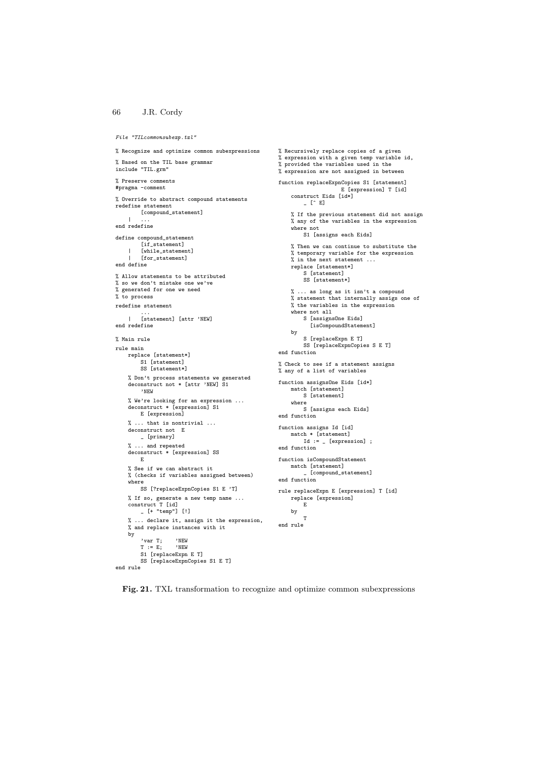*File "TILcommonsubexp.txl"*

```
% Recognize and optimize common subexpressions

% Based on the TIL base grammar
include "TIL.grm"

% Preserve comments
#pragma -comment

% Override to abstract compound statements
redefine statement
        [compound_statement]
    |   ...
end redefine

define compound_statement
        [if_statement]
    |   [while_statement]
    |   [for_statement]
end define

% Allow statements to be attributed
% so we don't mistake one we've
% generated for one we need
% to process
redefine statement
        ...
    |   [statement] [attr 'NEW]
end redefine

% Main rule
rule main
    replace [statement*]
        S1 [statement]
        SS [statement*]

    % Don't process statements we generated
    deconstruct not * [attr 'NEW] S1
        'NEW

    % We're looking for an expression ...
    deconstruct * [expression] S1
        E [expression]

    % ... that is nontrivial ...
    deconstruct not  E
        _ [primary]

    % ... and repeated
    deconstruct * [expression] SS
        E

    % See if we can abstract it
    % (checks if variables assigned between)
    where
        SS [?replaceExpnCopies S1 E 'T]

    % If so, generate a new temp name ...
    construct T [id]
        _ [+ "temp"] [!]

    % ... declare it, assign it the expression,
    % and replace instances with it
    by
        'var T;    'NEW
        T := E;    'NEW
        S1 [replaceExpn E T]
        SS [replaceExpnCopies S1 E T]
end rule

% Recursively replace copies of a given
% expression with a given temp variable id,
% provided the variables used in the
% expression are not assigned in between

function replaceExpnCopies S1 [statement]
                E [expression] T [id]
    construct Eids [id*]
        _ [^ E]

    % If the previous statement did not assign
    % any of the variables in the expression
    where not
        S1 [assigns each Eids]

    % Then we can continue to substitute the
    % temporary variable for the expression
    % in the next statement ...
    replace [statement*]
        S [statement]
        SS [statement*]

    % ... as long as it isn't a compound
    % statement that internally assigs one of
    % the variables in the expression
    where not all
        S [assignsOne Eids]
          [isCompoundStatement]
    by
        S [replaceExpn E T]
        SS [replaceExpnCopies S E T]
end function

% Check to see if a statement assigns
% any of a list of variables

function assignsOne Eids [id*]
    match [statement]
        S [statement]
    where
        S [assigns each Eids]
end function

function assigns Id [id]
    match * [statement]
        Id := _ [expression] ;
end function

function isCompoundStatement
    match [statement]
        _ [compound_statement]
end function

rule replaceExpn E [expression] T [id]
    replace [expression]
        E
    by
        T
end rule
```

**Fig. 21.** TXL transformation to recognize and optimize common subexpressions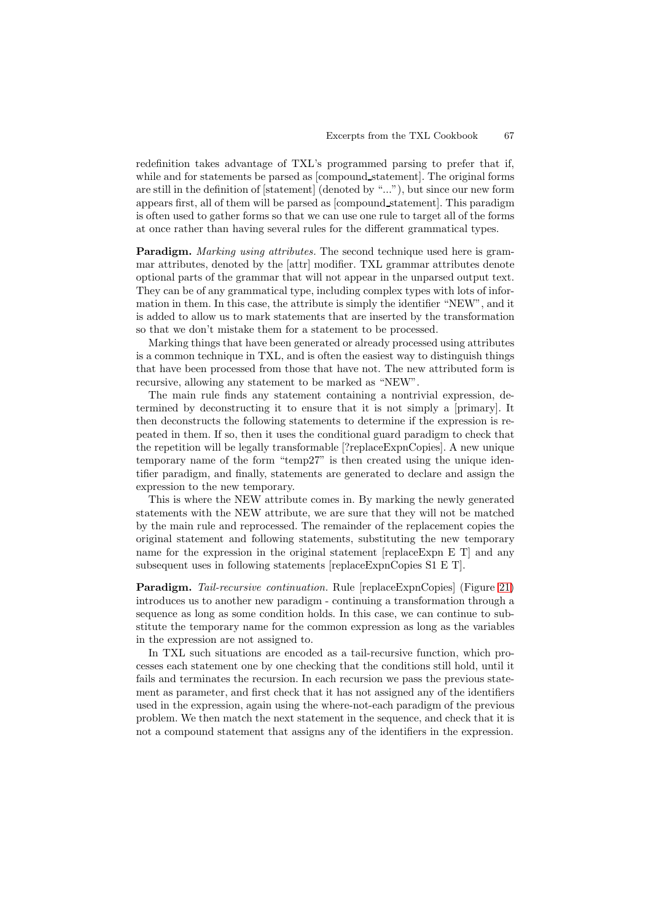redefinition takes advantage of TXL's programmed parsing to prefer that if, while and for statements be parsed as [compound_statement]. The original forms are still in the definition of [statement] (denoted by "..."), but since our new form appears first, all of them will be parsed as [compound_statement]. This paradigm is often used to gather forms so that we can use one rule to target all of the forms at once rather than having several rules for the different grammatical types.

**Paradigm.** *Marking using attributes.* The second technique used here is grammar attributes, denoted by the [attr] modifier. TXL grammar attributes denote optional parts of the grammar that will not appear in the unparsed output text. They can be of any grammatical type, including complex types with lots of information in them. In this case, the attribute is simply the identifier "NEW", and it is added to allow us to mark statements that are inserted by the transformation so that we don't mistake them for a statement to be processed.

Marking things that have been generated or already processed using attributes is a common technique in TXL, and is often the easiest way to distinguish things that have been processed from those that have not. The new attributed form is recursive, allowing any statement to be marked as "NEW".

The main rule finds any statement containing a nontrivial expression, determined by deconstructing it to ensure that it is not simply a [primary]. It then deconstructs the following statements to determine if the expression is repeated in them. If so, then it uses the conditional guard paradigm to check that the repetition will be legally transformable [?replaceExpnCopies]. A new unique temporary name of the form "temp27" is then created using the unique identifier paradigm, and finally, statements are generated to declare and assign the expression to the new temporary.

This is where the NEW attribute comes in. By marking the newly generated statements with the NEW attribute, we are sure that they will not be matched by the main rule and reprocessed. The remainder of the replacement copies the original statement and following statements, substituting the new temporary name for the expression in the original statement [replaceExpn E T] and any subsequent uses in following statements [replaceExpnCopies S1 E T].

**Paradigm.** *Tail-recursive continuation.* Rule [replaceExpnCopies] (Figure 21) introduces us to another new paradigm - continuing a transformation through a sequence as long as some condition holds. In this case, we can continue to substitute the temporary name for the common expression as long as the variables in the expression are not assigned to.

In TXL such situations are encoded as a tail-recursive function, which processes each statement one by one checking that the conditions still hold, until it fails and terminates the recursion. In each recursion we pass the previous statement as parameter, and first check that it has not assigned any of the identifiers used in the expression, again using the where-not-each paradigm of the previous problem. We then match the next statement in the sequence, and check that it is not a compound statement that assigns any of the identifiers in the expression.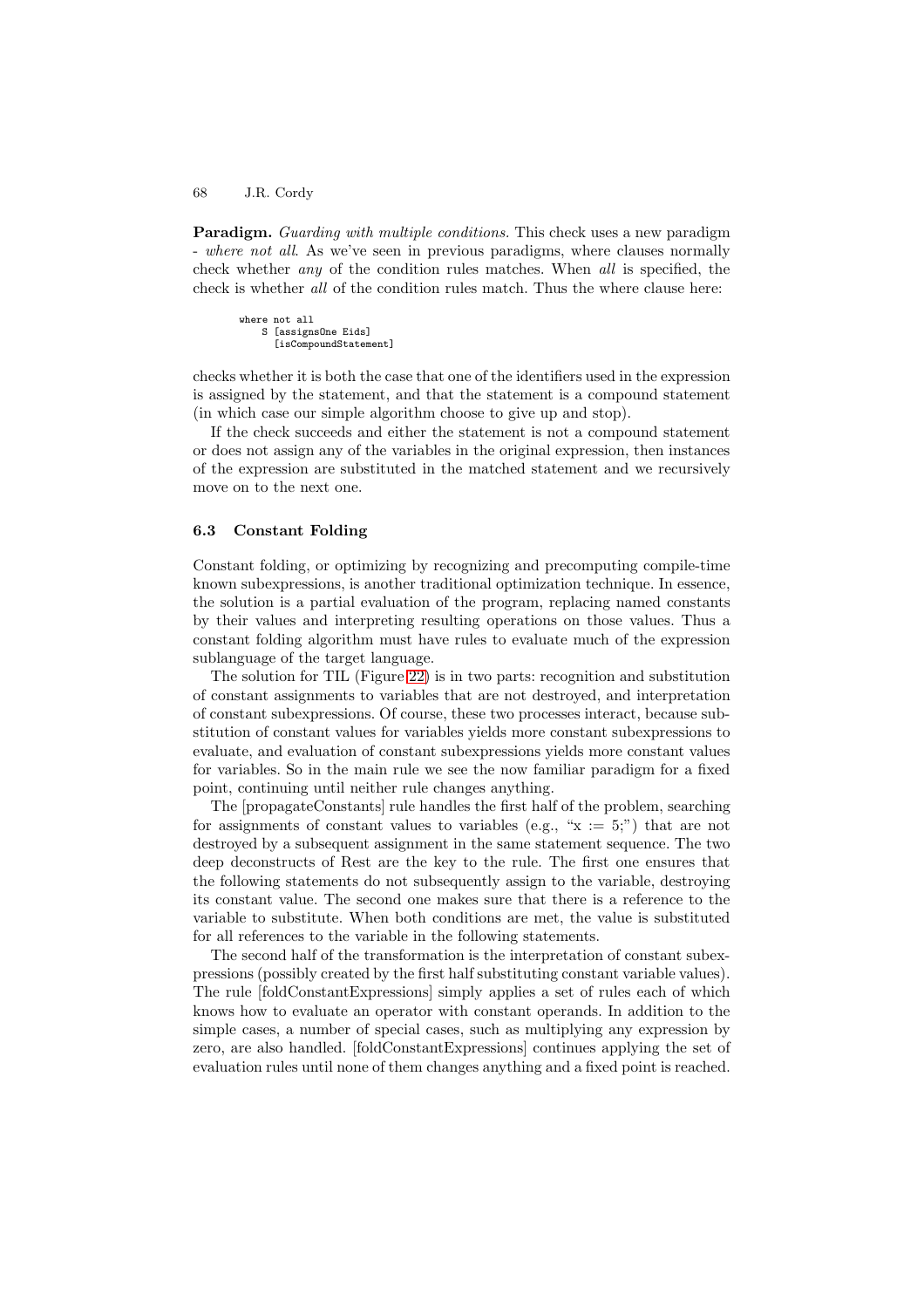**Paradigm.** *Guarding with multiple conditions.* This check uses a new paradigm - *where not all*. As we've seen in previous paradigms, where clauses normally check whether *any* of the condition rules matches. When *all* is specified, the check is whether *all* of the condition rules match. Thus the where clause here:

```
where not all
    S [assignsOne Eids]
      [isCompoundStatement]
```

checks whether it is both the case that one of the identifiers used in the expression is assigned by the statement, and that the statement is a compound statement (in which case our simple algorithm choose to give up and stop).

If the check succeeds and either the statement is not a compound statement or does not assign any of the variables in the original expression, then instances of the expression are substituted in the matched statement and we recursively move on to the next one.

### 6.3 Constant Folding

Constant folding, or optimizing by recognizing and precomputing compile-time known subexpressions, is another traditional optimization technique. In essence, the solution is a partial evaluation of the program, replacing named constants by their values and interpreting resulting operations on those values. Thus a constant folding algorithm must have rules to evaluate much of the expression sublanguage of the target language.

The solution for TIL (Figure 22) is in two parts: recognition and substitution of constant assignments to variables that are not destroyed, and interpretation of constant subexpressions. Of course, these two processes interact, because substitution of constant values for variables yields more constant subexpressions to evaluate, and evaluation of constant subexpressions yields more constant values for variables. So in the main rule we see the now familiar paradigm for a fixed point, continuing until neither rule changes anything.

The [propagateConstants] rule handles the first half of the problem, searching for assignments of constant values to variables (e.g., "x := 5;") that are not destroyed by a subsequent assignment in the same statement sequence. The two deep deconstructs of Rest are the key to the rule. The first one ensures that the following statements do not subsequently assign to the variable, destroying its constant value. The second one makes sure that there is a reference to the variable to substitute. When both conditions are met, the value is substituted for all references to the variable in the following statements.

The second half of the transformation is the interpretation of constant subexpressions (possibly created by the first half substituting constant variable values). The rule [foldConstantExpressions] simply applies a set of rules each of which knows how to evaluate an operator with constant operands. In addition to the simple cases, a number of special cases, such as multiplying any expression by zero, are also handled. [foldConstantExpressions] continues applying the set of evaluation rules until none of them changes anything and a fixed point is reached.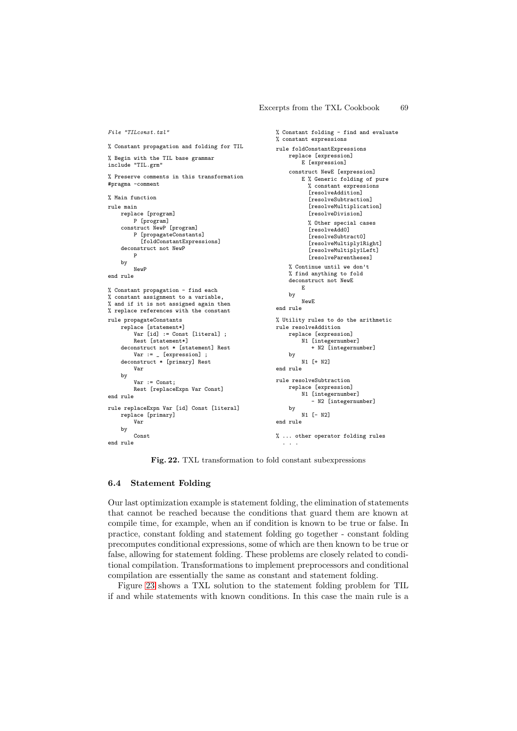```
File "TILconst.txl"

% Constant propagation and folding for TIL

% Begin with the TIL base grammar
include "TIL.grm"

% Preserve comments in this transformation
#pragma -comment

% Main function

rule main
    replace [program]
        P [program]
    construct NewP [program]
        P [propagateConstants]
          [foldConstantExpressions]
    deconstruct not NewP
        P
    by
        NewP
end rule

% Constant propagation - find each
% constant assignment to a variable,
% and if it is not assigned again then
% replace references with the constant

rule propagateConstants
    replace [statement*]
        Var [id] := Const [literal] ;
        Rest [statement*]
    deconstruct not * [statement] Rest
        Var := _ [expression] ;
    deconstruct * [primary] Rest
        Var
    by
        Var := Const;
        Rest [replaceExpn Var Const]
end rule

rule replaceExpn Var [id] Const [literal]
    replace [primary]
        Var
    by
        Const
end rule

% Constant folding - find and evaluate
% constant expressions

rule foldConstantExpressions
    replace [expression]
        E [expression]
    construct NewE [expression]
        E % Generic folding of pure
          % constant expressions
          [resolveAddition]
          [resolveSubtraction]
          [resolveMultiplication]
          [resolveDivision]

          % Other special cases
          [resolveAdd0]
          [resolveSubtract0]
          [resolveMultiply1Right]
          [resolveMultiply1Left]
          [resolveParentheses]
    % Continue until we don't
    % find anything to fold
    deconstruct not NewE
        E
    by
        NewE
end rule

% Utility rules to do the arithmetic
rule resolveAddition
    replace [expression]
        N1 [integernumber]
          + N2 [integernumber]
    by
        N1 [+ N2]
end rule

rule resolveSubtraction
    replace [expression]
        N1 [integernumber]
          - N2 [integernumber]
    by
        N1 [- N2]
end rule

% ... other operator folding rules
  . . .
```

**Fig. 22.** TXL transformation to fold constant subexpressions

### 6.4 Statement Folding

Our last optimization example is statement folding, the elimination of statements that cannot be reached because the conditions that guard them are known at compile time, for example, when an if condition is known to be true or false. In practice, constant folding and statement folding go together - constant folding precomputes conditional expressions, some of which are then known to be true or false, allowing for statement folding. These problems are closely related to conditional compilation. Transformations to implement preprocessors and conditional compilation are essentially the same as constant and statement folding.

Figure 23 shows a TXL solution to the statement folding problem for TIL if and while statements with known conditions. In this case the main rule is a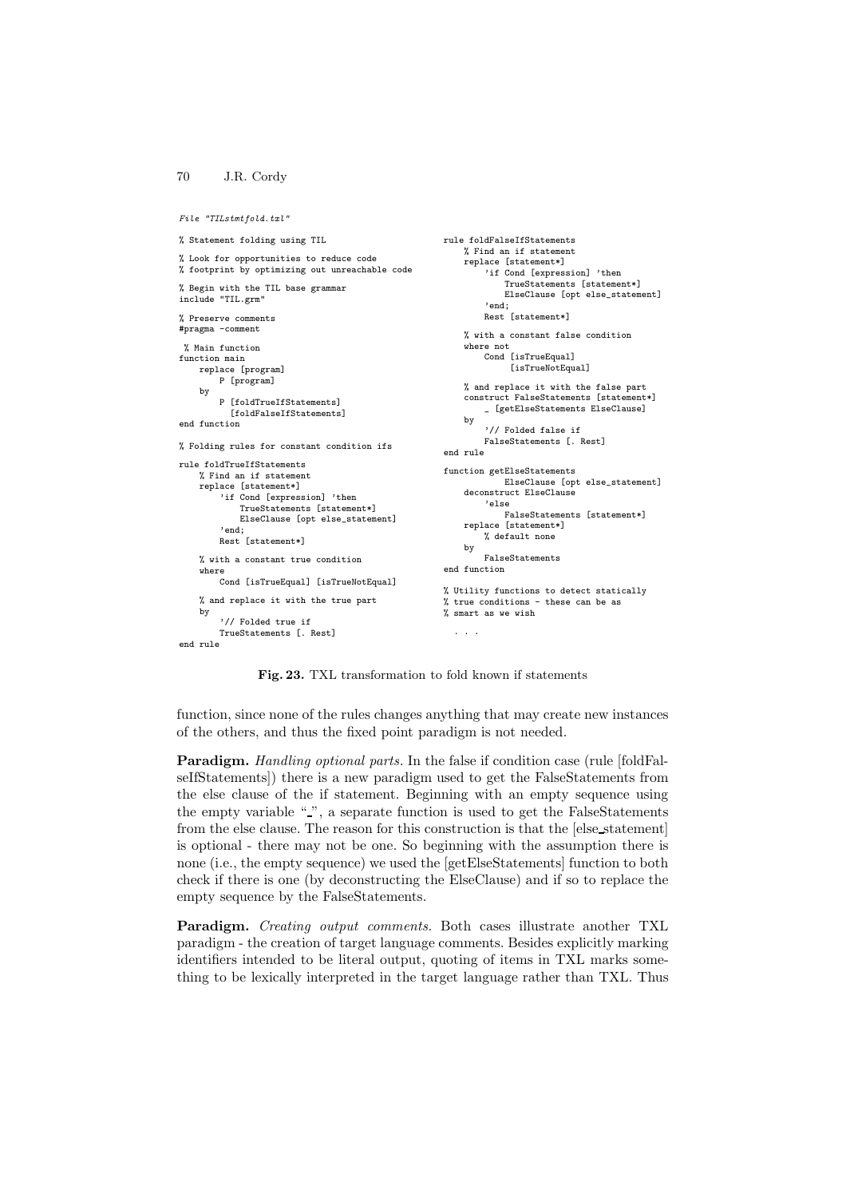*File "TILstmtfold.txl"*

```
% Statement folding using TIL

% Look for opportunities to reduce code
% footprint by optimizing out unreachable code

% Begin with the TIL base grammar
include "TIL.grm"

% Preserve comments
#pragma -comment

 % Main function
function main
    replace [program]
        P [program]
    by
        P [foldTrueIfStatements]
          [foldFalseIfStatements]
end function

% Folding rules for constant condition ifs

rule foldTrueIfStatements
    % Find an if statement
    replace [statement*]
        'if Cond [expression] 'then
            TrueStatements [statement*]
            ElseClause [opt else_statement]
        'end;
        Rest [statement*]

    % with a constant true condition
    where
        Cond [isTrueEqual] [isTrueNotEqual]

    % and replace it with the true part
    by
        '// Folded true if
        TrueStatements [. Rest]
end rule
```

```
rule foldFalseIfStatements
    % Find an if statement
    replace [statement*]
        'if Cond [expression] 'then
            TrueStatements [statement*]
            ElseClause [opt else_statement]
        'end;
        Rest [statement*]

    % with a constant false condition
    where not
        Cond [isTrueEqual]
             [isTrueNotEqual]

    % and replace it with the false part
    construct FalseStatements [statement*]
        _ [getElseStatements ElseClause]
    by
        '// Folded false if
        FalseStatements [. Rest]
end rule

function getElseStatements
            ElseClause [opt else_statement]
    deconstruct ElseClause
        'else
            FalseStatements [statement*]
    replace [statement*]
        % default none
    by
        FalseStatements
end function

% Utility functions to detect statically
% true conditions - these can be as
% smart as we wish

  . . .
```

**Fig. 23.** TXL transformation to fold known if statements

function, since none of the rules changes anything that may create new instances of the others, and thus the fixed point paradigm is not needed.

**Paradigm.** *Handling optional parts.* In the false if condition case (rule [foldFalseIfStatements]) there is a new paradigm used to get the FalseStatements from the else clause of the if statement. Beginning with an empty sequence using the empty variable "_", a separate function is used to get the FalseStatements from the else clause. The reason for this construction is that the [else_statement] is optional - there may not be one. So beginning with the assumption there is none (i.e., the empty sequence) we used the [getElseStatements] function to both check if there is one (by deconstructing the ElseClause) and if so to replace the empty sequence by the FalseStatements.

**Paradigm.** *Creating output comments.* Both cases illustrate another TXL paradigm - the creation of target language comments. Besides explicitly marking identifiers intended to be literal output, quoting of items in TXL marks something to be lexically interpreted in the target language rather than TXL. Thus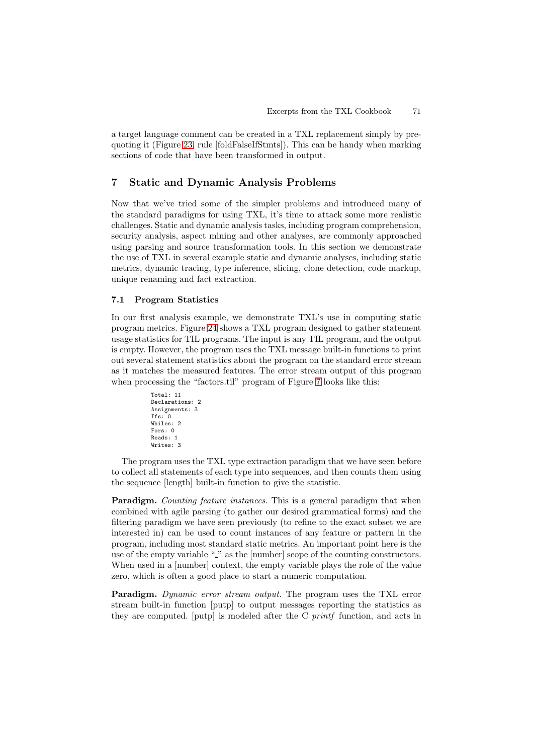a target language comment can be created in a TXL replacement simply by prequoting it (Figure 23, rule [foldFalseIfStmts]). This can be handy when marking sections of code that have been transformed in output.

## 7 Static and Dynamic Analysis Problems

Now that we've tried some of the simpler problems and introduced many of the standard paradigms for using TXL, it's time to attack some more realistic challenges. Static and dynamic analysis tasks, including program comprehension, security analysis, aspect mining and other analyses, are commonly approached using parsing and source transformation tools. In this section we demonstrate the use of TXL in several example static and dynamic analyses, including static metrics, dynamic tracing, type inference, slicing, clone detection, code markup, unique renaming and fact extraction.

### 7.1 Program Statistics

In our first analysis example, we demonstrate TXL's use in computing static program metrics. Figure 24 shows a TXL program designed to gather statement usage statistics for TIL programs. The input is any TIL program, and the output is empty. However, the program uses the TXL message built-in functions to print out several statement statistics about the program on the standard error stream as it matches the measured features. The error stream output of this program when processing the "factors.til" program of Figure 7 looks like this:

```
Total: 11
Declarations: 2
Assignments: 3
Ifs: 0
Whiles: 2
Fors: 0
Reads: 1
Writes: 3
```

The program uses the TXL type extraction paradigm that we have seen before to collect all statements of each type into sequences, and then counts them using the sequence [length] built-in function to give the statistic.

**Paradigm.** *Counting feature instances.* This is a general paradigm that when combined with agile parsing (to gather our desired grammatical forms) and the filtering paradigm we have seen previously (to refine to the exact subset we are interested in) can be used to count instances of any feature or pattern in the program, including most standard static metrics. An important point here is the use of the empty variable "_" as the [number] scope of the counting constructors. When used in a [number] context, the empty variable plays the role of the value zero, which is often a good place to start a numeric computation.

**Paradigm.** *Dynamic error stream output.* The program uses the TXL error stream built-in function [putp] to output messages reporting the statistics as they are computed. [putp] is modeled after the C *printf* function, and acts in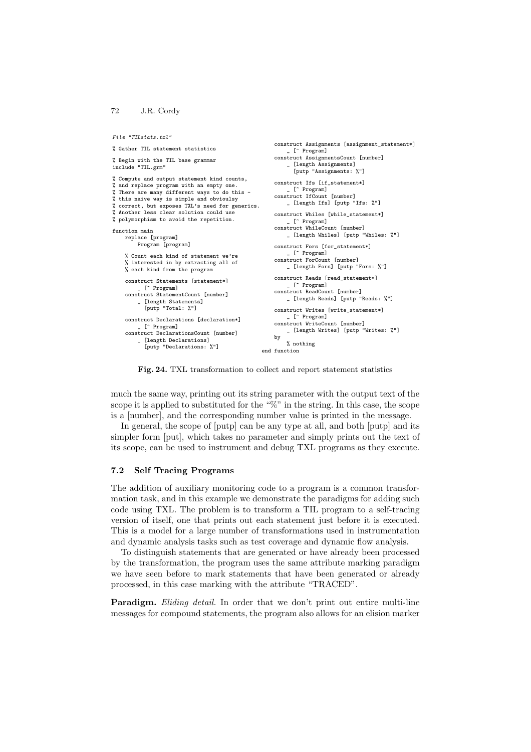```
File "TILstats.txl"

% Gather TIL statement statistics

% Begin with the TIL base grammar
include "TIL.grm"

% Compute and output statement kind counts,
% and replace program with an empty one.
% There are many different ways to do this -
% this naive way is simple and obvioulsy
% correct, but exposes TXL's need for generics.
% Another less clear solution could use
% polymorphism to avoid the repetition.

function main
    replace [program]
        Program [program]

    % Count each kind of statement we're
    % interested in by extracting all of
    % each kind from the program

    construct Statements [statement*]
        _ [^ Program]
    construct StatementCount [number]
        _ [length Statements]
          [putp "Total: %"]

    construct Declarations [declaration*]
        _ [^ Program]
    construct DeclarationsCount [number]
        _ [length Declarations]
          [putp "Declarations: %"]

    construct Assignments [assignment_statement*]
        _ [^ Program]
    construct AssignmentsCount [number]
        _ [length Assignments]
          [putp "Assignments: %"]

    construct Ifs [if_statement*]
        _ [^ Program]
    construct IfCount [number]
        _ [length Ifs] [putp "Ifs: %"]

    construct Whiles [while_statement*]
        _ [^ Program]
    construct WhileCount [number]
        _ [length Whiles] [putp "Whiles: %"]

    construct Fors [for_statement*]
        _ [^ Program]
    construct ForCount [number]
        _ [length Fors] [putp "Fors: %"]

    construct Reads [read_statement*]
        _ [^ Program]
    construct ReadCount [number]
        _ [length Reads] [putp "Reads: %"]

    construct Writes [write_statement*]
        _ [^ Program]
    construct WriteCount [number]
        _ [length Writes] [putp "Writes: %"]
    by
        % nothing
end function
```

**Fig. 24.** TXL transformation to collect and report statement statistics

much the same way, printing out its string parameter with the output text of the scope it is applied to substituted for the "%" in the string. In this case, the scope is a [number], and the corresponding number value is printed in the message.

In general, the scope of [putp] can be any type at all, and both [putp] and its simpler form [put], which takes no parameter and simply prints out the text of its scope, can be used to instrument and debug TXL programs as they execute.

### 7.2 Self Tracing Programs

The addition of auxiliary monitoring code to a program is a common transformation task, and in this example we demonstrate the paradigms for adding such code using TXL. The problem is to transform a TIL program to a self-tracing version of itself, one that prints out each statement just before it is executed. This is a model for a large number of transformations used in instrumentation and dynamic analysis tasks such as test coverage and dynamic flow analysis.

To distinguish statements that are generated or have already been processed by the transformation, the program uses the same attribute marking paradigm we have seen before to mark statements that have been generated or already processed, in this case marking with the attribute "TRACED".

**Paradigm.** *Eliding detail.* In order that we don't print out entire multi-line messages for compound statements, the program also allows for an elision marker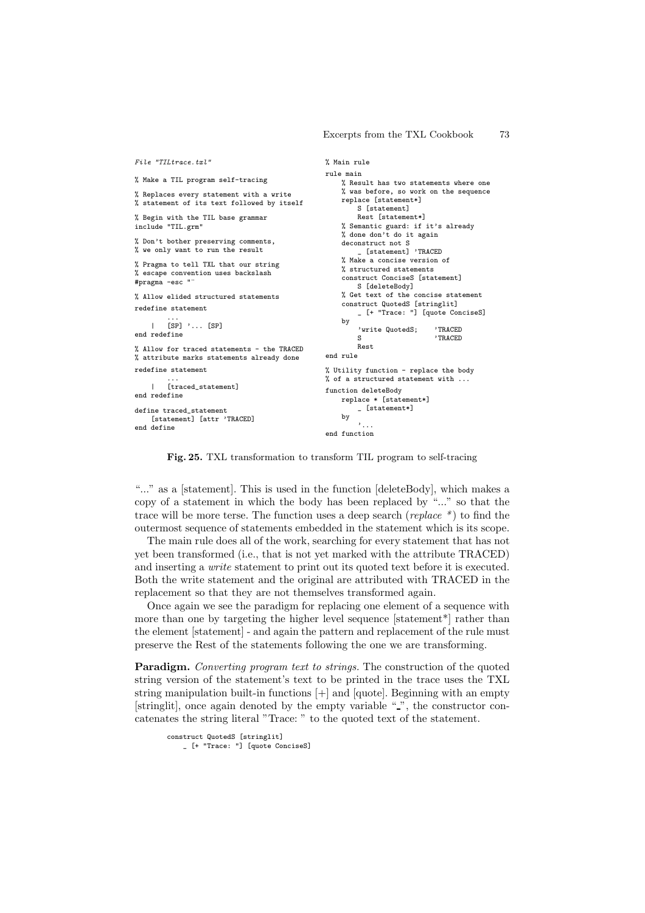*File "TILtrace.txl"*

```
% Make a TIL program self-tracing

% Replaces every statement with a write
% statement of its text followed by itself

% Begin with the TIL base grammar
include "TIL.grm"

% Don't bother preserving comments,
% we only want to run the result

% Pragma to tell TXL that our string
% escape convention uses backslash
#pragma -esc "\\"

% Allow elided structured statements
redefine statement
        ...
    |   [SP] '... [SP]
end redefine

% Allow for traced statements - the TRACED
% attribute marks statements already done
redefine statement
        ...
    |   [traced_statement]
end redefine

define traced_statement
    [statement] [attr 'TRACED]
end define
```

```
% Main rule
rule main
    % Result has two statements where one
    % was before, so work on the sequence
    replace [statement*]
        S [statement]
        Rest [statement*]
    % Semantic guard: if it's already
    % done don't do it again
    deconstruct not S
        _ [statement] 'TRACED
    % Make a concise version of
    % structured statements
    construct ConciseS [statement]
        S [deleteBody]
    % Get text of the concise statement
    construct QuotedS [stringlit]
        _ [+ "Trace: "] [quote ConciseS]
    by
        'write QuotedS;     'TRACED
        S                   'TRACED
        Rest
end rule

% Utility function - replace the body
% of a structured statement with ...
function deleteBody
    replace * [statement*]
        _ [statement*]
    by
        '...
end function
```

**Fig. 25.** TXL transformation to transform TIL program to self-tracing

"..." as a [statement]. This is used in the function [deleteBody], which makes a copy of a statement in which the body has been replaced by "..." so that the trace will be more terse. The function uses a deep search (*replace \**) to find the outermost sequence of statements embedded in the statement which is its scope.

The main rule does all of the work, searching for every statement that has not yet been transformed (i.e., that is not yet marked with the attribute TRACED) and inserting a *write* statement to print out its quoted text before it is executed. Both the write statement and the original are attributed with TRACED in the replacement so that they are not themselves transformed again.

Once again we see the paradigm for replacing one element of a sequence with more than one by targeting the higher level sequence [statement*] rather than the element [statement] - and again the pattern and replacement of the rule must preserve the Rest of the statements following the one we are transforming.

**Paradigm.** *Converting program text to strings.* The construction of the quoted string version of the statement's text to be printed in the trace uses the TXL string manipulation built-in functions [+] and [quote]. Beginning with an empty [stringlit], once again denoted by the empty variable "_", the constructor concatenates the string literal "Trace: " to the quoted text of the statement.

```
construct QuotedS [stringlit]
    _ [+ "Trace: "] [quote ConciseS]
```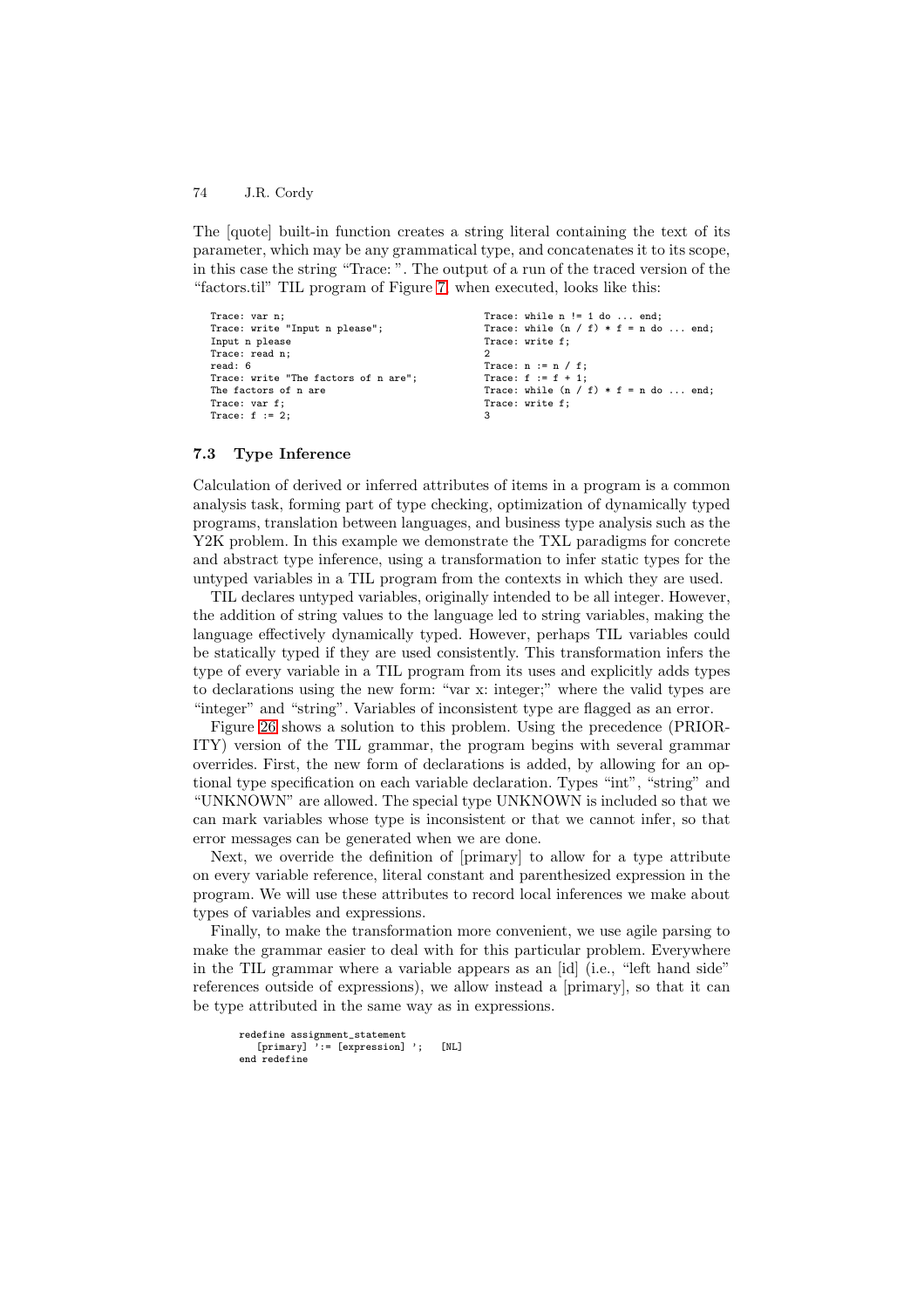The [quote] built-in function creates a string literal containing the text of its parameter, which may be any grammatical type, and concatenates it to its scope, in this case the string "Trace: ". The output of a run of the traced version of the "factors.til" TIL program of Figure 7, when executed, looks like this:

```
Trace: var n;
Trace: write "Input n please";
Input n please
Trace: read n;
read: 6
Trace: write "The factors of n are";
The factors of n are
Trace: var f;
Trace: f := 2;
Trace: while n != 1 do ... end;
Trace: while (n / f) * f = n do ... end;
Trace: write f;
2
Trace: n := n / f;
Trace: f := f + 1;
Trace: while (n / f) * f = n do ... end;
Trace: write f;
3
```

### 7.3 Type Inference

Calculation of derived or inferred attributes of items in a program is a common analysis task, forming part of type checking, optimization of dynamically typed programs, translation between languages, and business type analysis such as the Y2K problem. In this example we demonstrate the TXL paradigms for concrete and abstract type inference, using a transformation to infer static types for the untyped variables in a TIL program from the contexts in which they are used.

TIL declares untyped variables, originally intended to be all integer. However, the addition of string values to the language led to string variables, making the language effectively dynamically typed. However, perhaps TIL variables could be statically typed if they are used consistently. This transformation infers the type of every variable in a TIL program from its uses and explicitly adds types to declarations using the new form: "var x: integer;" where the valid types are "integer" and "string". Variables of inconsistent type are flagged as an error.

Figure 26 shows a solution to this problem. Using the precedence (PRIORITY) version of the TIL grammar, the program begins with several grammar overrides. First, the new form of declarations is added, by allowing for an optional type specification on each variable declaration. Types "int", "string" and "UNKNOWN" are allowed. The special type UNKNOWN is included so that we can mark variables whose type is inconsistent or that we cannot infer, so that error messages can be generated when we are done.

Next, we override the definition of [primary] to allow for a type attribute on every variable reference, literal constant and parenthesized expression in the program. We will use these attributes to record local inferences we make about types of variables and expressions.

Finally, to make the transformation more convenient, we use agile parsing to make the grammar easier to deal with for this particular problem. Everywhere in the TIL grammar where a variable appears as an [id] (i.e., "left hand side" references outside of expressions), we allow instead a [primary], so that it can be type attributed in the same way as in expressions.

```
redefine assignment_statement
   [primary] ':= [expression] ';   [NL]
end redefine
```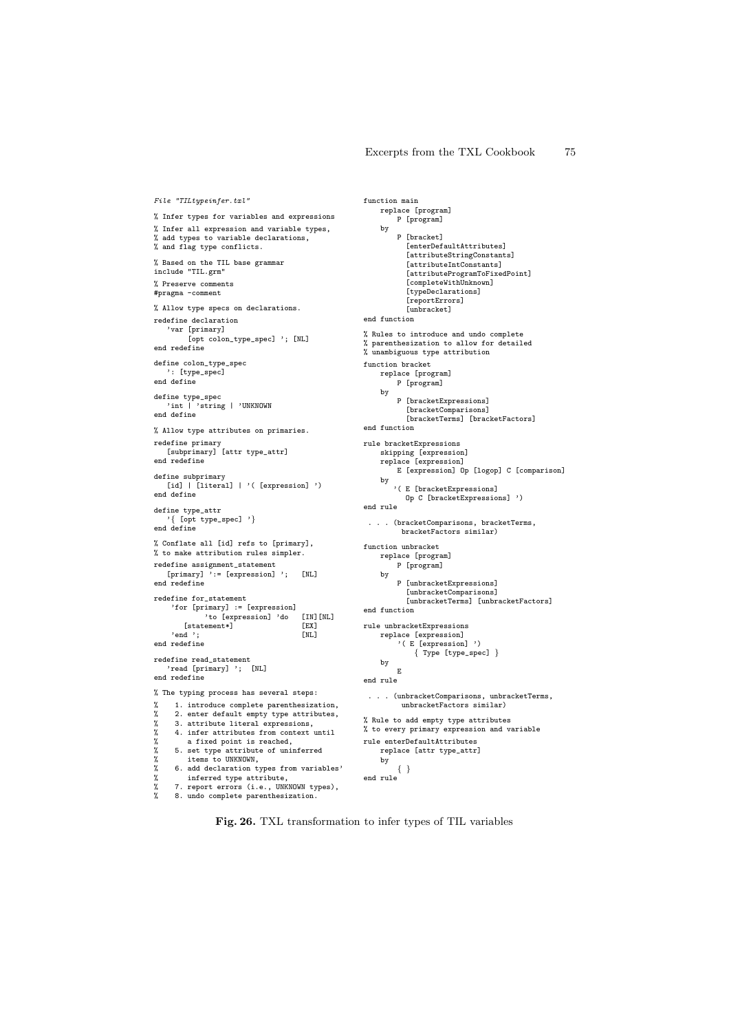*File "TILtypeinfer.txl"*

```
% Infer types for variables and expressions

% Infer all expression and variable types,
% add types to variable declarations,
% and flag type conflicts.

% Based on the TIL base grammar
include "TIL.grm"

% Preserve comments
#pragma -comment

% Allow type specs on declarations.
redefine declaration
   'var [primary]
        [opt colon_type_spec] '; [NL]
end redefine

define colon_type_spec
   ': [type_spec]
end define

define type_spec
   'int | 'string | 'UNKNOWN
end define

% Allow type attributes on primaries.
redefine primary
   [subprimary] [attr type_attr]
end redefine

define subprimary
   [id] | [literal] | '( [expression] ')
end define

define type_attr
   '{ [opt type_spec] '}
end define

% Conflate all [id] refs to [primary],
% to make attribution rules simpler.
redefine assignment_statement
   [primary] ':= [expression] ';   [NL]
end redefine

redefine for_statement
    'for [primary] := [expression]
            'to [expression] 'do    [IN][NL]
       [statement*]                 [EX]
    'end ';                         [NL]
end redefine

redefine read_statement
   'read [primary] ';  [NL]
end redefine

% The typing process has several steps:
%     1. introduce complete parenthesization,
%     2. enter default empty type attributes,
%     3. attribute literal expressions,
%     4. infer attributes from context until
%        a fixed point is reached,
%     5. set type attribute of uninferred
%        items to UNKNOWN,
%     6. add declaration types from variables'
%        inferred type attribute,
%     7. report errors (i.e., UNKNOWN types),
%     8. undo complete parenthesization.

function main
    replace [program]
        P [program]
    by
        P [bracket]
          [enterDefaultAttributes]
          [attributeStringConstants]
          [attributeIntConstants]
          [attributeProgramToFixedPoint]
          [completeWithUnknown]
          [typeDeclarations]
          [reportErrors]
          [unbracket]
end function

% Rules to introduce and undo complete
% parenthesization to allow for detailed
% unambiguous type attribution

function bracket
    replace [program]
        P [program]
    by
        P [bracketExpressions]
          [bracketComparisons]
          [bracketTerms] [bracketFactors]
end function

rule bracketExpressions
    skipping [expression]
    replace [expression]
        E [expression] Op [logop] C [comparison]
    by
       '( E [bracketExpressions]
          Op C [bracketExpressions] ')
end rule

 . . . (bracketComparisons, bracketTerms,
        bracketFactors similar)

function unbracket
    replace [program]
        P [program]
    by
        P [unbracketExpressions]
          [unbracketComparisons]
          [unbracketTerms] [unbracketFactors]
end function

rule unbracketExpressions
    replace [expression]
        '( E [expression] ')
            { Type [type_spec] }
    by
        E
end rule

 . . . (unbracketComparisons, unbracketTerms,
        unbracketFactors similar)

% Rule to add empty type attributes
% to every primary expression and variable

rule enterDefaultAttributes
    replace [attr type_attr]
    by
       { }
end rule
```

**Fig. 26.** TXL transformation to infer types of TIL variables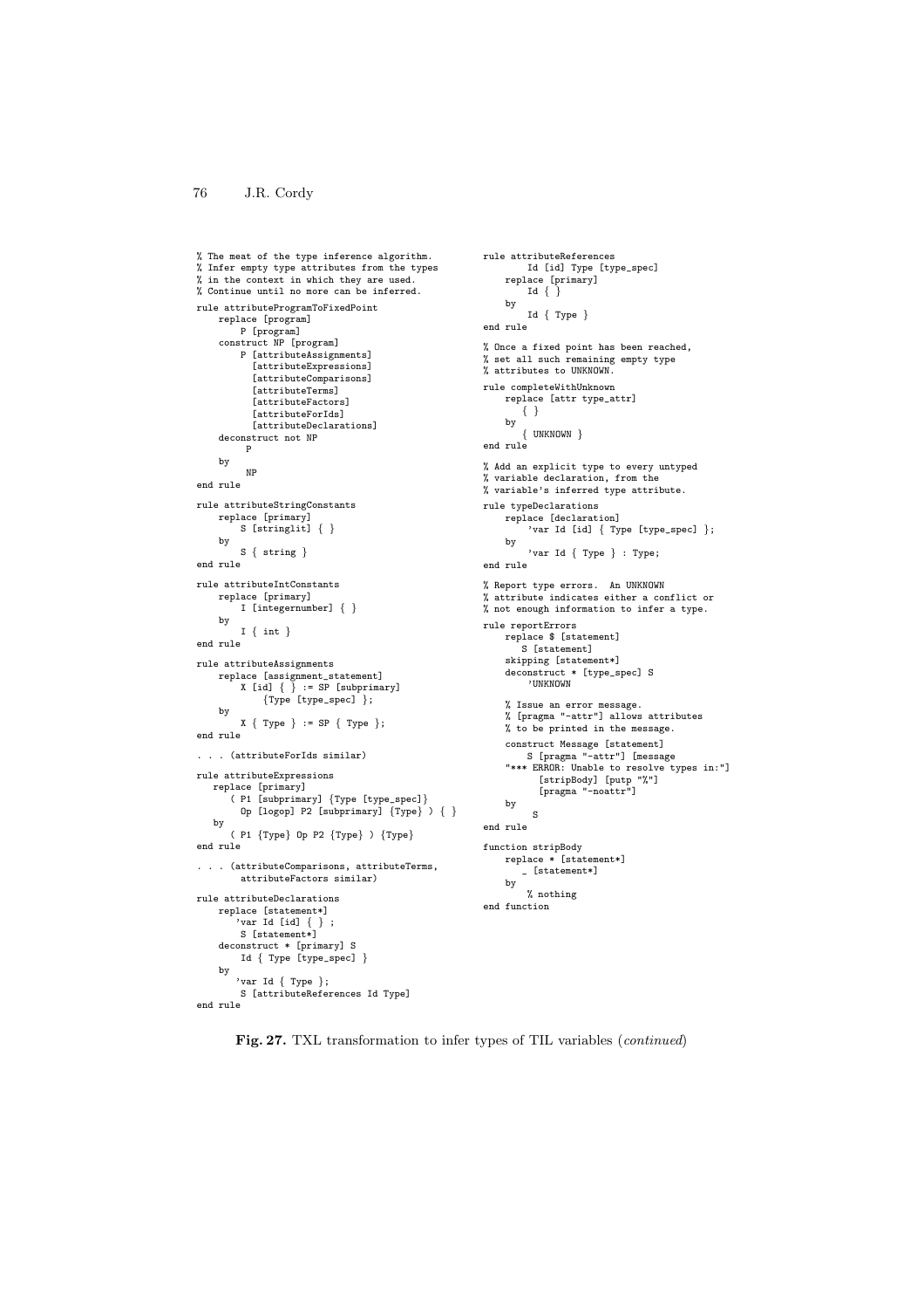```
% The meat of the type inference algorithm.
% Infer empty type attributes from the types
% in the context in which they are used.
% Continue until no more can be inferred.
rule attributeProgramToFixedPoint
    replace [program]
        P [program]
    construct NP [program]
        P [attributeAssignments]
          [attributeExpressions]
          [attributeComparisons]
          [attributeTerms]
          [attributeFactors]
          [attributeForIds]
          [attributeDeclarations]
    deconstruct not NP
        P
    by
        NP
end rule

rule attributeStringConstants
    replace [primary]
        S [stringlit] { }
    by
        S { string }
end rule

rule attributeIntConstants
    replace [primary]
        I [integernumber] { }
    by
        I { int }
end rule

rule attributeAssignments
    replace [assignment_statement]
        X [id] { } := SP [subprimary]
            {Type [type_spec] };
    by
        X { Type } := SP { Type };
end rule

. . . (attributeForIds similar)

rule attributeExpressions
   replace [primary]
      ( P1 [subprimary] {Type [type_spec]}
        Op [logop] P2 [subprimary] {Type} ) { }
   by
      ( P1 {Type} Op P2 {Type} ) {Type}
end rule

. . . (attributeComparisons, attributeTerms,
        attributeFactors similar)

rule attributeDeclarations
    replace [statement*]
        'var Id [id] { } ;
        S [statement*]
    deconstruct * [primary] S
        Id { Type [type_spec] }
    by
        'var Id { Type };
        S [attributeReferences Id Type]
end rule

rule attributeReferences
        Id [id] Type [type_spec]
    replace [primary]
        Id { }
    by
        Id { Type }
end rule

% Once a fixed point has been reached,
% set all such remaining empty type
% attributes to UNKNOWN.
rule completeWithUnknown
    replace [attr type_attr]
        { }
    by
        { UNKNOWN }
end rule

% Add an explicit type to every untyped
% variable declaration, from the
% variable's inferred type attribute.
rule typeDeclarations
    replace [declaration]
        'var Id [id] { Type [type_spec] };
    by
        'var Id { Type } : Type;
end rule

% Report type errors.  An UNKNOWN
% attribute indicates either a conflict or
% not enough information to infer a type.
rule reportErrors
    replace $ [statement]
        S [statement]
    skipping [statement*]
    deconstruct * [type_spec] S
        'UNKNOWN

    % Issue an error message.
    % [pragma "-attr"] allows attributes
    % to be printed in the message.
    construct Message [statement]
        S [pragma "-attr"] [message
    "*** ERROR: Unable to resolve types in:"]
          [stripBody] [putp "%"]
          [pragma "-noattr"]
    by
        S
end rule

function stripBody
    replace * [statement*]
        _ [statement*]
    by
        % nothing
end function
```

**Fig. 27.** TXL transformation to infer types of TIL variables (*continued*)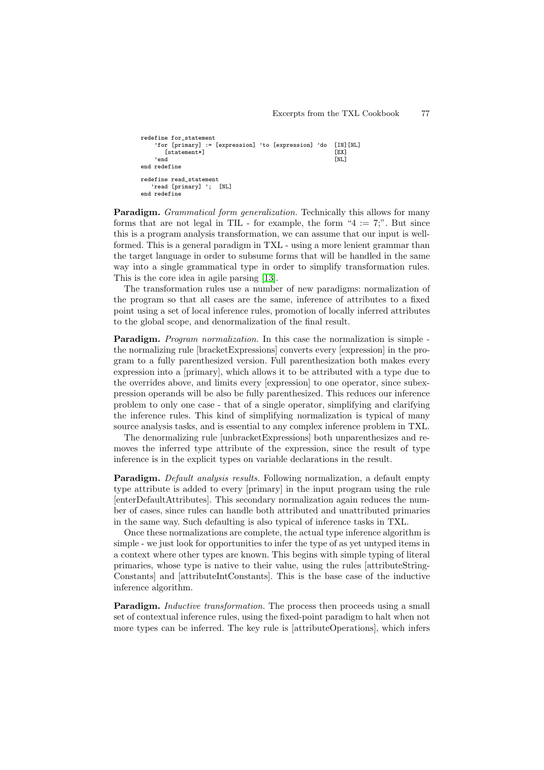```
redefine for_statement
    'for [primary] := [expression] 'to [expression] 'do  [IN][NL]
       [statement*]                                      [EX]
    'end                                                 [NL]
end redefine

redefine read_statement
   'read [primary] ';  [NL]
end redefine
```

**Paradigm.** *Grammatical form generalization.* Technically this allows for many forms that are not legal in TIL - for example, the form "4 := 7;". But since this is a program analysis transformation, we can assume that our input is well-formed. This is a general paradigm in TXL - using a more lenient grammar than the target language in order to subsume forms that will be handled in the same way into a single grammatical type in order to simplify transformation rules. This is the core idea in agile parsing [13].

The transformation rules use a number of new paradigms: normalization of the program so that all cases are the same, inference of attributes to a fixed point using a set of local inference rules, promotion of locally inferred attributes to the global scope, and denormalization of the final result.

**Paradigm.** *Program normalization.* In this case the normalization is simple - the normalizing rule [bracketExpressions] converts every [expression] in the program to a fully parenthesized version. Full parenthesization both makes every expression into a [primary], which allows it to be attributed with a type due to the overrides above, and limits every [expression] to one operator, since subexpression operands will be also be fully parenthesized. This reduces our inference problem to only one case - that of a single operator, simplifying and clarifying the inference rules. This kind of simplifying normalization is typical of many source analysis tasks, and is essential to any complex inference problem in TXL.

The denormalizing rule [unbracketExpressions] both unparenthesizes and removes the inferred type attribute of the expression, since the result of type inference is in the explicit types on variable declarations in the result.

**Paradigm.** *Default analysis results.* Following normalization, a default empty type attribute is added to every [primary] in the input program using the rule [enterDefaultAttributes]. This secondary normalization again reduces the number of cases, since rules can handle both attributed and unattributed primaries in the same way. Such defaulting is also typical of inference tasks in TXL.

Once these normalizations are complete, the actual type inference algorithm is simple - we just look for opportunities to infer the type of as yet untyped items in a context where other types are known. This begins with simple typing of literal primaries, whose type is native to their value, using the rules [attributeStringConstants] and [attributeIntConstants]. This is the base case of the inductive inference algorithm.

**Paradigm.** *Inductive transformation.* The process then proceeds using a small set of contextual inference rules, using the fixed-point paradigm to halt when not more types can be inferred. The key rule is [attributeOperations], which infers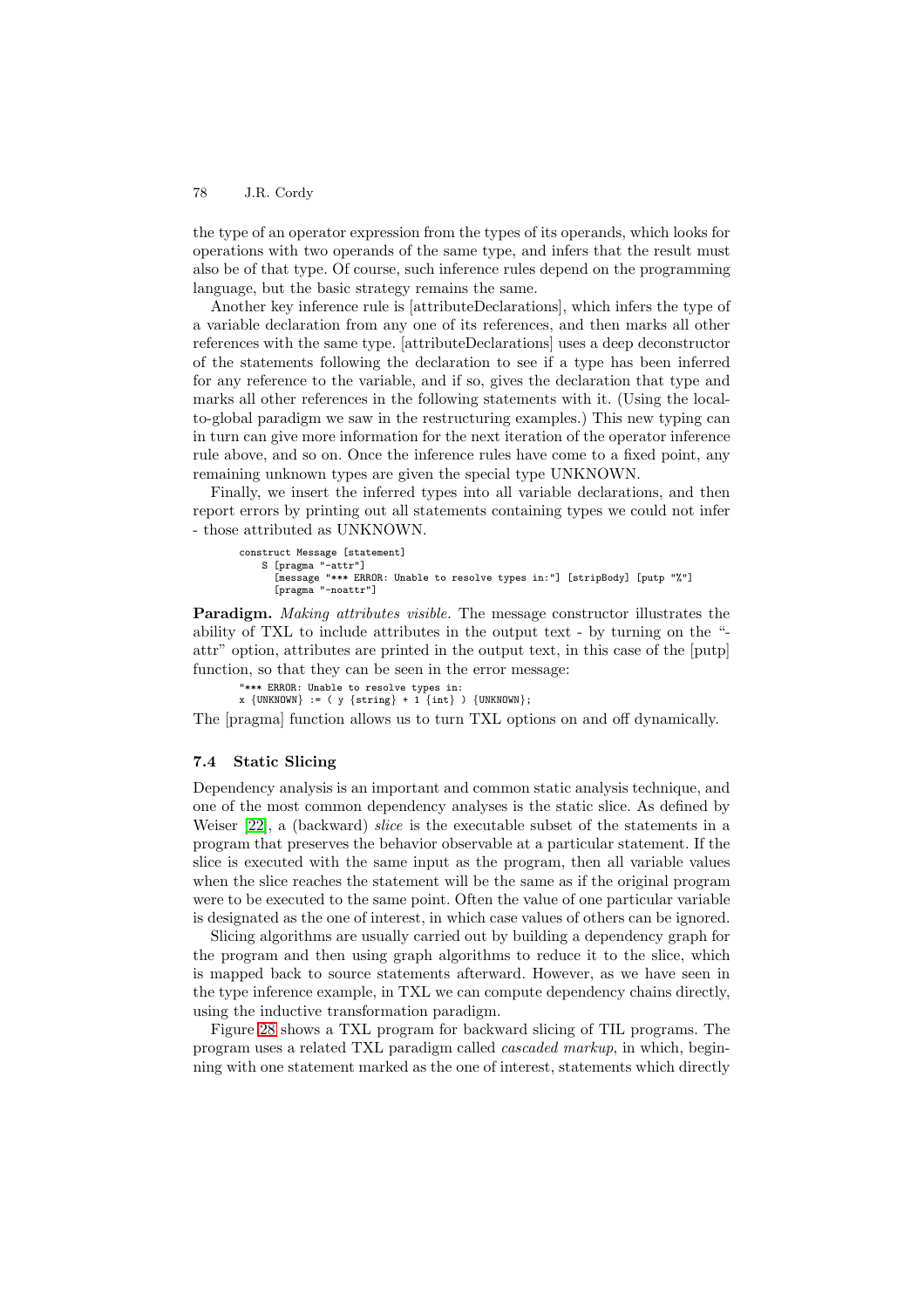the type of an operator expression from the types of its operands, which looks for operations with two operands of the same type, and infers that the result must also be of that type. Of course, such inference rules depend on the programming language, but the basic strategy remains the same.

Another key inference rule is [attributeDeclarations], which infers the type of a variable declaration from any one of its references, and then marks all other references with the same type. [attributeDeclarations] uses a deep deconstructor of the statements following the declaration to see if a type has been inferred for any reference to the variable, and if so, gives the declaration that type and marks all other references in the following statements with it. (Using the local-to-global paradigm we saw in the restructuring examples.) This new typing can in turn can give more information for the next iteration of the operator inference rule above, and so on. Once the inference rules have come to a fixed point, any remaining unknown types are given the special type UNKNOWN.

Finally, we insert the inferred types into all variable declarations, and then report errors by printing out all statements containing types we could not infer - those attributed as UNKNOWN.

```
construct Message [statement]
    S [pragma "-attr"]
      [message "*** ERROR: Unable to resolve types in:"] [stripBody] [putp "%"]
      [pragma "-noattr"]
```

**Paradigm.** *Making attributes visible.* The message constructor illustrates the ability of TXL to include attributes in the output text - by turning on the "-attr" option, attributes are printed in the output text, in this case of the [putp] function, so that they can be seen in the error message:

```
"*** ERROR: Unable to resolve types in:
x {UNKNOWN} := ( y {string} + 1 {int} ) {UNKNOWN};
```

The [pragma] function allows us to turn TXL options on and off dynamically.

### 7.4 Static Slicing

Dependency analysis is an important and common static analysis technique, and one of the most common dependency analyses is the static slice. As defined by Weiser [22], a (backward) *slice* is the executable subset of the statements in a program that preserves the behavior observable at a particular statement. If the slice is executed with the same input as the program, then all variable values when the slice reaches the statement will be the same as if the original program were to be executed to the same point. Often the value of one particular variable is designated as the one of interest, in which case values of others can be ignored.

Slicing algorithms are usually carried out by building a dependency graph for the program and then using graph algorithms to reduce it to the slice, which is mapped back to source statements afterward. However, as we have seen in the type inference example, in TXL we can compute dependency chains directly, using the inductive transformation paradigm.

Figure 28 shows a TXL program for backward slicing of TIL programs. The program uses a related TXL paradigm called *cascaded markup*, in which, beginning with one statement marked as the one of interest, statements which directly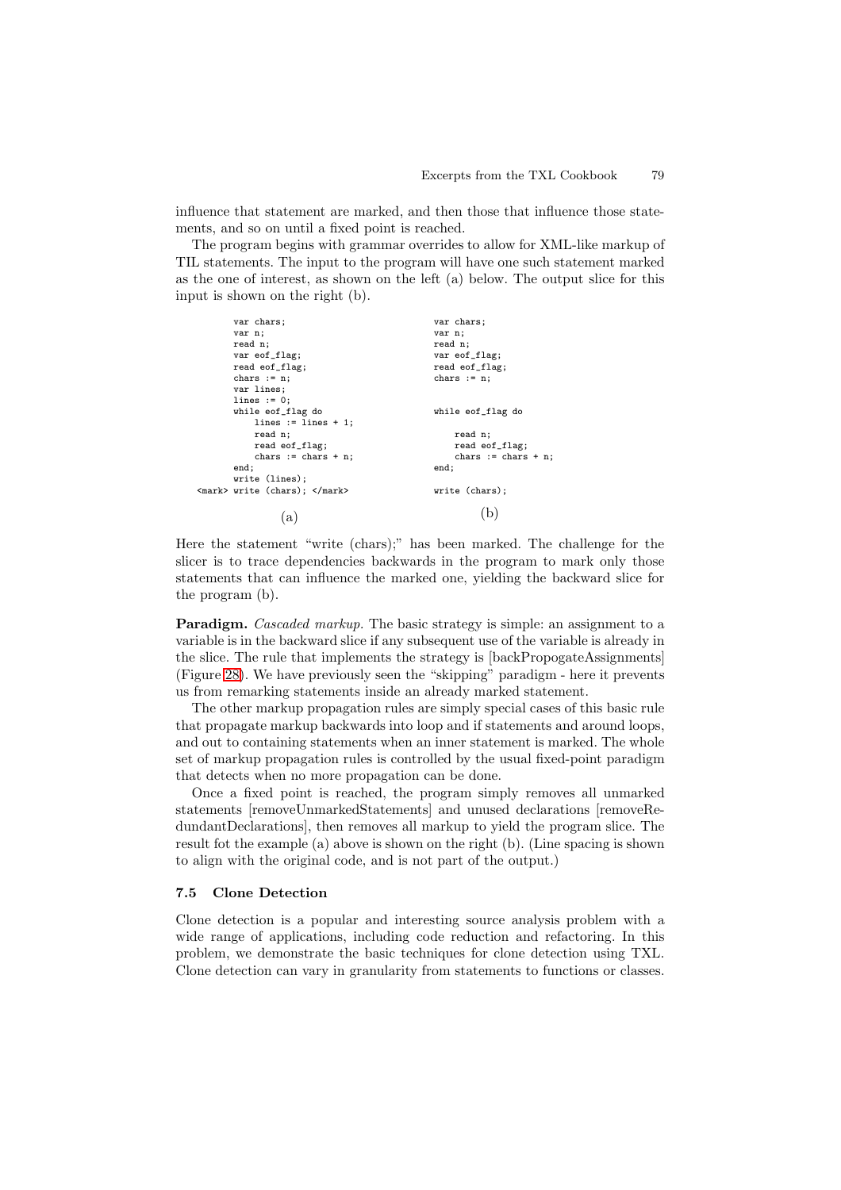influence that statement are marked, and then those that influence those statements, and so on until a fixed point is reached.

The program begins with grammar overrides to allow for XML-like markup of TIL statements. The input to the program will have one such statement marked as the one of interest, as shown on the left (a) below. The output slice for this input is shown on the right (b).

```
       var chars;
       var n;
       read n;
       var eof_flag;
       read eof_flag;
       chars := n;
       var lines;
       lines := 0;
       while eof_flag do
           lines := lines + 1;
           read n;
           read eof_flag;
           chars := chars + n;
       end;
       write (lines);
<mark> write (chars); </mark>
```

(a)

```
var chars;
var n;
read n;
var eof_flag;
read eof_flag;
chars := n;


while eof_flag do

    read n;
    read eof_flag;
    chars := chars + n;
end;

write (chars);
```

(b)

Here the statement "write (chars);" has been marked. The challenge for the slicer is to trace dependencies backwards in the program to mark only those statements that can influence the marked one, yielding the backward slice for the program (b).

**Paradigm.** *Cascaded markup.* The basic strategy is simple: an assignment to a variable is in the backward slice if any subsequent use of the variable is already in the slice. The rule that implements the strategy is [backPropogateAssignments] (Figure 28). We have previously seen the "skipping" paradigm - here it prevents us from remarking statements inside an already marked statement.

The other markup propagation rules are simply special cases of this basic rule that propagate markup backwards into loop and if statements and around loops, and out to containing statements when an inner statement is marked. The whole set of markup propagation rules is controlled by the usual fixed-point paradigm that detects when no more propagation can be done.

Once a fixed point is reached, the program simply removes all unmarked statements [removeUnmarkedStatements] and unused declarations [removeRedundantDeclarations], then removes all markup to yield the program slice. The result fot the example (a) above is shown on the right (b). (Line spacing is shown to align with the original code, and is not part of the output.)

### 7.5 Clone Detection

Clone detection is a popular and interesting source analysis problem with a wide range of applications, including code reduction and refactoring. In this problem, we demonstrate the basic techniques for clone detection using TXL. Clone detection can vary in granularity from statements to functions or classes.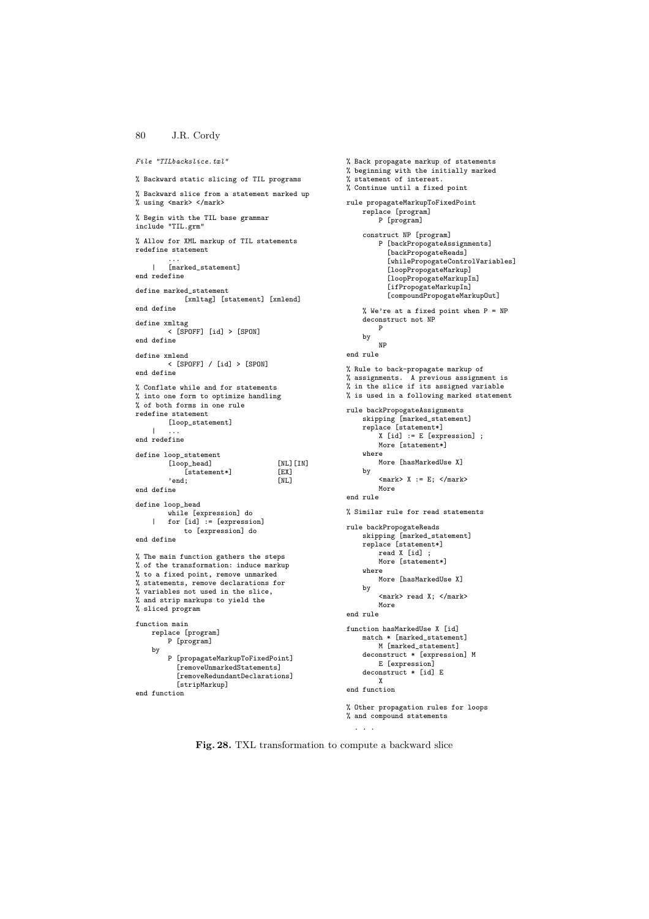*File "TILbackslice.txl"*

```
% Backward static slicing of TIL programs

% Backward slice from a statement marked up
% using <mark> </mark>

% Begin with the TIL base grammar
include "TIL.grm"

% Allow for XML markup of TIL statements
redefine statement
        ...
    |   [marked_statement]
end redefine

define marked_statement
            [xmltag] [statement] [xmlend]
end define

define xmltag
        < [SPOFF] [id] > [SPON]
end define

define xmlend
        < [SPOFF] / [id] > [SPON]
end define

% Conflate while and for statements
% into one form to optimize handling
% of both forms in one rule
redefine statement
        [loop_statement]
    |   ...
end redefine

define loop_statement
        [loop_head]                 [NL][IN]
            [statement*]            [EX]
        'end;                       [NL]
end define

define loop_head
        while [expression] do
    |   for [id] := [expression]
            to [expression] do
end define

% The main function gathers the steps
% of the transformation: induce markup
% to a fixed point, remove unmarked
% statements, remove declarations for
% variables not used in the slice,
% and strip markups to yield the
% sliced program

function main
    replace [program]
        P [program]
    by
        P [propagateMarkupToFixedPoint]
          [removeUnmarkedStatements]
          [removeRedundantDeclarations]
          [stripMarkup]
end function

% Back propagate markup of statements
% beginning with the initially marked
% statement of interest.
% Continue until a fixed point

rule propagateMarkupToFixedPoint
    replace [program]
        P [program]

    construct NP [program]
        P [backPropogateAssignments]
          [backPropogateReads]
          [whilePropogateControlVariables]
          [loopPropogateMarkup]
          [loopPropogateMarkupIn]
          [ifPropogateMarkupIn]
          [compoundPropogateMarkupOut]

    % We're at a fixed point when P = NP
    deconstruct not NP
        P
    by
        NP
end rule

% Rule to back-propagate markup of
% assignments.  A previous assignment is
% in the slice if its assigned variable
% is used in a following marked statement

rule backPropogateAssignments
    skipping [marked_statement]
    replace [statement*]
        X [id] := E [expression] ;
        More [statement*]
    where
        More [hasMarkedUse X]
    by
        <mark> X := E; </mark>
        More
end rule

% Similar rule for read statements

rule backPropogateReads
    skipping [marked_statement]
    replace [statement*]
        read X [id] ;
        More [statement*]
    where
        More [hasMarkedUse X]
    by
        <mark> read X; </mark>
        More
end rule

function hasMarkedUse X [id]
    match * [marked_statement]
        M [marked_statement]
    deconstruct * [expression] M
        E [expression]
    deconstruct * [id] E
        X
end function

% Other propagation rules for loops
% and compound statements

  . . .
```

**Fig. 28.** TXL transformation to compute a backward slice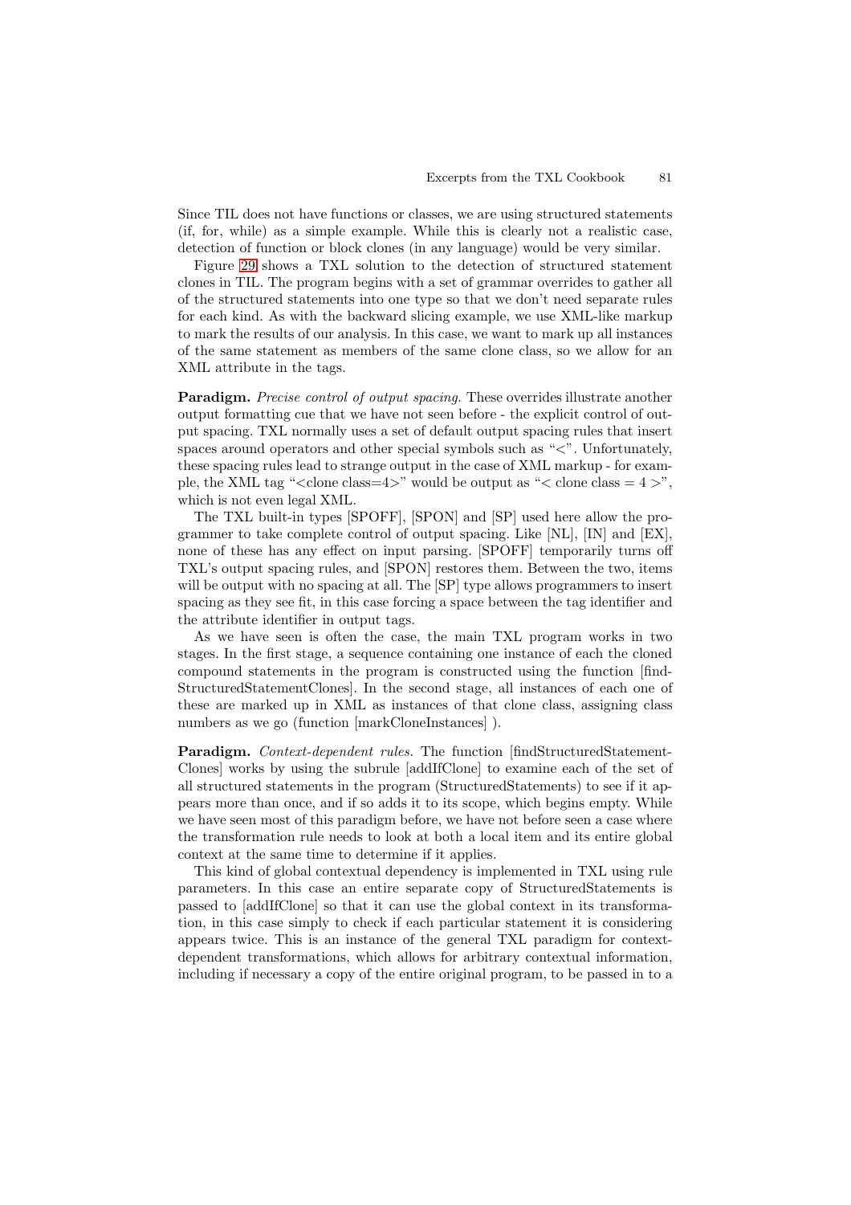Since TIL does not have functions or classes, we are using structured statements (if, for, while) as a simple example. While this is clearly not a realistic case, detection of function or block clones (in any language) would be very similar.

Figure 29 shows a TXL solution to the detection of structured statement clones in TIL. The program begins with a set of grammar overrides to gather all of the structured statements into one type so that we don't need separate rules for each kind. As with the backward slicing example, we use XML-like markup to mark the results of our analysis. In this case, we want to mark up all instances of the same statement as members of the same clone class, so we allow for an XML attribute in the tags.

**Paradigm.** *Precise control of output spacing.* These overrides illustrate another output formatting cue that we have not seen before - the explicit control of output spacing. TXL normally uses a set of default output spacing rules that insert spaces around operators and other special symbols such as "<". Unfortunately, these spacing rules lead to strange output in the case of XML markup - for example, the XML tag "<clone class=4>" would be output as "< clone class = 4 >", which is not even legal XML.

The TXL built-in types [SPOFF], [SPON] and [SP] used here allow the programmer to take complete control of output spacing. Like [NL], [IN] and [EX], none of these has any effect on input parsing. [SPOFF] temporarily turns off TXL's output spacing rules, and [SPON] restores them. Between the two, items will be output with no spacing at all. The [SP] type allows programmers to insert spacing as they see fit, in this case forcing a space between the tag identifier and the attribute identifier in output tags.

As we have seen is often the case, the main TXL program works in two stages. In the first stage, a sequence containing one instance of each the cloned compound statements in the program is constructed using the function [findStructuredStatementClones]. In the second stage, all instances of each one of these are marked up in XML as instances of that clone class, assigning class numbers as we go (function [markCloneInstances] ).

**Paradigm.** *Context-dependent rules.* The function [findStructuredStatementClones] works by using the subrule [addIfClone] to examine each of the set of all structured statements in the program (StructuredStatements) to see if it appears more than once, and if so adds it to its scope, which begins empty. While we have seen most of this paradigm before, we have not before seen a case where the transformation rule needs to look at both a local item and its entire global context at the same time to determine if it applies.

This kind of global contextual dependency is implemented in TXL using rule parameters. In this case an entire separate copy of StructuredStatements is passed to [addIfClone] so that it can use the global context in its transformation, in this case simply to check if each particular statement it is considering appears twice. This is an instance of the general TXL paradigm for context-dependent transformations, which allows for arbitrary contextual information, including if necessary a copy of the entire original program, to be passed in to a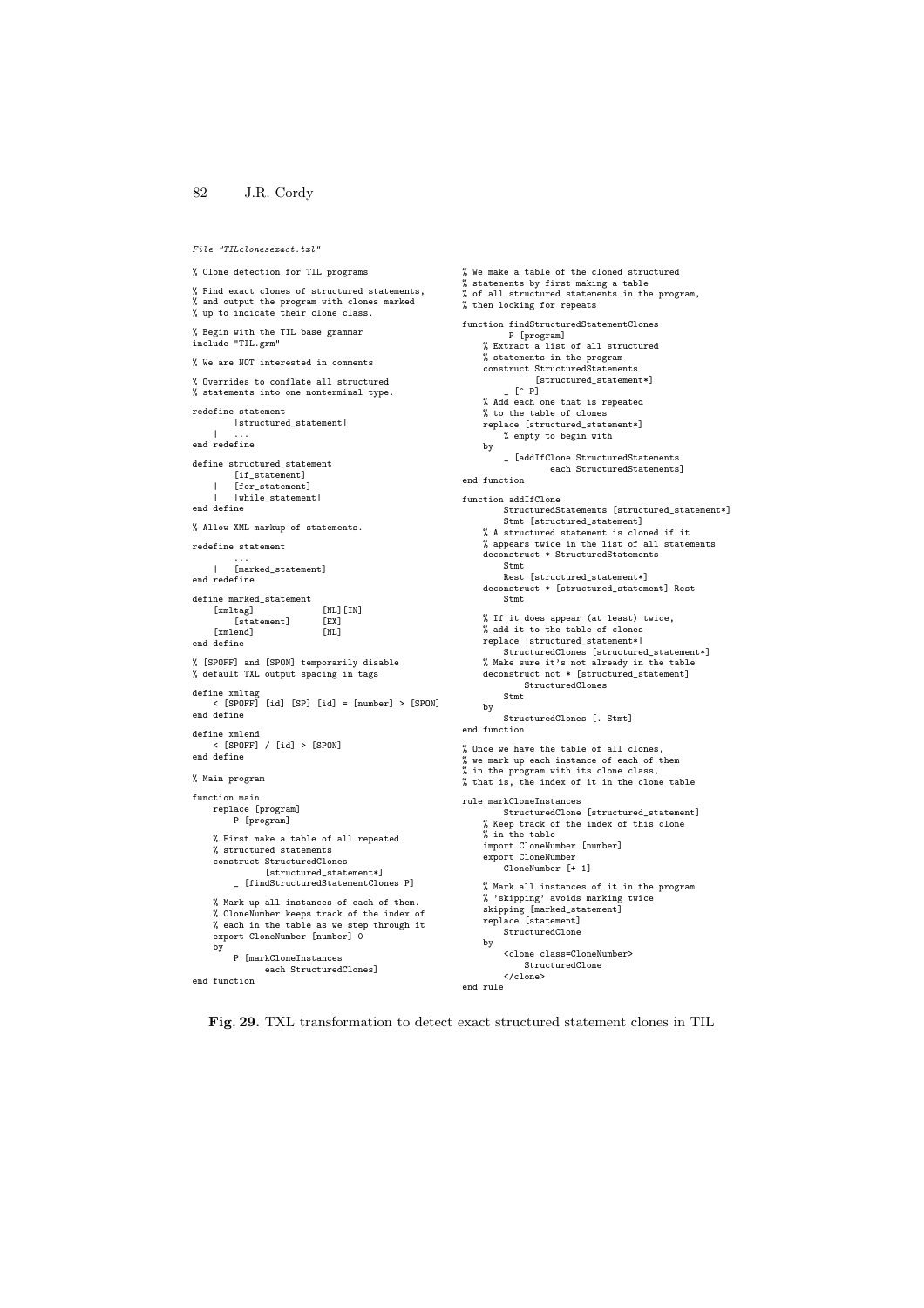*File "TILclonesexact.txl"*

```
% Clone detection for TIL programs

% Find exact clones of structured statements,
% and output the program with clones marked
% up to indicate their clone class.

% Begin with the TIL base grammar
include "TIL.grm"

% We are NOT interested in comments

% Overrides to conflate all structured
% statements into one nonterminal type.

redefine statement
        [structured_statement]
    |   ...
end redefine

define structured_statement
        [if_statement]
    |   [for_statement]
    |   [while_statement]
end define

% Allow XML markup of statements.

redefine statement
        ...
    |   [marked_statement]
end redefine

define marked_statement
    [xmltag]                [NL][IN]
        [statement]         [EX]
    [xmlend]                [NL]
end define

% [SPOFF] and [SPON] temporarily disable
% default TXL output spacing in tags

define xmltag
    < [SPOFF] [id] [SP] [id] = [number] > [SPON]
end define

define xmlend
    < [SPOFF] / [id] > [SPON]
end define

% Main program

function main
    replace [program]
        P [program]

    % First make a table of all repeated
    % structured statements
    construct StructuredClones
            [structured_statement*]
        _ [findStructuredStatementClones P]

    % Mark up all instances of each of them.
    % CloneNumber keeps track of the index of
    % each in the table as we step through it
    export CloneNumber [number] 0
    by
        P [markCloneInstances
            each StructuredClones]
end function

% We make a table of the cloned structured
% statements by first making a table
% of all structured statements in the program,
% then looking for repeats

function findStructuredStatementClones
        P [program]
    % Extract a list of all structured
    % statements in the program
    construct StructuredStatements
            [structured_statement*]
        _ [^ P]
    % Add each one that is repeated
    % to the table of clones
    replace [structured_statement*]
        % empty to begin with
    by
        _ [addIfClone StructuredStatements
                each StructuredStatements]
end function

function addIfClone
        StructuredStatements [structured_statement*]
        Stmt [structured_statement]
    % A structured statement is cloned if it
    % appears twice in the list of all statements
    deconstruct * StructuredStatements
        Stmt
        Rest [structured_statement*]
    deconstruct * [structured_statement] Rest
        Stmt

    % If it does appear (at least) twice,
    % add it to the table of clones
    replace [structured_statement*]
        StructuredClones [structured_statement*]
    % Make sure it's not already in the table
    deconstruct not * [structured_statement]
            StructuredClones
        Stmt
    by
        StructuredClones [. Stmt]
end function

% Once we have the table of all clones,
% we mark up each instance of each of them
% in the program with its clone class,
% that is, the index of it in the clone table

rule markCloneInstances
        StructuredClone [structured_statement]
    % Keep track of the index of this clone
    % in the table
    import CloneNumber [number]
    export CloneNumber
        CloneNumber [+ 1]

    % Mark all instances of it in the program
    % 'skipping' avoids marking twice
    skipping [marked_statement]
    replace [statement]
        StructuredClone
    by
        <clone class=CloneNumber>
            StructuredClone
        </clone>
end rule
```

**Fig. 29.** TXL transformation to detect exact structured statement clones in TIL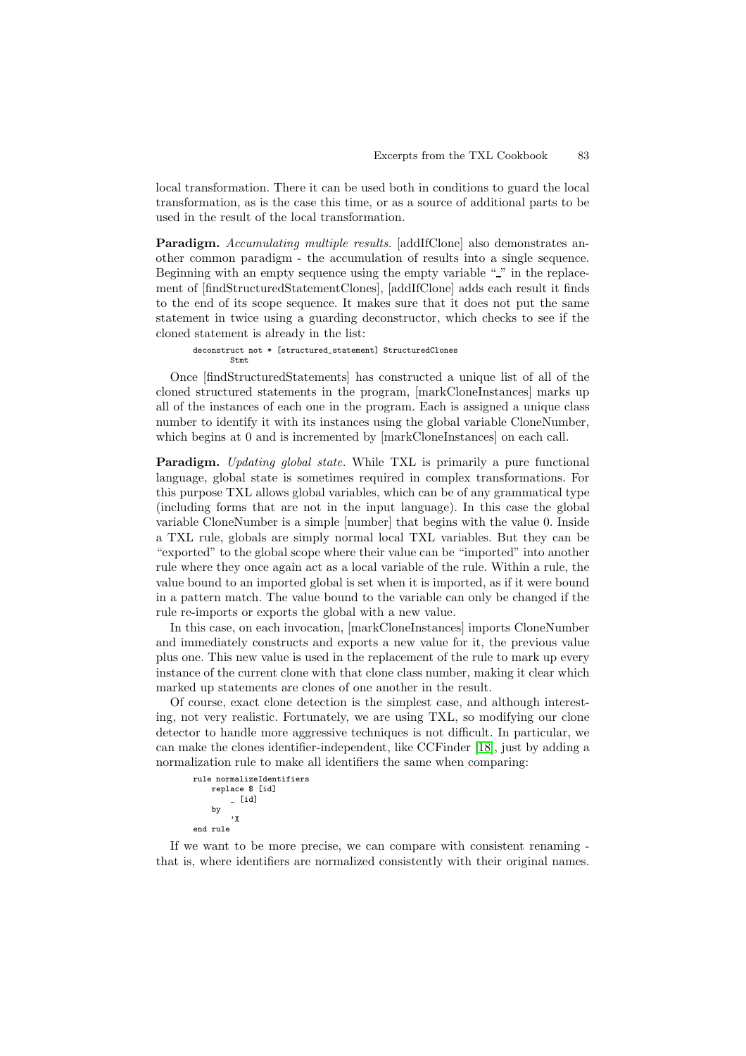local transformation. There it can be used both in conditions to guard the local transformation, as is the case this time, or as a source of additional parts to be used in the result of the local transformation.

**Paradigm.** *Accumulating multiple results.* [addIfClone] also demonstrates another common paradigm - the accumulation of results into a single sequence. Beginning with an empty sequence using the empty variable "_" in the replacement of [findStructuredStatementClones], [addIfClone] adds each result it finds to the end of its scope sequence. It makes sure that it does not put the same statement in twice using a guarding deconstructor, which checks to see if the cloned statement is already in the list:

```
deconstruct not * [structured_statement] StructuredClones
        Stmt
```

Once [findStructuredStatements] has constructed a unique list of all of the cloned structured statements in the program, [markCloneInstances] marks up all of the instances of each one in the program. Each is assigned a unique class number to identify it with its instances using the global variable CloneNumber, which begins at 0 and is incremented by [markCloneInstances] on each call.

**Paradigm.** *Updating global state.* While TXL is primarily a pure functional language, global state is sometimes required in complex transformations. For this purpose TXL allows global variables, which can be of any grammatical type (including forms that are not in the input language). In this case the global variable CloneNumber is a simple [number] that begins with the value 0. Inside a TXL rule, globals are simply normal local TXL variables. But they can be "exported" to the global scope where their value can be "imported" into another rule where they once again act as a local variable of the rule. Within a rule, the value bound to an imported global is set when it is imported, as if it were bound in a pattern match. The value bound to the variable can only be changed if the rule re-imports or exports the global with a new value.

In this case, on each invocation, [markCloneInstances] imports CloneNumber and immediately constructs and exports a new value for it, the previous value plus one. This new value is used in the replacement of the rule to mark up every instance of the current clone with that clone class number, making it clear which marked up statements are clones of one another in the result.

Of course, exact clone detection is the simplest case, and although interesting, not very realistic. Fortunately, we are using TXL, so modifying our clone detector to handle more aggressive techniques is not difficult. In particular, we can make the clones identifier-independent, like CCFinder [18], just by adding a normalization rule to make all identifiers the same when comparing:

```
rule normalizeIdentifiers
    replace $ [id]
        _ [id]
    by
        'X
end rule
```

If we want to be more precise, we can compare with consistent renaming - that is, where identifiers are normalized consistently with their original names.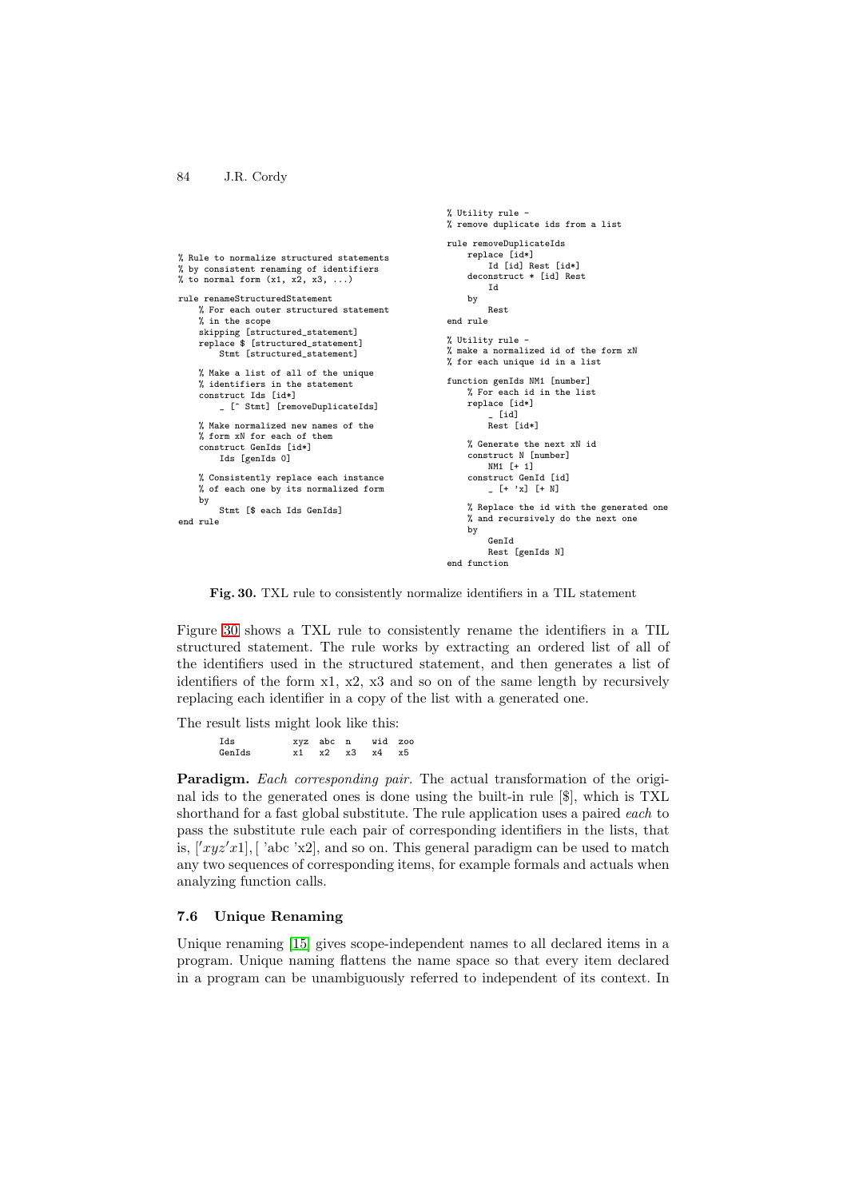```
% Rule to normalize structured statements
% by consistent renaming of identifiers
% to normal form (x1, x2, x3, ...)

rule renameStructuredStatement
    % For each outer structured statement
    % in the scope
    skipping [structured_statement]
    replace $ [structured_statement]
        Stmt [structured_statement]

    % Make a list of all of the unique
    % identifiers in the statement
    construct Ids [id*]
        _ [^ Stmt] [removeDuplicateIds]

    % Make normalized new names of the
    % form xN for each of them
    construct GenIds [id*]
        Ids [genIds 0]

    % Consistently replace each instance
    % of each one by its normalized form
    by
        Stmt [$ each Ids GenIds]
end rule
```

```
% Utility rule -
% remove duplicate ids from a list

rule removeDuplicateIds
    replace [id*]
        Id [id] Rest [id*]
    deconstruct * [id] Rest
        Id
    by
        Rest
end rule

% Utility rule -
% make a normalized id of the form xN
% for each unique id in a list

function genIds NM1 [number]
    % For each id in the list
    replace [id*]
        _ [id]
        Rest [id*]

    % Generate the next xN id
    construct N [number]
        NM1 [+ 1]
    construct GenId [id]
        _ [+ 'x] [+ N]

    % Replace the id with the generated one
    % and recursively do the next one
    by
        GenId
        Rest [genIds N]
end function
```

**Fig. 30.** TXL rule to consistently normalize identifiers in a TIL statement

Figure 30 shows a TXL rule to consistently rename the identifiers in a TIL structured statement. The rule works by extracting an ordered list of all of the identifiers used in the structured statement, and then generates a list of identifiers of the form x1, x2, x3 and so on of the same length by recursively replacing each identifier in a copy of the list with a generated one.

The result lists might look like this:

```
Ids        xyz  abc  n    wid  zoo
GenIds     x1   x2   x3   x4   x5
```

**Paradigm.** *Each corresponding pair.* The actual transformation of the original ids to the generated ones is done using the built-in rule [$], which is TXL shorthand for a fast global substitute. The rule application uses a paired *each* to pass the substitute rule each pair of corresponding identifiers in the lists, that is, ['xyz 'x1], [ 'abc 'x2], and so on. This general paradigm can be used to match any two sequences of corresponding items, for example formals and actuals when analyzing function calls.

### 7.6 Unique Renaming

Unique renaming [15] gives scope-independent names to all declared items in a program. Unique naming flattens the name space so that every item declared in a program can be unambiguously referred to independent of its context. In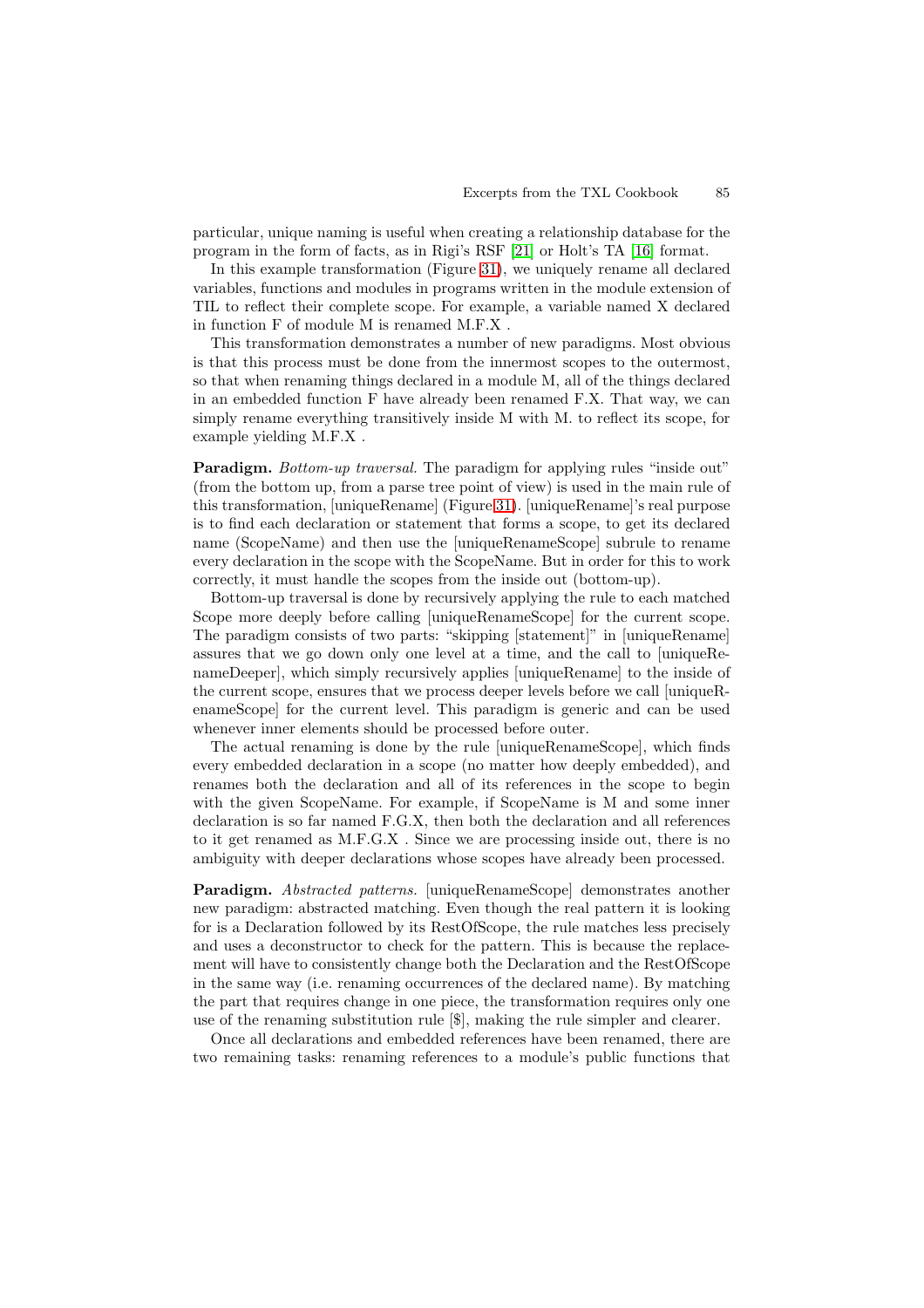particular, unique naming is useful when creating a relationship database for the program in the form of facts, as in Rigi's RSF [21] or Holt's TA [16] format.

In this example transformation (Figure 31), we uniquely rename all declared variables, functions and modules in programs written in the module extension of TIL to reflect their complete scope. For example, a variable named X declared in function F of module M is renamed M.F.X .

This transformation demonstrates a number of new paradigms. Most obvious is that this process must be done from the innermost scopes to the outermost, so that when renaming things declared in a module M, all of the things declared in an embedded function F have already been renamed F.X. That way, we can simply rename everything transitively inside M with M. to reflect its scope, for example yielding M.F.X .

**Paradigm.** *Bottom-up traversal.* The paradigm for applying rules "inside out" (from the bottom up, from a parse tree point of view) is used in the main rule of this transformation, [uniqueRename] (Figure 31). [uniqueRename]'s real purpose is to find each declaration or statement that forms a scope, to get its declared name (ScopeName) and then use the [uniqueRenameScope] subrule to rename every declaration in the scope with the ScopeName. But in order for this to work correctly, it must handle the scopes from the inside out (bottom-up).

Bottom-up traversal is done by recursively applying the rule to each matched Scope more deeply before calling [uniqueRenameScope] for the current scope. The paradigm consists of two parts: "skipping [statement]" in [uniqueRename] assures that we go down only one level at a time, and the call to [uniqueRenameDeeper], which simply recursively applies [uniqueRename] to the inside of the current scope, ensures that we process deeper levels before we call [uniqueRenameScope] for the current level. This paradigm is generic and can be used whenever inner elements should be processed before outer.

The actual renaming is done by the rule [uniqueRenameScope], which finds every embedded declaration in a scope (no matter how deeply embedded), and renames both the declaration and all of its references in the scope to begin with the given ScopeName. For example, if ScopeName is M and some inner declaration is so far named F.G.X, then both the declaration and all references to it get renamed as M.F.G.X . Since we are processing inside out, there is no ambiguity with deeper declarations whose scopes have already been processed.

**Paradigm.** *Abstracted patterns.* [uniqueRenameScope] demonstrates another new paradigm: abstracted matching. Even though the real pattern it is looking for is a Declaration followed by its RestOfScope, the rule matches less precisely and uses a deconstructor to check for the pattern. This is because the replacement will have to consistently change both the Declaration and the RestOfScope in the same way (i.e. renaming occurrences of the declared name). By matching the part that requires change in one piece, the transformation requires only one use of the renaming substitution rule [$], making the rule simpler and clearer.

Once all declarations and embedded references have been renamed, there are two remaining tasks: renaming references to a module's public functions that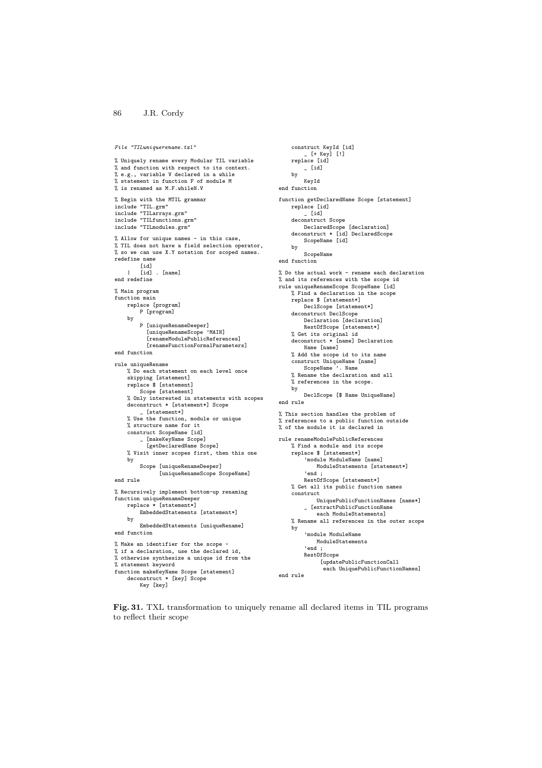File "TILuniquerename.txl"

```
% Uniquely rename every Modular TIL variable
% and function with respect to its context.
% e.g., variable V declared in a while
% statement in function F of module M
% is renamed as M.F.whileN.V

% Begin with the MTIL grammar
include "TIL.grm"
include "TILarrays.grm"
include "TILfunctions.grm"
include "TILmodules.grm"

% Allow for unique names - in this case,
% TIL does not have a field selection operator,
% so we can use X.Y notation for scoped names.
redefine name
        [id]
    |   [id] . [name]
end redefine

% Main program
function main
    replace [program]
        P [program]
    by
        P [uniqueRenameDeeper]
          [uniqueRenameScope 'MAIN]
          [renameModulePublicReferences]
          [renameFunctionFormalParameters]
end function

rule uniqueRename
    % Do each statement on each level once
    skipping [statement]
    replace $ [statement]
        Scope [statement]
    % Only interested in statements with scopes
    deconstruct * [statement*] Scope
        _ [statement*]
    % Use the function, module or unique
    % structure name for it
    construct ScopeName [id]
        _ [makeKeyName Scope]
          [getDeclaredName Scope]
    % Visit inner scopes first, then this one
    by
        Scope [uniqueRenameDeeper]
              [uniqueRenameScope ScopeName]
end rule

% Recursively implement bottom-up renaming
function uniqueRenameDeeper
    replace * [statement*]
        EmbeddedStatements [statement*]
    by
        EmbeddedStatements [uniqueRename]
end function

% Make an identifier for the scope -
% if a declaration, use the declared id,
% otherwise synthesize a unique id from the
% statement keyword
function makeKeyName Scope [statement]
    deconstruct * [key] Scope
        Key [key]
    construct KeyId [id]
        _ [+ Key] [!]
    replace [id]
        _ [id]
    by
        KeyId
end function

function getDeclaredName Scope [statement]
    replace [id]
        _ [id]
    deconstruct Scope
        DeclaredScope [declaration]
    deconstruct * [id] DeclaredScope
        ScopeName [id]
    by
        ScopeName
end function

% Do the actual work - rename each declaration
% and its references with the scope id
rule uniqueRenameScope ScopeName [id]
    % Find a declaration in the scope
    replace $ [statement*]
        DeclScope [statement*]
    deconstruct DeclScope
        Declaration [declaration]
        RestOfScope [statement*]
    % Get its original id
    deconstruct * [name] Declaration
        Name [name]
    % Add the scope id to its name
    construct UniqueName [name]
        ScopeName '. Name
    % Rename the declaration and all
    % references in the scope.
    by
        DeclScope [$ Name UniqueName]
end rule

% This section handles the problem of
% references to a public function outside
% of the module it is declared in

rule renameModulePublicReferences
    % Find a module and its scope
    replace $ [statement*]
        'module ModuleName [name]
            ModuleStatements [statement*]
        'end ;
        RestOfScope [statement*]
    % Get all its public function names
    construct
            UniquePublicFunctionNames [name*]
        _ [extractPublicFunctionName
            each ModuleStatements]
    % Rename all references in the outer scope
    by
        'module ModuleName
            ModuleStatements
        'end ;
        RestOfScope
            [updatePublicFunctionCall
             each UniquePublicFunctionNames]
end rule
```

**Fig. 31.** TXL transformation to uniquely rename all declared items in TIL programs to reflect their scope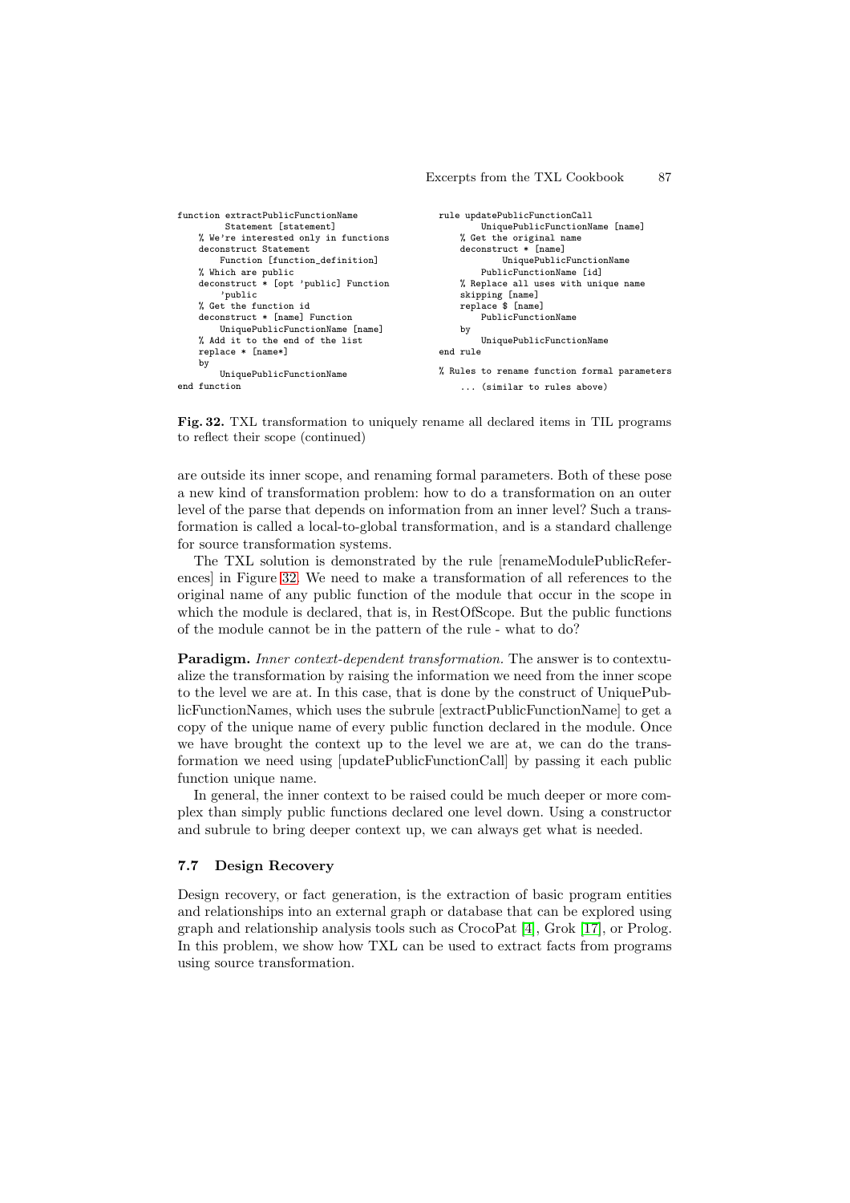```
function extractPublicFunctionName
        Statement [statement]
    % We're interested only in functions
    deconstruct Statement
        Function [function_definition]
    % Which are public
    deconstruct * [opt 'public] Function
        'public
    % Get the function id
    deconstruct * [name] Function
        UniquePublicFunctionName [name]
    % Add it to the end of the list
    replace * [name*]
    by
        UniquePublicFunctionName
end function
```

```
rule updatePublicFunctionCall
        UniquePublicFunctionName [name]
    % Get the original name
    deconstruct * [name]
            UniquePublicFunctionName
        PublicFunctionName [id]
    % Replace all uses with unique name
    skipping [name]
    replace $ [name]
        PublicFunctionName
    by
        UniquePublicFunctionName
end rule

% Rules to rename function formal parameters
    ... (similar to rules above)
```

**Fig. 32.** TXL transformation to uniquely rename all declared items in TIL programs to reflect their scope (continued)

are outside its inner scope, and renaming formal parameters. Both of these pose a new kind of transformation problem: how to do a transformation on an outer level of the parse that depends on information from an inner level? Such a transformation is called a local-to-global transformation, and is a standard challenge for source transformation systems.

The TXL solution is demonstrated by the rule [renameModulePublicReferences] in Figure 32. We need to make a transformation of all references to the original name of any public function of the module that occur in the scope in which the module is declared, that is, in RestOfScope. But the public functions of the module cannot be in the pattern of the rule - what to do?

**Paradigm.** *Inner context-dependent transformation.* The answer is to contextualize the transformation by raising the information we need from the inner scope to the level we are at. In this case, that is done by the construct of UniquePublicFunctionNames, which uses the subrule [extractPublicFunctionName] to get a copy of the unique name of every public function declared in the module. Once we have brought the context up to the level we are at, we can do the transformation we need using [updatePublicFunctionCall] by passing it each public function unique name.

In general, the inner context to be raised could be much deeper or more complex than simply public functions declared one level down. Using a constructor and subrule to bring deeper context up, we can always get what is needed.

### 7.7 Design Recovery

Design recovery, or fact generation, is the extraction of basic program entities and relationships into an external graph or database that can be explored using graph and relationship analysis tools such as CrocoPat [4], Grok [17], or Prolog. In this problem, we show how TXL can be used to extract facts from programs using source transformation.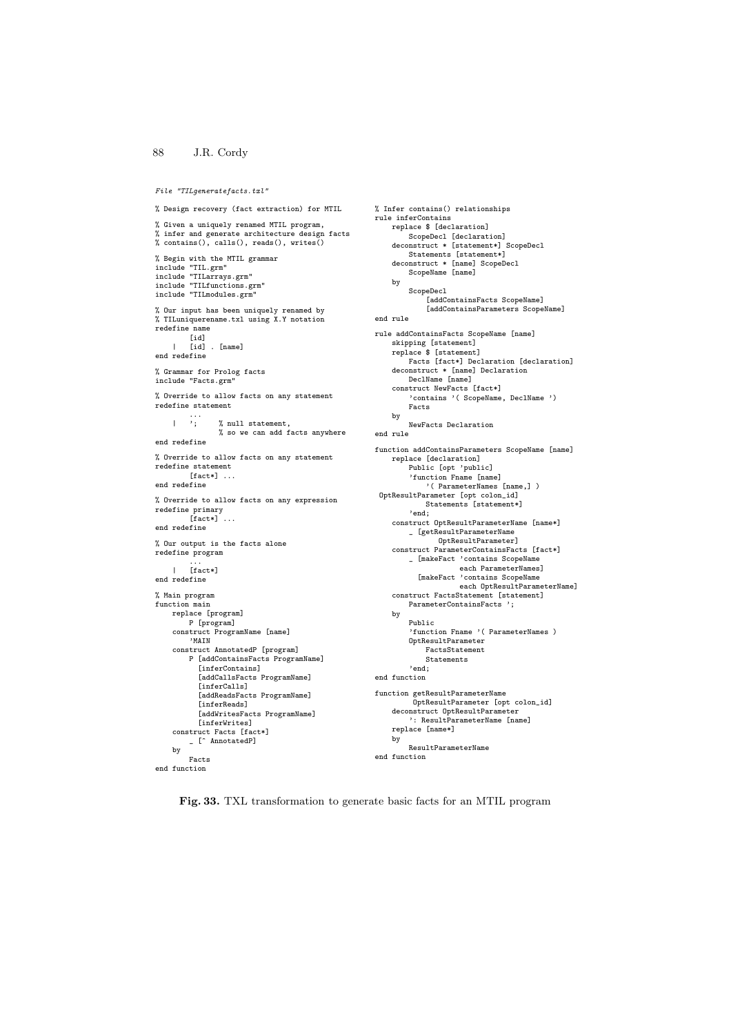*File "TILgeneratefacts.txl"*

```
% Design recovery (fact extraction) for MTIL

% Given a uniquely renamed MTIL program,
% infer and generate architecture design facts
% contains(), calls(), reads(), writes()

% Begin with the MTIL grammar
include "TIL.grm"
include "TILarrays.grm"
include "TILfunctions.grm"
include "TILmodules.grm"

% Our input has been uniquely renamed by
% TILuniquerename.txl using X.Y notation
redefine name
        [id]
    |   [id] . [name]
end redefine

% Grammar for Prolog facts
include "Facts.grm"

% Override to allow facts on any statement
redefine statement
        ...
    |   ';      % null statement,
                % so we can add facts anywhere
end redefine

% Override to allow facts on any statement
redefine statement
        [fact*] ...
end redefine

% Override to allow facts on any expression
redefine primary
        [fact*] ...
end redefine

% Our output is the facts alone
redefine program
        ...
    |   [fact*]
end redefine

% Main program
function main
    replace [program]
        P [program]
    construct ProgramName [name]
        'MAIN
    construct AnnotatedP [program]
        P [addContainsFacts ProgramName]
          [inferContains]
          [addCallsFacts ProgramName]
          [inferCalls]
          [addReadsFacts ProgramName]
          [inferReads]
          [addWritesFacts ProgramName]
          [inferWrites]
    construct Facts [fact*]
        _ [^ AnnotatedP]
    by
        Facts
end function

% Infer contains() relationships
rule inferContains
    replace $ [declaration]
        ScopeDecl [declaration]
    deconstruct * [statement*] ScopeDecl
        Statements [statement*]
    deconstruct * [name] ScopeDecl
        ScopeName [name]
    by
        ScopeDecl
            [addContainsFacts ScopeName]
            [addContainsParameters ScopeName]
end rule

rule addContainsFacts ScopeName [name]
    skipping [statement]
    replace $ [statement]
        Facts [fact*] Declaration [declaration]
    deconstruct * [name] Declaration
        DeclName [name]
    construct NewFacts [fact*]
        'contains '( ScopeName, DeclName ')
        Facts
    by
        NewFacts Declaration
end rule

function addContainsParameters ScopeName [name]
    replace [declaration]
        Public [opt 'public]
        'function Fname [name]
            '( ParameterNames [name,] )
 OptResultParameter [opt colon_id]
            Statements [statement*]
        'end;
    construct OptResultParameterName [name*]
        _ [getResultParameterName
              OptResultParameter]
    construct ParameterContainsFacts [fact*]
        _ [makeFact 'contains ScopeName
                    each ParameterNames]
          [makeFact 'contains ScopeName
                    each OptResultParameterName]
    construct FactsStatement [statement]
        ParameterContainsFacts ';
    by
        Public
        'function Fname '( ParameterNames )
        OptResultParameter
            FactsStatement
            Statements
        'end;
end function

function getResultParameterName
        OptResultParameter [opt colon_id]
    deconstruct OptResultParameter
        ': ResultParameterName [name]
    replace [name*]
    by
        ResultParameterName
end function
```

**Fig. 33.** TXL transformation to generate basic facts for an MTIL program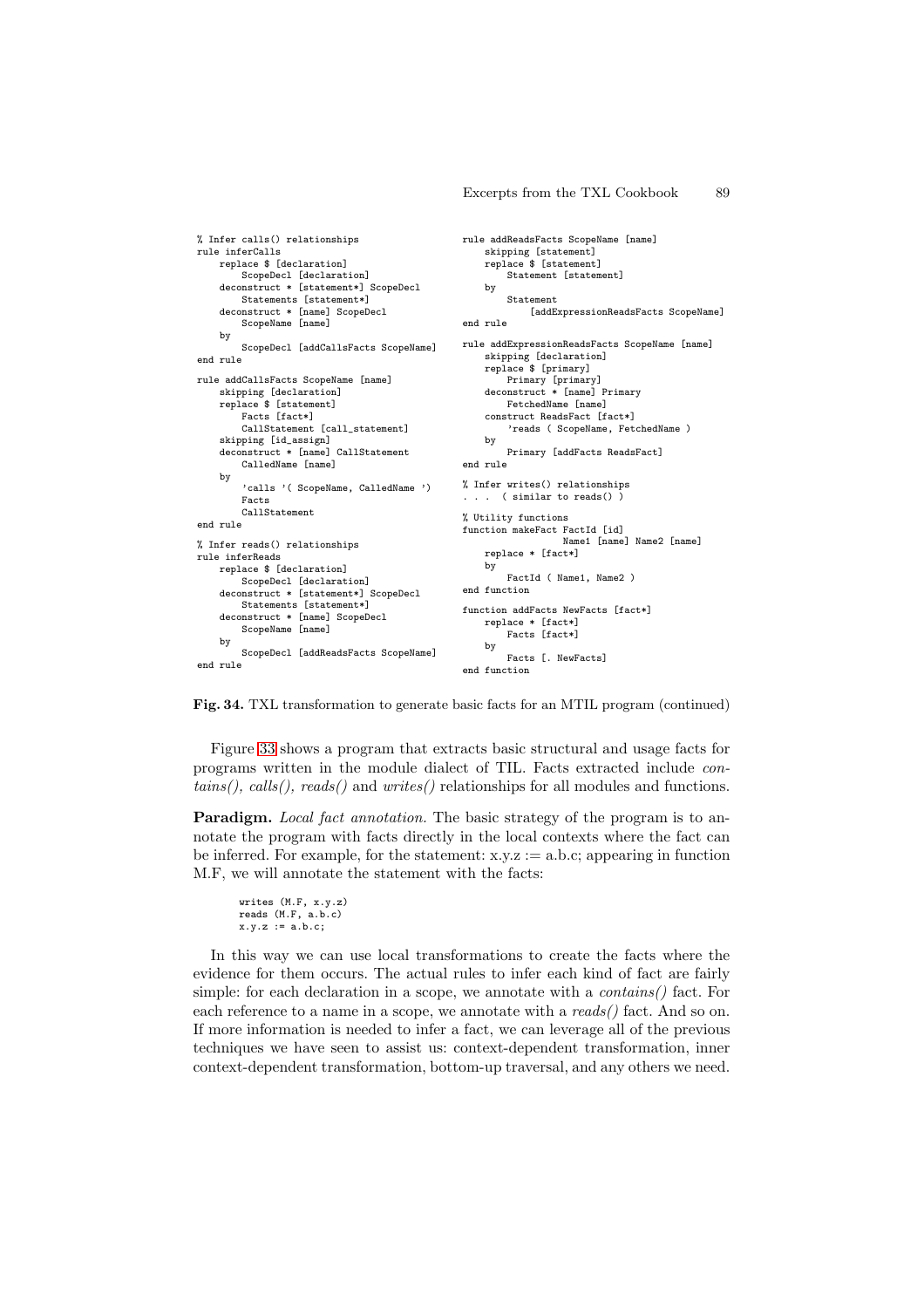```
% Infer calls() relationships
rule inferCalls
    replace $ [declaration]
        ScopeDecl [declaration]
    deconstruct * [statement*] ScopeDecl
        Statements [statement*]
    deconstruct * [name] ScopeDecl
        ScopeName [name]
    by
        ScopeDecl [addCallsFacts ScopeName]
end rule

rule addCallsFacts ScopeName [name]
    skipping [declaration]
    replace $ [statement]
        Facts [fact*]
        CallStatement [call_statement]
    skipping [id_assign]
    deconstruct * [name] CallStatement
        CalledName [name]
    by
        'calls '( ScopeName, CalledName ')
        Facts
        CallStatement
end rule

% Infer reads() relationships
rule inferReads
    replace $ [declaration]
        ScopeDecl [declaration]
    deconstruct * [statement*] ScopeDecl
        Statements [statement*]
    deconstruct * [name] ScopeDecl
        ScopeName [name]
    by
        ScopeDecl [addReadsFacts ScopeName]
end rule

rule addReadsFacts ScopeName [name]
    skipping [statement]
    replace $ [statement]
        Statement [statement]
    by
        Statement
            [addExpressionReadsFacts ScopeName]
end rule

rule addExpressionReadsFacts ScopeName [name]
    skipping [declaration]
    replace $ [primary]
        Primary [primary]
    deconstruct * [name] Primary
        FetchedName [name]
    construct ReadsFact [fact*]
        'reads ( ScopeName, FetchedName )
    by
        Primary [addFacts ReadsFact]
end rule

% Infer writes() relationships
. . .  ( similar to reads() )

% Utility functions
function makeFact FactId [id]
                Name1 [name] Name2 [name]
    replace * [fact*]
    by
        FactId ( Name1, Name2 )
end function

function addFacts NewFacts [fact*]
    replace * [fact*]
        Facts [fact*]
    by
        Facts [. NewFacts]
end function
```

**Fig. 34.** TXL transformation to generate basic facts for an MTIL program (continued)

Figure 33 shows a program that extracts basic structural and usage facts for programs written in the module dialect of TIL. Facts extracted include *contains(), calls(), reads()* and *writes()* relationships for all modules and functions.

**Paradigm.** *Local fact annotation.* The basic strategy of the program is to annotate the program with facts directly in the local contexts where the fact can be inferred. For example, for the statement: x.y.z := a.b.c; appearing in function M.F, we will annotate the statement with the facts:

```
writes (M.F, x.y.z)
reads (M.F, a.b.c)
x.y.z := a.b.c;
```

In this way we can use local transformations to create the facts where the evidence for them occurs. The actual rules to infer each kind of fact are fairly simple: for each declaration in a scope, we annotate with a *contains()* fact. For each reference to a name in a scope, we annotate with a *reads()* fact. And so on. If more information is needed to infer a fact, we can leverage all of the previous techniques we have seen to assist us: context-dependent transformation, inner context-dependent transformation, bottom-up traversal, and any others we need.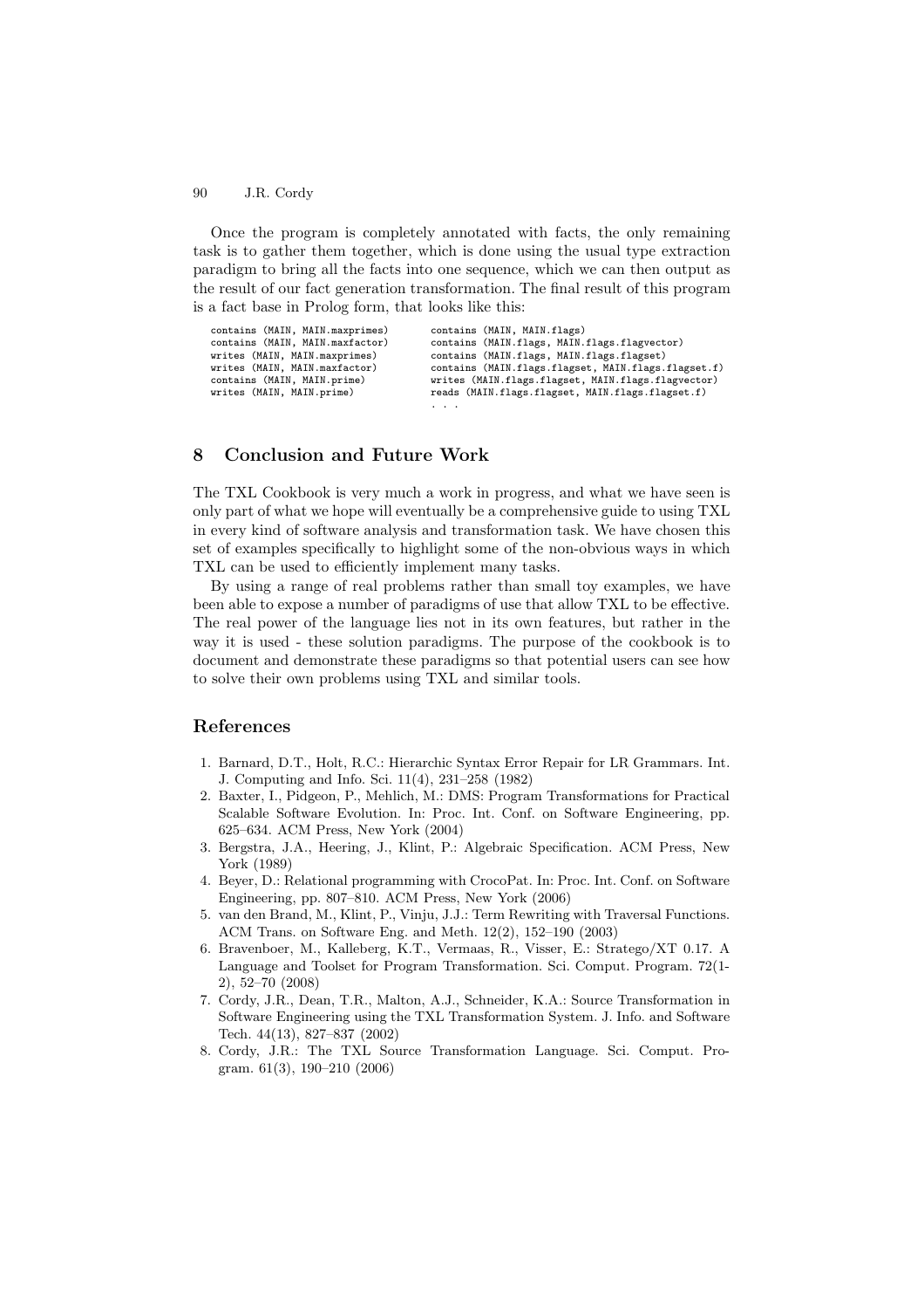Once the program is completely annotated with facts, the only remaining task is to gather them together, which is done using the usual type extraction paradigm to bring all the facts into one sequence, which we can then output as the result of our fact generation transformation. The final result of this program is a fact base in Prolog form, that looks like this:

```
contains (MAIN, MAIN.maxprimes)        contains (MAIN, MAIN.flags)
contains (MAIN, MAIN.maxfactor)        contains (MAIN.flags, MAIN.flags.flagvector)
writes (MAIN, MAIN.maxprimes)          contains (MAIN.flags, MAIN.flags.flagset)
writes (MAIN, MAIN.maxfactor)          contains (MAIN.flags.flagset, MAIN.flags.flagset.f)
contains (MAIN, MAIN.prime)            writes (MAIN.flags.flagset, MAIN.flags.flagvector)
writes (MAIN, MAIN.prime)              reads (MAIN.flags.flagset, MAIN.flags.flagset.f)
                                       . . .
```

## 8 Conclusion and Future Work

The TXL Cookbook is very much a work in progress, and what we have seen is only part of what we hope will eventually be a comprehensive guide to using TXL in every kind of software analysis and transformation task. We have chosen this set of examples specifically to highlight some of the non-obvious ways in which TXL can be used to efficiently implement many tasks.

By using a range of real problems rather than small toy examples, we have been able to expose a number of paradigms of use that allow TXL to be effective. The real power of the language lies not in its own features, but rather in the way it is used - these solution paradigms. The purpose of the cookbook is to document and demonstrate these paradigms so that potential users can see how to solve their own problems using TXL and similar tools.

## References

1. Barnard, D.T., Holt, R.C.: Hierarchic Syntax Error Repair for LR Grammars. Int. J. Computing and Info. Sci. 11(4), 231–258 (1982)
2. Baxter, I., Pidgeon, P., Mehlich, M.: DMS: Program Transformations for Practical Scalable Software Evolution. In: Proc. Int. Conf. on Software Engineering, pp. 625–634. ACM Press, New York (2004)
3. Bergstra, J.A., Heering, J., Klint, P.: Algebraic Specification. ACM Press, New York (1989)
4. Beyer, D.: Relational programming with CrocoPat. In: Proc. Int. Conf. on Software Engineering, pp. 807–810. ACM Press, New York (2006)
5. van den Brand, M., Klint, P., Vinju, J.J.: Term Rewriting with Traversal Functions. ACM Trans. on Software Eng. and Meth. 12(2), 152–190 (2003)
6. Bravenboer, M., Kalleberg, K.T., Vermaas, R., Visser, E.: Stratego/XT 0.17. A Language and Toolset for Program Transformation. Sci. Comput. Program. 72(1-2), 52–70 (2008)
7. Cordy, J.R., Dean, T.R., Malton, A.J., Schneider, K.A.: Source Transformation in Software Engineering using the TXL Transformation System. J. Info. and Software Tech. 44(13), 827–837 (2002)
8. Cordy, J.R.: The TXL Source Transformation Language. Sci. Comput. Program. 61(3), 190–210 (2006)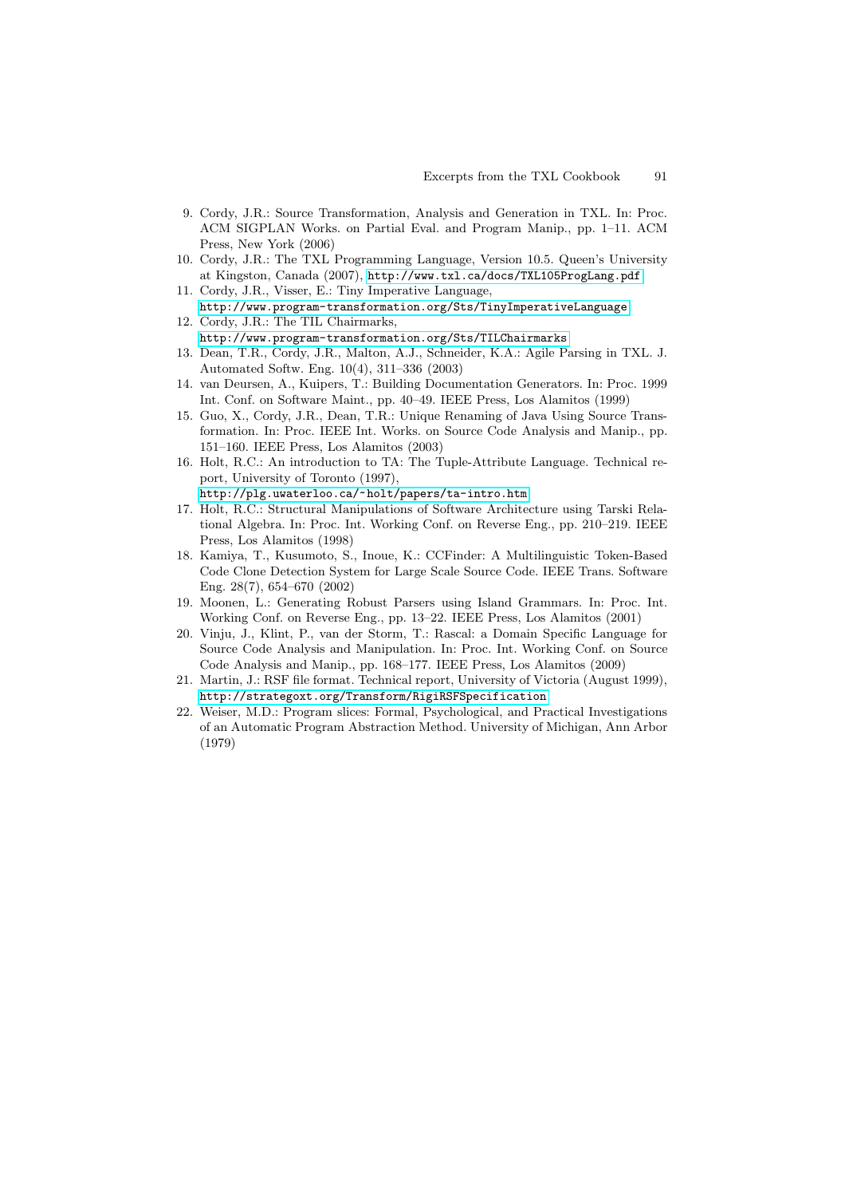9. Cordy, J.R.: Source Transformation, Analysis and Generation in TXL. In: Proc. ACM SIGPLAN Works. on Partial Eval. and Program Manip., pp. 1–11. ACM Press, New York (2006)
10. Cordy, J.R.: The TXL Programming Language, Version 10.5. Queen's University at Kingston, Canada (2007), http://www.txl.ca/docs/TXL105ProgLang.pdf
11. Cordy, J.R., Visser, E.: Tiny Imperative Language, http://www.program-transformation.org/Sts/TinyImperativeLanguage
12. Cordy, J.R.: The TIL Chairmarks, http://www.program-transformation.org/Sts/TILChairmarks
13. Dean, T.R., Cordy, J.R., Malton, A.J., Schneider, K.A.: Agile Parsing in TXL. J. Automated Softw. Eng. 10(4), 311–336 (2003)
14. van Deursen, A., Kuipers, T.: Building Documentation Generators. In: Proc. 1999 Int. Conf. on Software Maint., pp. 40–49. IEEE Press, Los Alamitos (1999)
15. Guo, X., Cordy, J.R., Dean, T.R.: Unique Renaming of Java Using Source Transformation. In: Proc. IEEE Int. Works. on Source Code Analysis and Manip., pp. 151–160. IEEE Press, Los Alamitos (2003)
16. Holt, R.C.: An introduction to TA: The Tuple-Attribute Language. Technical report, University of Toronto (1997), http://plg.uwaterloo.ca/~holt/papers/ta-intro.htm
17. Holt, R.C.: Structural Manipulations of Software Architecture using Tarski Relational Algebra. In: Proc. Int. Working Conf. on Reverse Eng., pp. 210–219. IEEE Press, Los Alamitos (1998)
18. Kamiya, T., Kusumoto, S., Inoue, K.: CCFinder: A Multilinguistic Token-Based Code Clone Detection System for Large Scale Source Code. IEEE Trans. Software Eng. 28(7), 654–670 (2002)
19. Moonen, L.: Generating Robust Parsers using Island Grammars. In: Proc. Int. Working Conf. on Reverse Eng., pp. 13–22. IEEE Press, Los Alamitos (2001)
20. Vinju, J., Klint, P., van der Storm, T.: Rascal: a Domain Specific Language for Source Code Analysis and Manipulation. In: Proc. Int. Working Conf. on Source Code Analysis and Manip., pp. 168–177. IEEE Press, Los Alamitos (2009)
21. Martin, J.: RSF file format. Technical report, University of Victoria (August 1999), http://strategoxt.org/Transform/RigiRSFSpecification
22. Weiser, M.D.: Program slices: Formal, Psychological, and Practical Investigations of an Automatic Program Abstraction Method. University of Michigan, Ann Arbor (1979)